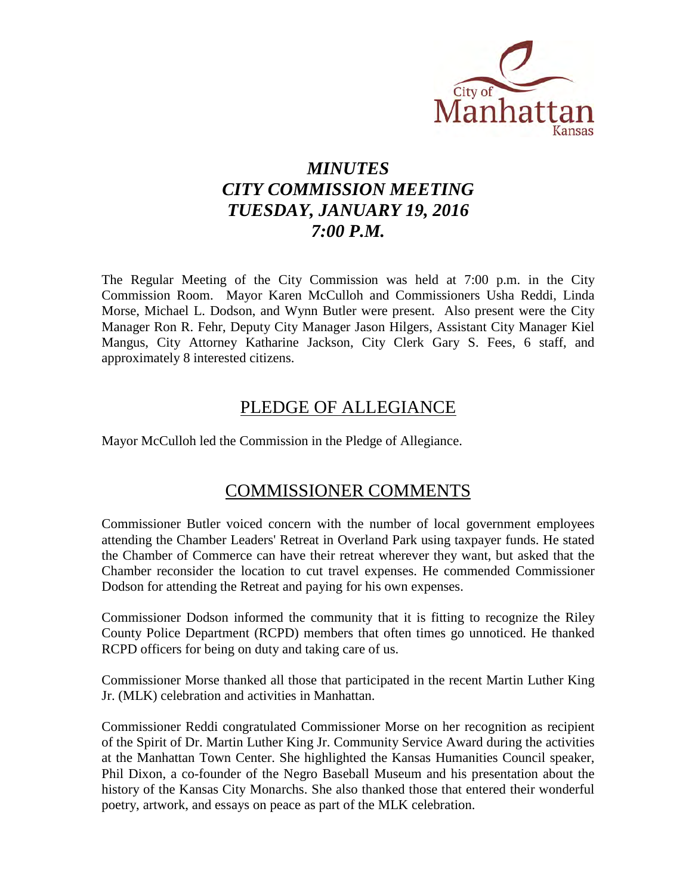# *MINUTES*
# *CITY COMMISSION MEETING*
# *TUESDAY, JANUARY 19, 2016*
# *7:00 P.M.*

The Regular Meeting of the City Commission was held at 7:00 p.m. in the City Commission Room. Mayor Karen McCulloh and Commissioners Usha Reddi, Linda Morse, Michael L. Dodson, and Wynn Butler were present. Also present were the City Manager Ron R. Fehr, Deputy City Manager Jason Hilgers, Assistant City Manager Kiel Mangus, City Attorney Katharine Jackson, City Clerk Gary S. Fees, 6 staff, and approximately 8 interested citizens.

## PLEDGE OF ALLEGIANCE

Mayor McCulloh led the Commission in the Pledge of Allegiance.

## COMMISSIONER COMMENTS

Commissioner Butler voiced concern with the number of local government employees attending the Chamber Leaders' Retreat in Overland Park using taxpayer funds. He stated the Chamber of Commerce can have their retreat wherever they want, but asked that the Chamber reconsider the location to cut travel expenses. He commended Commissioner Dodson for attending the Retreat and paying for his own expenses.

Commissioner Dodson informed the community that it is fitting to recognize the Riley County Police Department (RCPD) members that often times go unnoticed. He thanked RCPD officers for being on duty and taking care of us.

Commissioner Morse thanked all those that participated in the recent Martin Luther King Jr. (MLK) celebration and activities in Manhattan.

Commissioner Reddi congratulated Commissioner Morse on her recognition as recipient of the Spirit of Dr. Martin Luther King Jr. Community Service Award during the activities at the Manhattan Town Center. She highlighted the Kansas Humanities Council speaker, Phil Dixon, a co-founder of the Negro Baseball Museum and his presentation about the history of the Kansas City Monarchs. She also thanked those that entered their wonderful poetry, artwork, and essays on peace as part of the MLK celebration.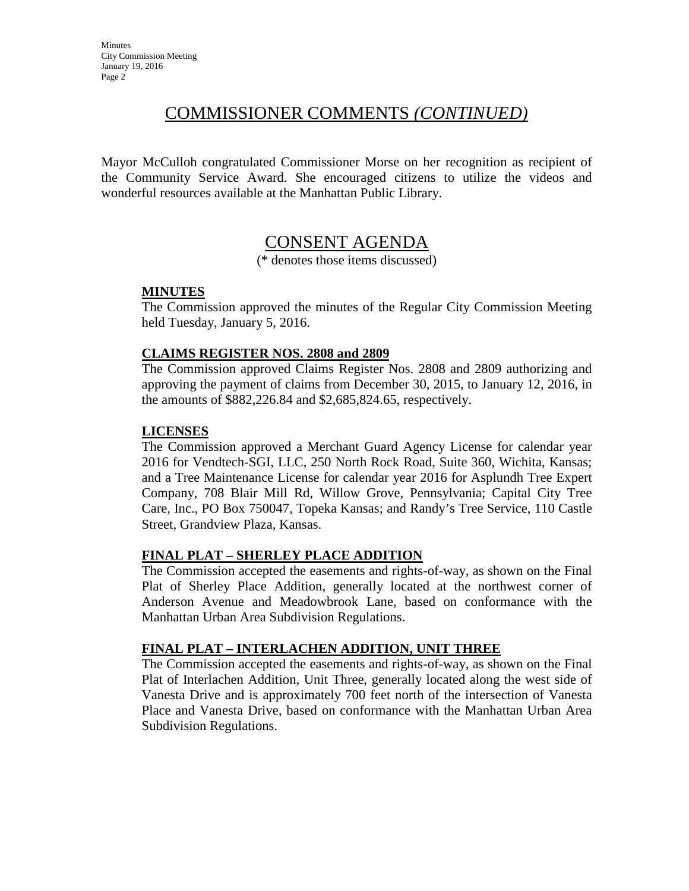## COMMISSIONER COMMENTS *(CONTINUED)*

Mayor McCulloh congratulated Commissioner Morse on her recognition as recipient of the Community Service Award. She encouraged citizens to utilize the videos and wonderful resources available at the Manhattan Public Library.

## CONSENT AGENDA

(* denotes those items discussed)

**MINUTES**

The Commission approved the minutes of the Regular City Commission Meeting held Tuesday, January 5, 2016.

**CLAIMS REGISTER NOS. 2808 and 2809**

The Commission approved Claims Register Nos. 2808 and 2809 authorizing and approving the payment of claims from December 30, 2015, to January 12, 2016, in the amounts of $882,226.84 and $2,685,824.65, respectively.

**LICENSES**

The Commission approved a Merchant Guard Agency License for calendar year 2016 for Vendtech-SGI, LLC, 250 North Rock Road, Suite 360, Wichita, Kansas; and a Tree Maintenance License for calendar year 2016 for Asplundh Tree Expert Company, 708 Blair Mill Rd, Willow Grove, Pennsylvania; Capital City Tree Care, Inc., PO Box 750047, Topeka Kansas; and Randy's Tree Service, 110 Castle Street, Grandview Plaza, Kansas.

**FINAL PLAT – SHERLEY PLACE ADDITION**

The Commission accepted the easements and rights-of-way, as shown on the Final Plat of Sherley Place Addition, generally located at the northwest corner of Anderson Avenue and Meadowbrook Lane, based on conformance with the Manhattan Urban Area Subdivision Regulations.

**FINAL PLAT – INTERLACHEN ADDITION, UNIT THREE**

The Commission accepted the easements and rights-of-way, as shown on the Final Plat of Interlachen Addition, Unit Three, generally located along the west side of Vanesta Drive and is approximately 700 feet north of the intersection of Vanesta Place and Vanesta Drive, based on conformance with the Manhattan Urban Area Subdivision Regulations.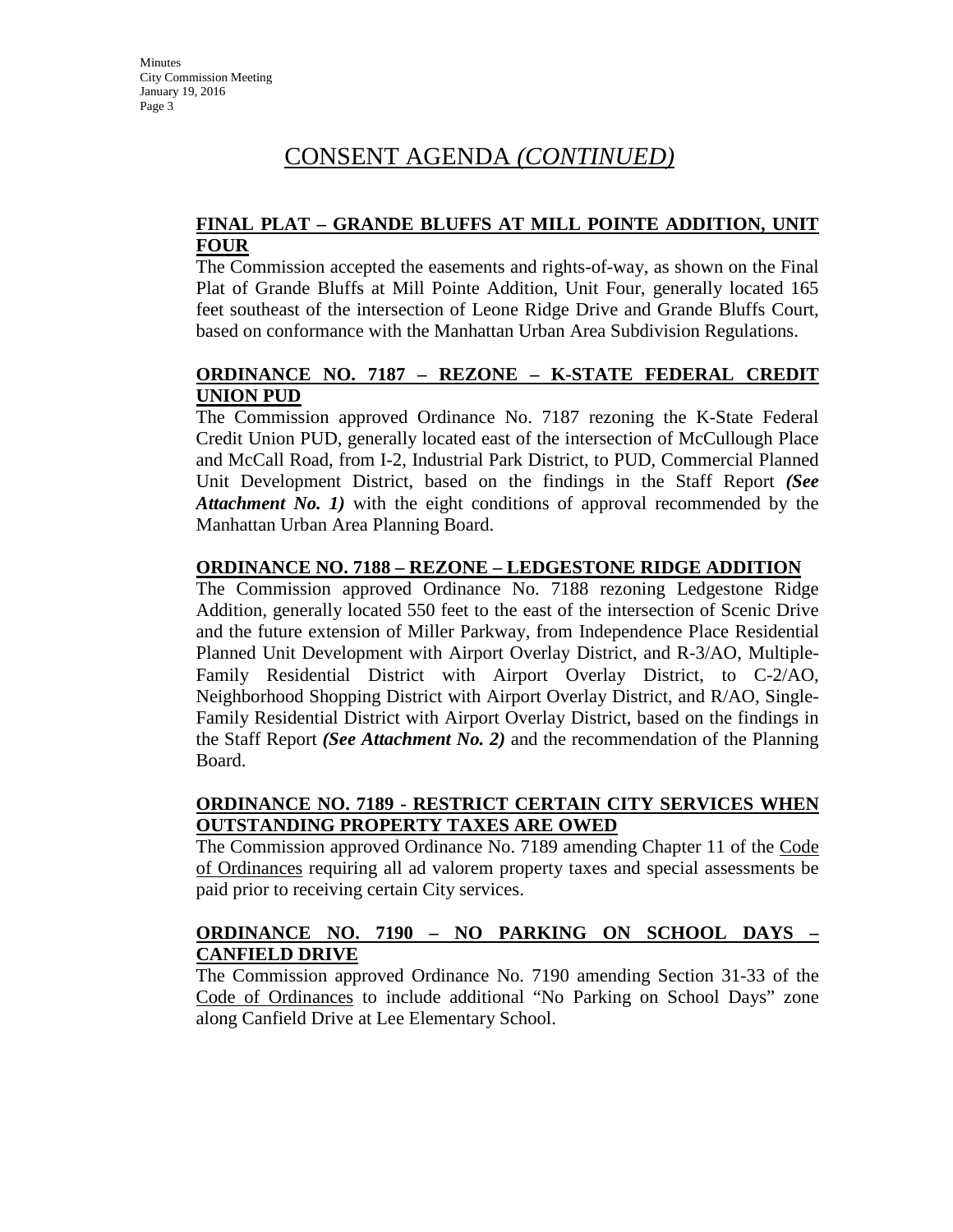# CONSENT AGENDA *(CONTINUED)*

**FINAL PLAT – GRANDE BLUFFS AT MILL POINTE ADDITION, UNIT FOUR**

The Commission accepted the easements and rights-of-way, as shown on the Final Plat of Grande Bluffs at Mill Pointe Addition, Unit Four, generally located 165 feet southeast of the intersection of Leone Ridge Drive and Grande Bluffs Court, based on conformance with the Manhattan Urban Area Subdivision Regulations.

**ORDINANCE NO. 7187 – REZONE – K-STATE FEDERAL CREDIT UNION PUD**

The Commission approved Ordinance No. 7187 rezoning the K-State Federal Credit Union PUD, generally located east of the intersection of McCullough Place and McCall Road, from I-2, Industrial Park District, to PUD, Commercial Planned Unit Development District, based on the findings in the Staff Report ***(See Attachment No. 1)*** with the eight conditions of approval recommended by the Manhattan Urban Area Planning Board.

**ORDINANCE NO. 7188 – REZONE – LEDGESTONE RIDGE ADDITION**

The Commission approved Ordinance No. 7188 rezoning Ledgestone Ridge Addition, generally located 550 feet to the east of the intersection of Scenic Drive and the future extension of Miller Parkway, from Independence Place Residential Planned Unit Development with Airport Overlay District, and R-3/AO, Multiple-Family Residential District with Airport Overlay District, to C-2/AO, Neighborhood Shopping District with Airport Overlay District, and R/AO, Single-Family Residential District with Airport Overlay District, based on the findings in the Staff Report ***(See Attachment No. 2)*** and the recommendation of the Planning Board.

**ORDINANCE NO. 7189 - RESTRICT CERTAIN CITY SERVICES WHEN OUTSTANDING PROPERTY TAXES ARE OWED**

The Commission approved Ordinance No. 7189 amending Chapter 11 of the Code of Ordinances requiring all ad valorem property taxes and special assessments be paid prior to receiving certain City services.

**ORDINANCE NO. 7190 – NO PARKING ON SCHOOL DAYS – CANFIELD DRIVE**

The Commission approved Ordinance No. 7190 amending Section 31-33 of the Code of Ordinances to include additional "No Parking on School Days" zone along Canfield Drive at Lee Elementary School.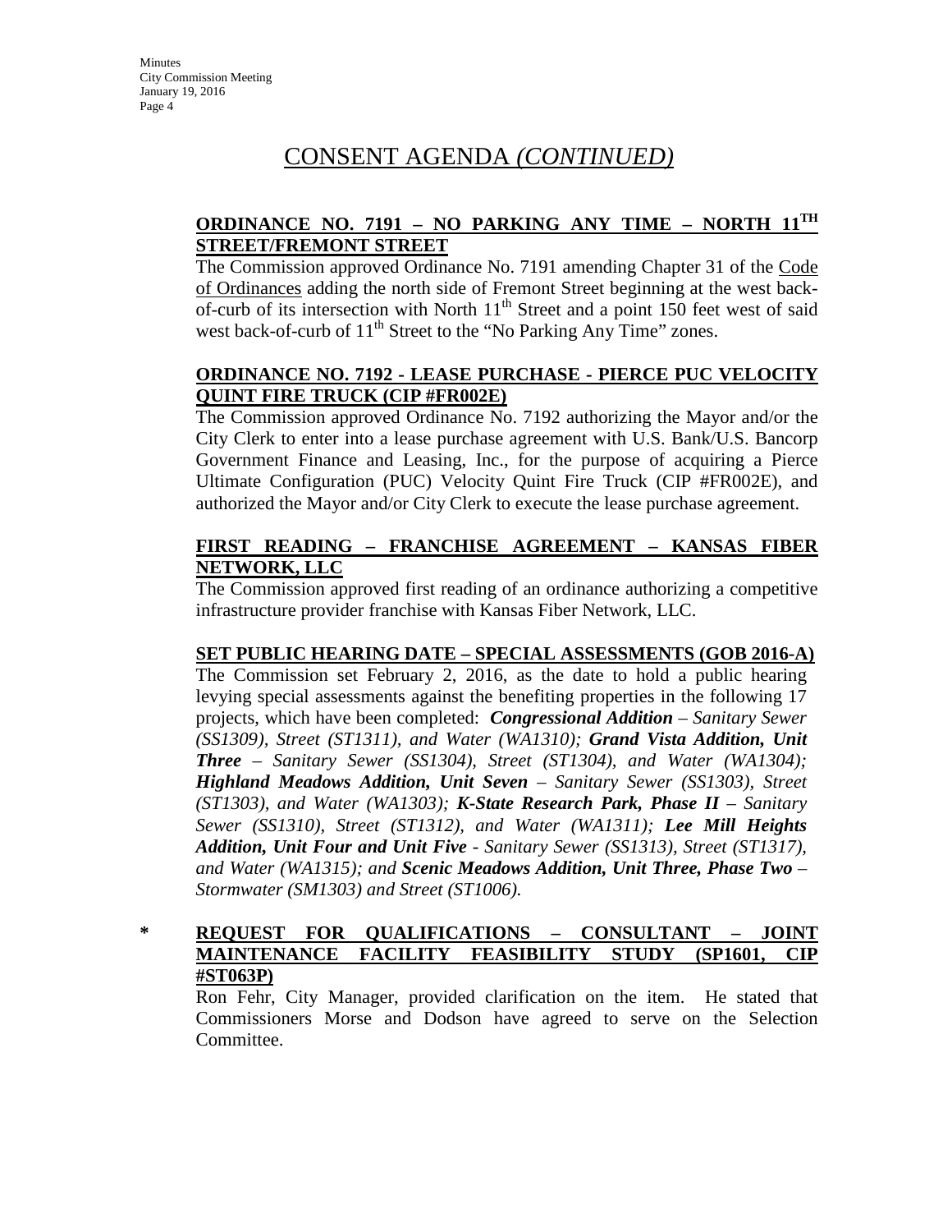# CONSENT AGENDA *(CONTINUED)*

**ORDINANCE NO. 7191 – NO PARKING ANY TIME – NORTH 11TH STREET/FREMONT STREET**

The Commission approved Ordinance No. 7191 amending Chapter 31 of the Code of Ordinances adding the north side of Fremont Street beginning at the west back-of-curb of its intersection with North 11th Street and a point 150 feet west of said west back-of-curb of 11th Street to the "No Parking Any Time" zones.

**ORDINANCE NO. 7192 - LEASE PURCHASE - PIERCE PUC VELOCITY QUINT FIRE TRUCK (CIP #FR002E)**

The Commission approved Ordinance No. 7192 authorizing the Mayor and/or the City Clerk to enter into a lease purchase agreement with U.S. Bank/U.S. Bancorp Government Finance and Leasing, Inc., for the purpose of acquiring a Pierce Ultimate Configuration (PUC) Velocity Quint Fire Truck (CIP #FR002E), and authorized the Mayor and/or City Clerk to execute the lease purchase agreement.

**FIRST READING – FRANCHISE AGREEMENT – KANSAS FIBER NETWORK, LLC**

The Commission approved first reading of an ordinance authorizing a competitive infrastructure provider franchise with Kansas Fiber Network, LLC.

**SET PUBLIC HEARING DATE – SPECIAL ASSESSMENTS (GOB 2016-A)**

The Commission set February 2, 2016, as the date to hold a public hearing levying special assessments against the benefiting properties in the following 17 projects, which have been completed: ***Congressional Addition*** *– Sanitary Sewer (SS1309), Street (ST1311), and Water (WA1310);* ***Grand Vista Addition, Unit Three*** *– Sanitary Sewer (SS1304), Street (ST1304), and Water (WA1304);* ***Highland Meadows Addition, Unit Seven*** *– Sanitary Sewer (SS1303), Street (ST1303), and Water (WA1303);* ***K-State Research Park, Phase II*** *– Sanitary Sewer (SS1310), Street (ST1312), and Water (WA1311);* ***Lee Mill Heights Addition, Unit Four and Unit Five*** *- Sanitary Sewer (SS1313), Street (ST1317), and Water (WA1315); and* ***Scenic Meadows Addition, Unit Three, Phase Two*** *– Stormwater (SM1303) and Street (ST1006).*

\* **REQUEST FOR QUALIFICATIONS – CONSULTANT – JOINT MAINTENANCE FACILITY FEASIBILITY STUDY (SP1601, CIP #ST063P)**

Ron Fehr, City Manager, provided clarification on the item. He stated that Commissioners Morse and Dodson have agreed to serve on the Selection Committee.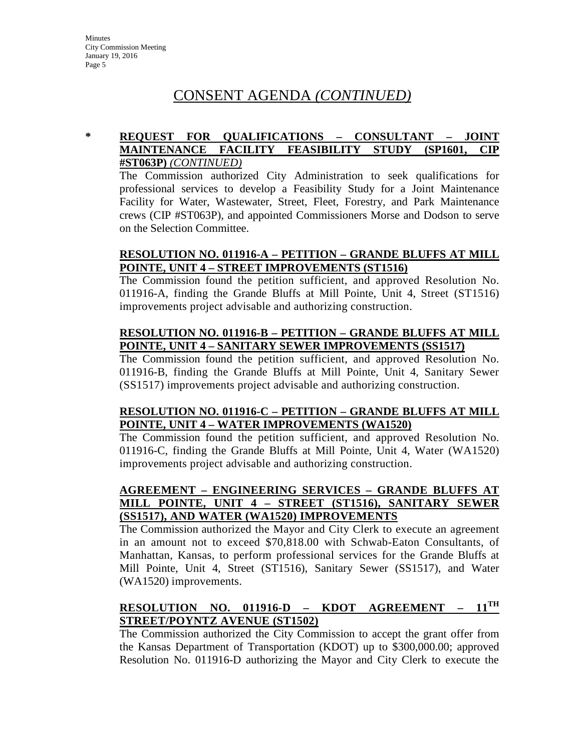## CONSENT AGENDA *(CONTINUED)*

**\* REQUEST FOR QUALIFICATIONS – CONSULTANT – JOINT MAINTENANCE FACILITY FEASIBILITY STUDY (SP1601, CIP #ST063P)** ***(CONTINUED)***

The Commission authorized City Administration to seek qualifications for professional services to develop a Feasibility Study for a Joint Maintenance Facility for Water, Wastewater, Street, Fleet, Forestry, and Park Maintenance crews (CIP #ST063P), and appointed Commissioners Morse and Dodson to serve on the Selection Committee.

**RESOLUTION NO. 011916-A – PETITION – GRANDE BLUFFS AT MILL POINTE, UNIT 4 – STREET IMPROVEMENTS (ST1516)**

The Commission found the petition sufficient, and approved Resolution No. 011916-A, finding the Grande Bluffs at Mill Pointe, Unit 4, Street (ST1516) improvements project advisable and authorizing construction.

**RESOLUTION NO. 011916-B – PETITION – GRANDE BLUFFS AT MILL POINTE, UNIT 4 – SANITARY SEWER IMPROVEMENTS (SS1517)**

The Commission found the petition sufficient, and approved Resolution No. 011916-B, finding the Grande Bluffs at Mill Pointe, Unit 4, Sanitary Sewer (SS1517) improvements project advisable and authorizing construction.

**RESOLUTION NO. 011916-C – PETITION – GRANDE BLUFFS AT MILL POINTE, UNIT 4 – WATER IMPROVEMENTS (WA1520)**

The Commission found the petition sufficient, and approved Resolution No. 011916-C, finding the Grande Bluffs at Mill Pointe, Unit 4, Water (WA1520) improvements project advisable and authorizing construction.

**AGREEMENT – ENGINEERING SERVICES – GRANDE BLUFFS AT MILL POINTE, UNIT 4 – STREET (ST1516), SANITARY SEWER (SS1517), AND WATER (WA1520) IMPROVEMENTS**

The Commission authorized the Mayor and City Clerk to execute an agreement in an amount not to exceed $70,818.00 with Schwab-Eaton Consultants, of Manhattan, Kansas, to perform professional services for the Grande Bluffs at Mill Pointe, Unit 4, Street (ST1516), Sanitary Sewer (SS1517), and Water (WA1520) improvements.

**RESOLUTION NO. 011916-D – KDOT AGREEMENT – 11TH STREET/POYNTZ AVENUE (ST1502)**

The Commission authorized the City Commission to accept the grant offer from the Kansas Department of Transportation (KDOT) up to $300,000.00; approved Resolution No. 011916-D authorizing the Mayor and City Clerk to execute the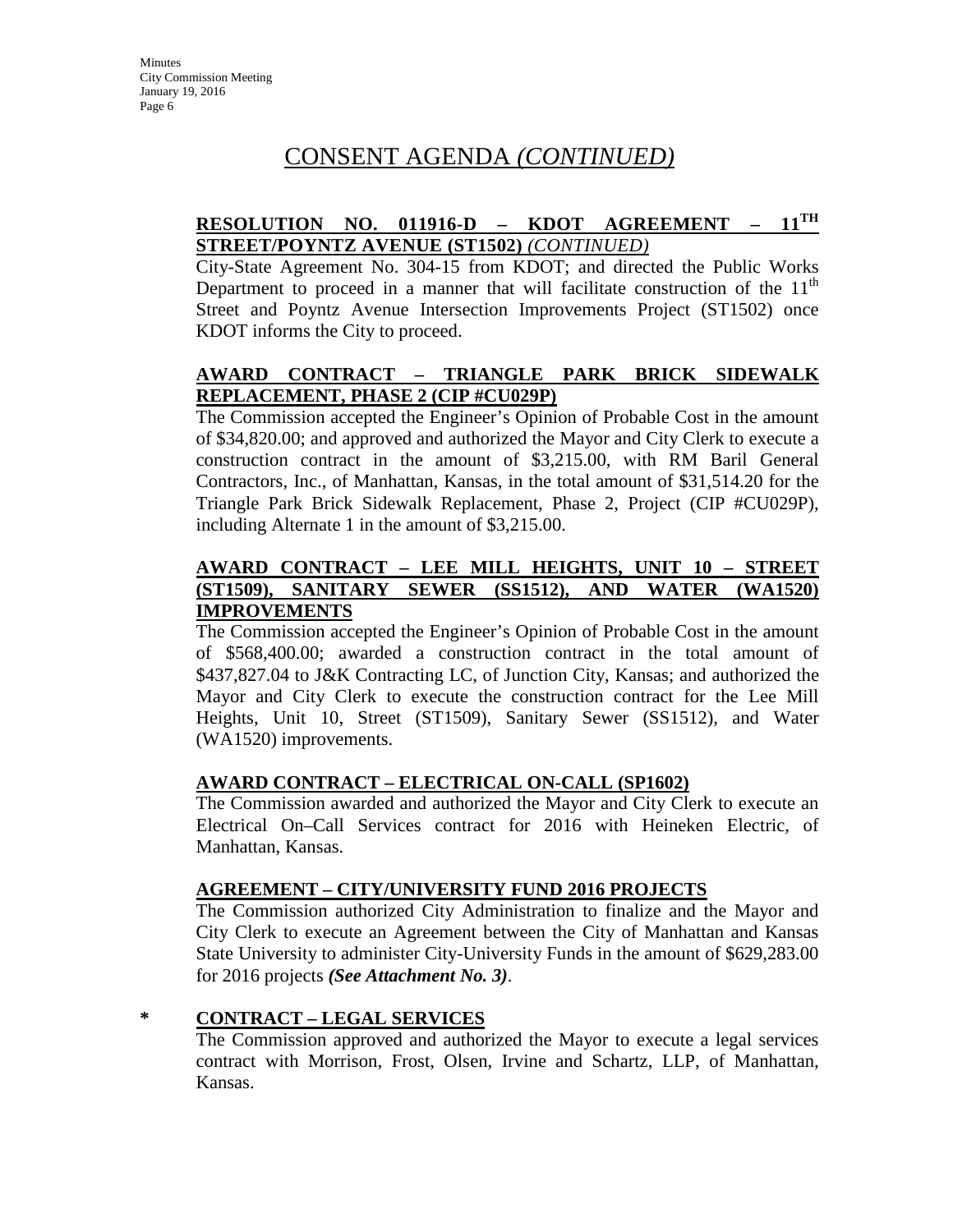# CONSENT AGENDA *(CONTINUED)*

**RESOLUTION NO. 011916-D – KDOT AGREEMENT – 11TH STREET/POYNTZ AVENUE (ST1502)** ***(CONTINUED)***

City-State Agreement No. 304-15 from KDOT; and directed the Public Works Department to proceed in a manner that will facilitate construction of the 11th Street and Poyntz Avenue Intersection Improvements Project (ST1502) once KDOT informs the City to proceed.

**AWARD CONTRACT – TRIANGLE PARK BRICK SIDEWALK REPLACEMENT, PHASE 2 (CIP #CU029P)**

The Commission accepted the Engineer's Opinion of Probable Cost in the amount of $34,820.00; and approved and authorized the Mayor and City Clerk to execute a construction contract in the amount of $3,215.00, with RM Baril General Contractors, Inc., of Manhattan, Kansas, in the total amount of $31,514.20 for the Triangle Park Brick Sidewalk Replacement, Phase 2, Project (CIP #CU029P), including Alternate 1 in the amount of $3,215.00.

**AWARD CONTRACT – LEE MILL HEIGHTS, UNIT 10 – STREET (ST1509), SANITARY SEWER (SS1512), AND WATER (WA1520) IMPROVEMENTS**

The Commission accepted the Engineer's Opinion of Probable Cost in the amount of $568,400.00; awarded a construction contract in the total amount of $437,827.04 to J&K Contracting LC, of Junction City, Kansas; and authorized the Mayor and City Clerk to execute the construction contract for the Lee Mill Heights, Unit 10, Street (ST1509), Sanitary Sewer (SS1512), and Water (WA1520) improvements.

**AWARD CONTRACT – ELECTRICAL ON-CALL (SP1602)**

The Commission awarded and authorized the Mayor and City Clerk to execute an Electrical On–Call Services contract for 2016 with Heineken Electric, of Manhattan, Kansas.

**AGREEMENT – CITY/UNIVERSITY FUND 2016 PROJECTS**

The Commission authorized City Administration to finalize and the Mayor and City Clerk to execute an Agreement between the City of Manhattan and Kansas State University to administer City-University Funds in the amount of $629,283.00 for 2016 projects ***(See Attachment No. 3)***.

\* **CONTRACT – LEGAL SERVICES**

The Commission approved and authorized the Mayor to execute a legal services contract with Morrison, Frost, Olsen, Irvine and Schartz, LLP, of Manhattan, Kansas.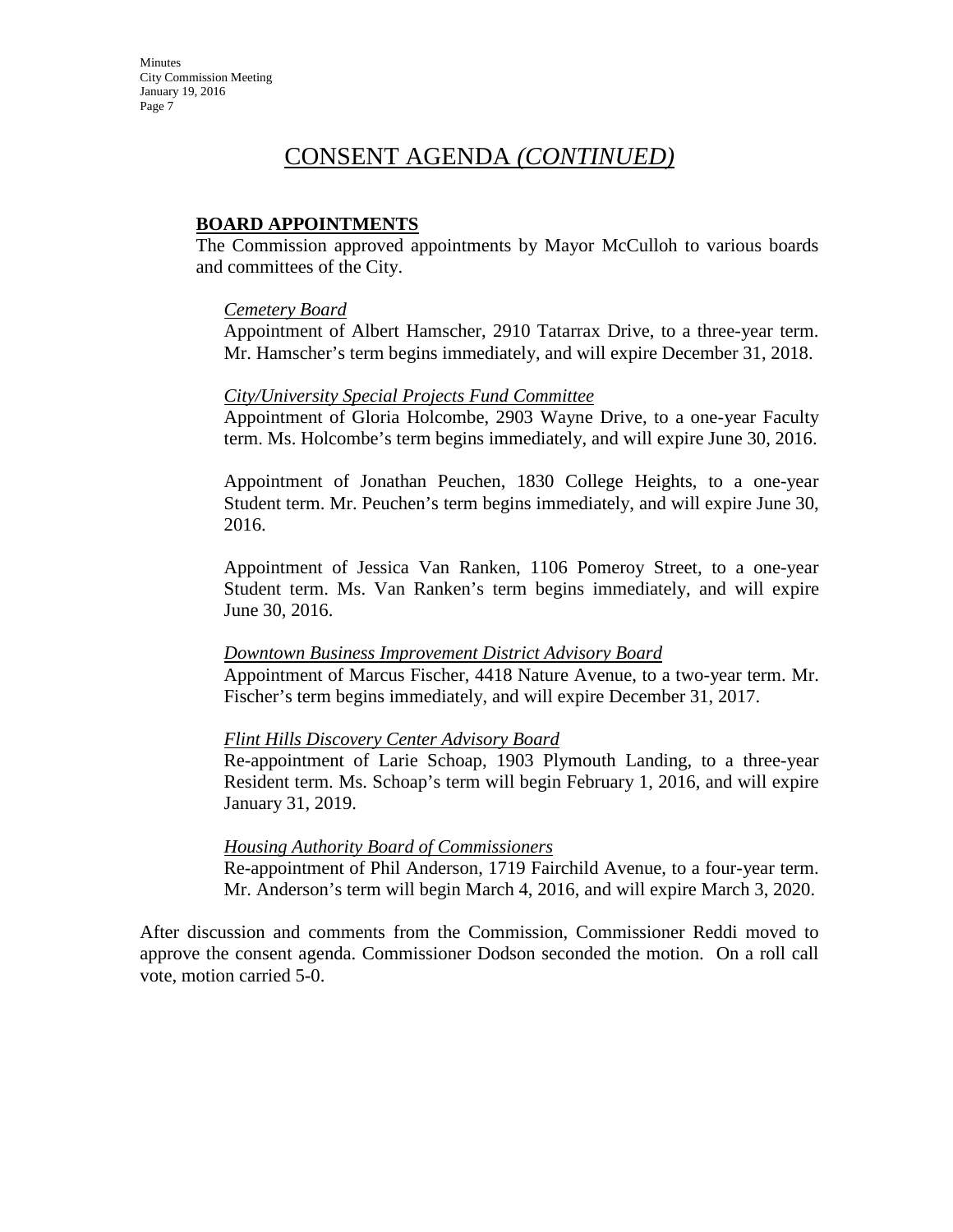# CONSENT AGENDA *(CONTINUED)*

**BOARD APPOINTMENTS**

The Commission approved appointments by Mayor McCulloh to various boards and committees of the City.

*Cemetery Board*

Appointment of Albert Hamscher, 2910 Tatarrax Drive, to a three-year term. Mr. Hamscher's term begins immediately, and will expire December 31, 2018.

*City/University Special Projects Fund Committee*

Appointment of Gloria Holcombe, 2903 Wayne Drive, to a one-year Faculty term. Ms. Holcombe's term begins immediately, and will expire June 30, 2016.

Appointment of Jonathan Peuchen, 1830 College Heights, to a one-year Student term. Mr. Peuchen's term begins immediately, and will expire June 30, 2016.

Appointment of Jessica Van Ranken, 1106 Pomeroy Street, to a one-year Student term. Ms. Van Ranken's term begins immediately, and will expire June 30, 2016.

*Downtown Business Improvement District Advisory Board*

Appointment of Marcus Fischer, 4418 Nature Avenue, to a two-year term. Mr. Fischer's term begins immediately, and will expire December 31, 2017.

*Flint Hills Discovery Center Advisory Board*

Re-appointment of Larie Schoap, 1903 Plymouth Landing, to a three-year Resident term. Ms. Schoap's term will begin February 1, 2016, and will expire January 31, 2019.

*Housing Authority Board of Commissioners*

Re-appointment of Phil Anderson, 1719 Fairchild Avenue, to a four-year term. Mr. Anderson's term will begin March 4, 2016, and will expire March 3, 2020.

After discussion and comments from the Commission, Commissioner Reddi moved to approve the consent agenda. Commissioner Dodson seconded the motion. On a roll call vote, motion carried 5-0.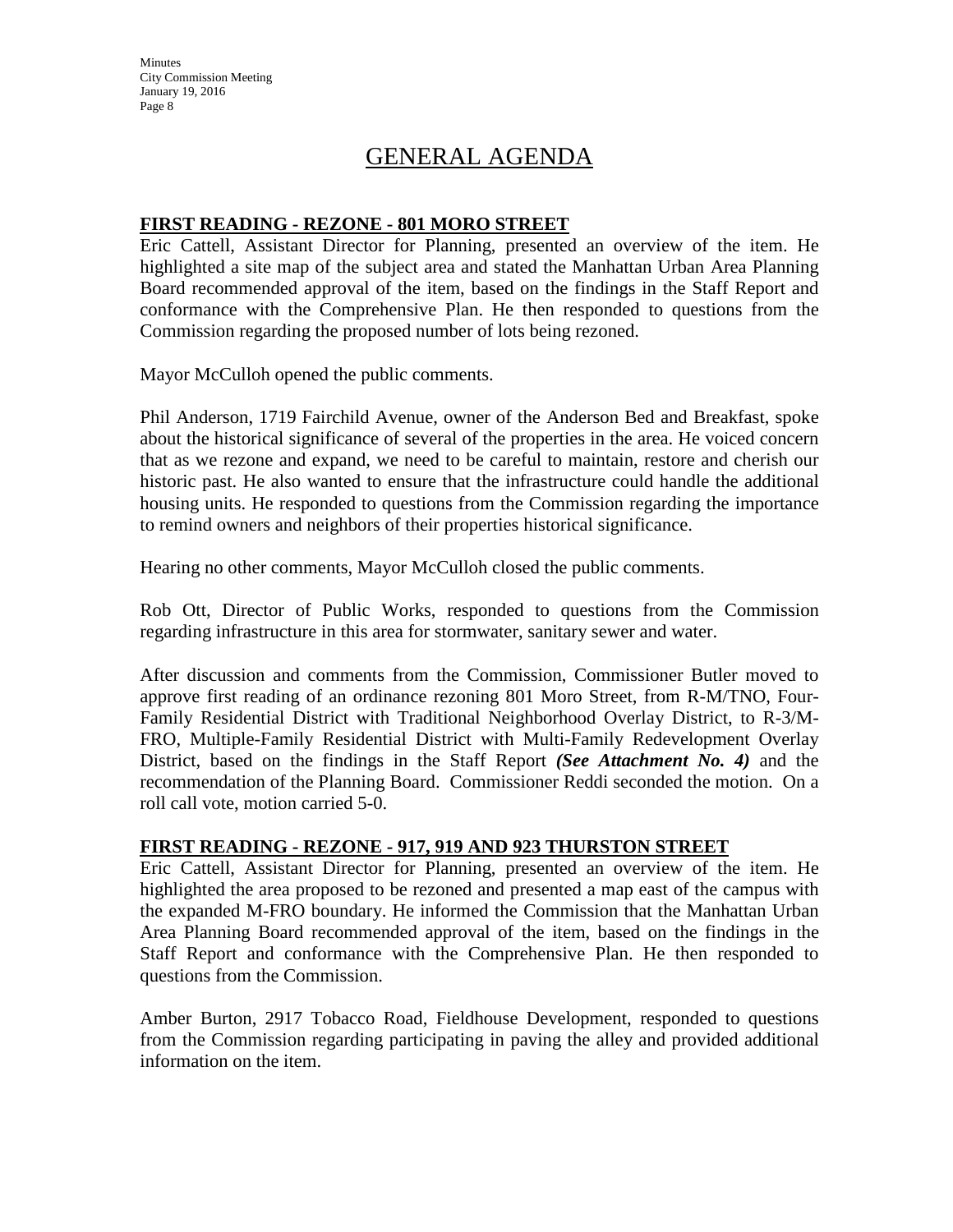# GENERAL AGENDA

**FIRST READING - REZONE - 801 MORO STREET**

Eric Cattell, Assistant Director for Planning, presented an overview of the item. He highlighted a site map of the subject area and stated the Manhattan Urban Area Planning Board recommended approval of the item, based on the findings in the Staff Report and conformance with the Comprehensive Plan. He then responded to questions from the Commission regarding the proposed number of lots being rezoned.

Mayor McCulloh opened the public comments.

Phil Anderson, 1719 Fairchild Avenue, owner of the Anderson Bed and Breakfast, spoke about the historical significance of several of the properties in the area. He voiced concern that as we rezone and expand, we need to be careful to maintain, restore and cherish our historic past. He also wanted to ensure that the infrastructure could handle the additional housing units. He responded to questions from the Commission regarding the importance to remind owners and neighbors of their properties historical significance.

Hearing no other comments, Mayor McCulloh closed the public comments.

Rob Ott, Director of Public Works, responded to questions from the Commission regarding infrastructure in this area for stormwater, sanitary sewer and water.

After discussion and comments from the Commission, Commissioner Butler moved to approve first reading of an ordinance rezoning 801 Moro Street, from R-M/TNO, Four-Family Residential District with Traditional Neighborhood Overlay District, to R-3/M-FRO, Multiple-Family Residential District with Multi-Family Redevelopment Overlay District, based on the findings in the Staff Report ***(See Attachment No. 4)*** and the recommendation of the Planning Board. Commissioner Reddi seconded the motion. On a roll call vote, motion carried 5-0.

**FIRST READING - REZONE - 917, 919 AND 923 THURSTON STREET**

Eric Cattell, Assistant Director for Planning, presented an overview of the item. He highlighted the area proposed to be rezoned and presented a map east of the campus with the expanded M-FRO boundary. He informed the Commission that the Manhattan Urban Area Planning Board recommended approval of the item, based on the findings in the Staff Report and conformance with the Comprehensive Plan. He then responded to questions from the Commission.

Amber Burton, 2917 Tobacco Road, Fieldhouse Development, responded to questions from the Commission regarding participating in paving the alley and provided additional information on the item.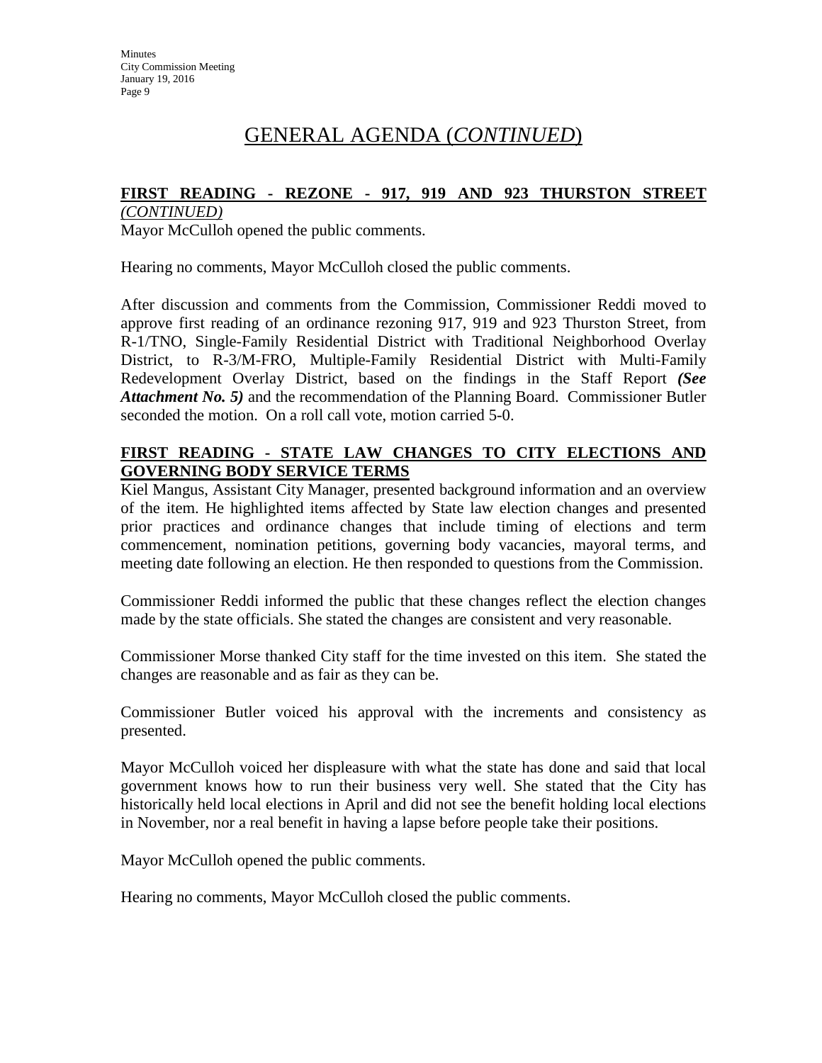# GENERAL AGENDA (*CONTINUED*)

**FIRST READING - REZONE - 917, 919 AND 923 THURSTON STREET** *(CONTINUED)*

Mayor McCulloh opened the public comments.

Hearing no comments, Mayor McCulloh closed the public comments.

After discussion and comments from the Commission, Commissioner Reddi moved to approve first reading of an ordinance rezoning 917, 919 and 923 Thurston Street, from R-1/TNO, Single-Family Residential District with Traditional Neighborhood Overlay District, to R-3/M-FRO, Multiple-Family Residential District with Multi-Family Redevelopment Overlay District, based on the findings in the Staff Report ***(See Attachment No. 5)*** and the recommendation of the Planning Board. Commissioner Butler seconded the motion. On a roll call vote, motion carried 5-0.

**FIRST READING - STATE LAW CHANGES TO CITY ELECTIONS AND GOVERNING BODY SERVICE TERMS**

Kiel Mangus, Assistant City Manager, presented background information and an overview of the item. He highlighted items affected by State law election changes and presented prior practices and ordinance changes that include timing of elections and term commencement, nomination petitions, governing body vacancies, mayoral terms, and meeting date following an election. He then responded to questions from the Commission.

Commissioner Reddi informed the public that these changes reflect the election changes made by the state officials. She stated the changes are consistent and very reasonable.

Commissioner Morse thanked City staff for the time invested on this item. She stated the changes are reasonable and as fair as they can be.

Commissioner Butler voiced his approval with the increments and consistency as presented.

Mayor McCulloh voiced her displeasure with what the state has done and said that local government knows how to run their business very well. She stated that the City has historically held local elections in April and did not see the benefit holding local elections in November, nor a real benefit in having a lapse before people take their positions.

Mayor McCulloh opened the public comments.

Hearing no comments, Mayor McCulloh closed the public comments.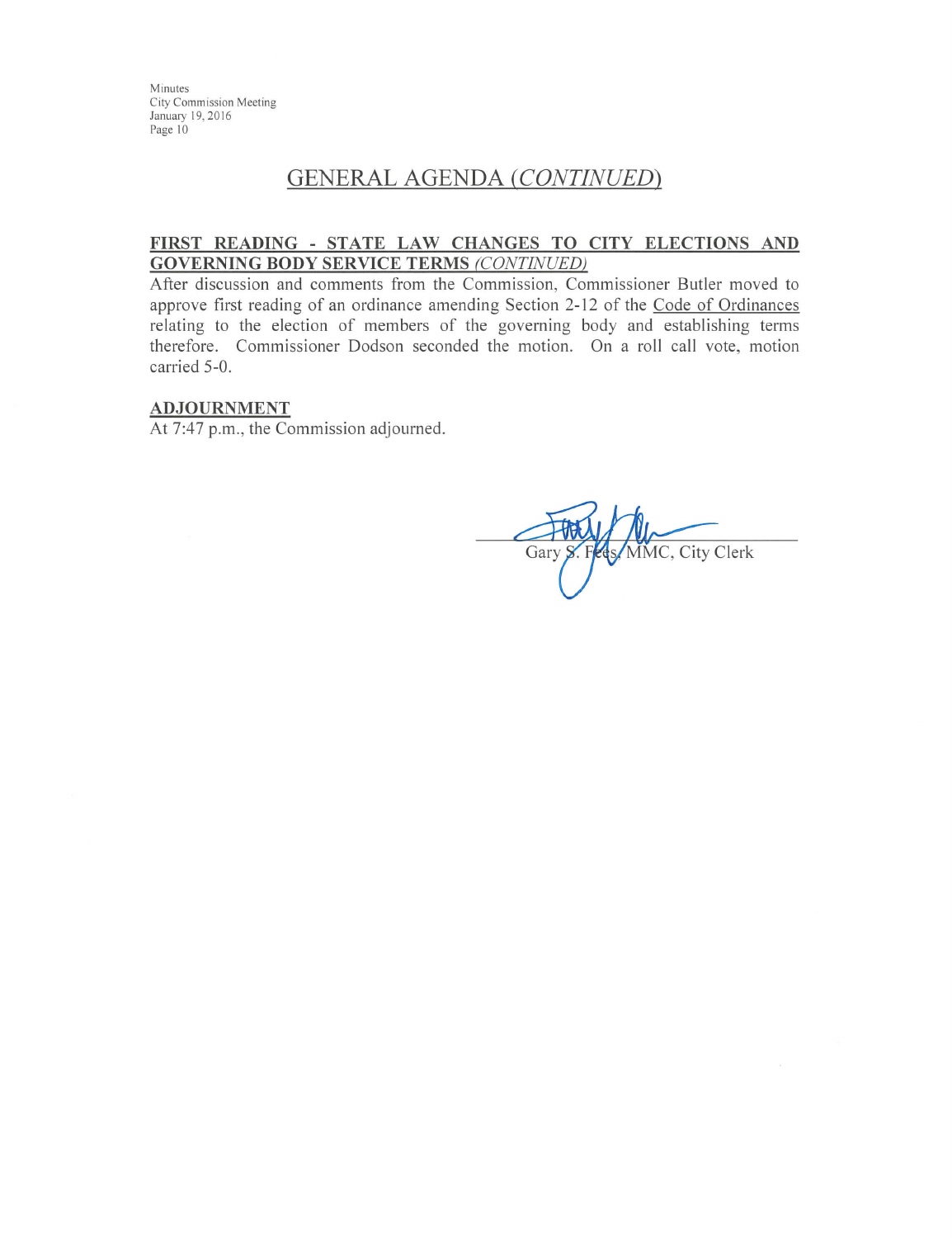## GENERAL AGENDA *(CONTINUED)*

**FIRST READING - STATE LAW CHANGES TO CITY ELECTIONS AND GOVERNING BODY SERVICE TERMS** *(CONTINUED)*

After discussion and comments from the Commission, Commissioner Butler moved to approve first reading of an ordinance amending Section 2-12 of the Code of Ordinances relating to the election of members of the governing body and establishing terms therefore. Commissioner Dodson seconded the motion. On a roll call vote, motion carried 5-0.

**ADJOURNMENT**

At 7:47 p.m., the Commission adjourned.

Gary S. Fees, MMC, City Clerk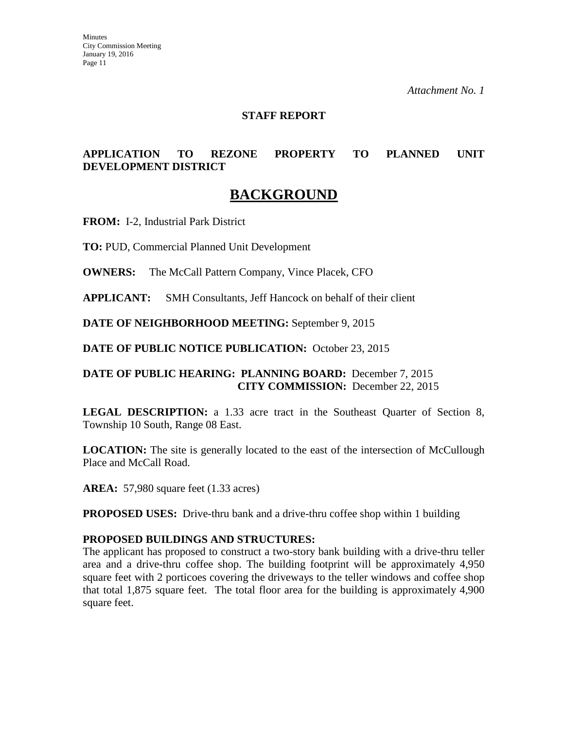*Attachment No. 1*

**STAFF REPORT**

**APPLICATION TO REZONE PROPERTY TO PLANNED UNIT DEVELOPMENT DISTRICT**

# BACKGROUND

**FROM:** I-2, Industrial Park District

**TO:** PUD, Commercial Planned Unit Development

**OWNERS:** The McCall Pattern Company, Vince Placek, CFO

**APPLICANT:** SMH Consultants, Jeff Hancock on behalf of their client

**DATE OF NEIGHBORHOOD MEETING:** September 9, 2015

**DATE OF PUBLIC NOTICE PUBLICATION:** October 23, 2015

**DATE OF PUBLIC HEARING: PLANNING BOARD:** December 7, 2015
**CITY COMMISSION:** December 22, 2015

**LEGAL DESCRIPTION:** a 1.33 acre tract in the Southeast Quarter of Section 8, Township 10 South, Range 08 East.

**LOCATION:** The site is generally located to the east of the intersection of McCullough Place and McCall Road.

**AREA:** 57,980 square feet (1.33 acres)

**PROPOSED USES:** Drive-thru bank and a drive-thru coffee shop within 1 building

**PROPOSED BUILDINGS AND STRUCTURES:**
The applicant has proposed to construct a two-story bank building with a drive-thru teller area and a drive-thru coffee shop. The building footprint will be approximately 4,950 square feet with 2 porticoes covering the driveways to the teller windows and coffee shop that total 1,875 square feet. The total floor area for the building is approximately 4,900 square feet.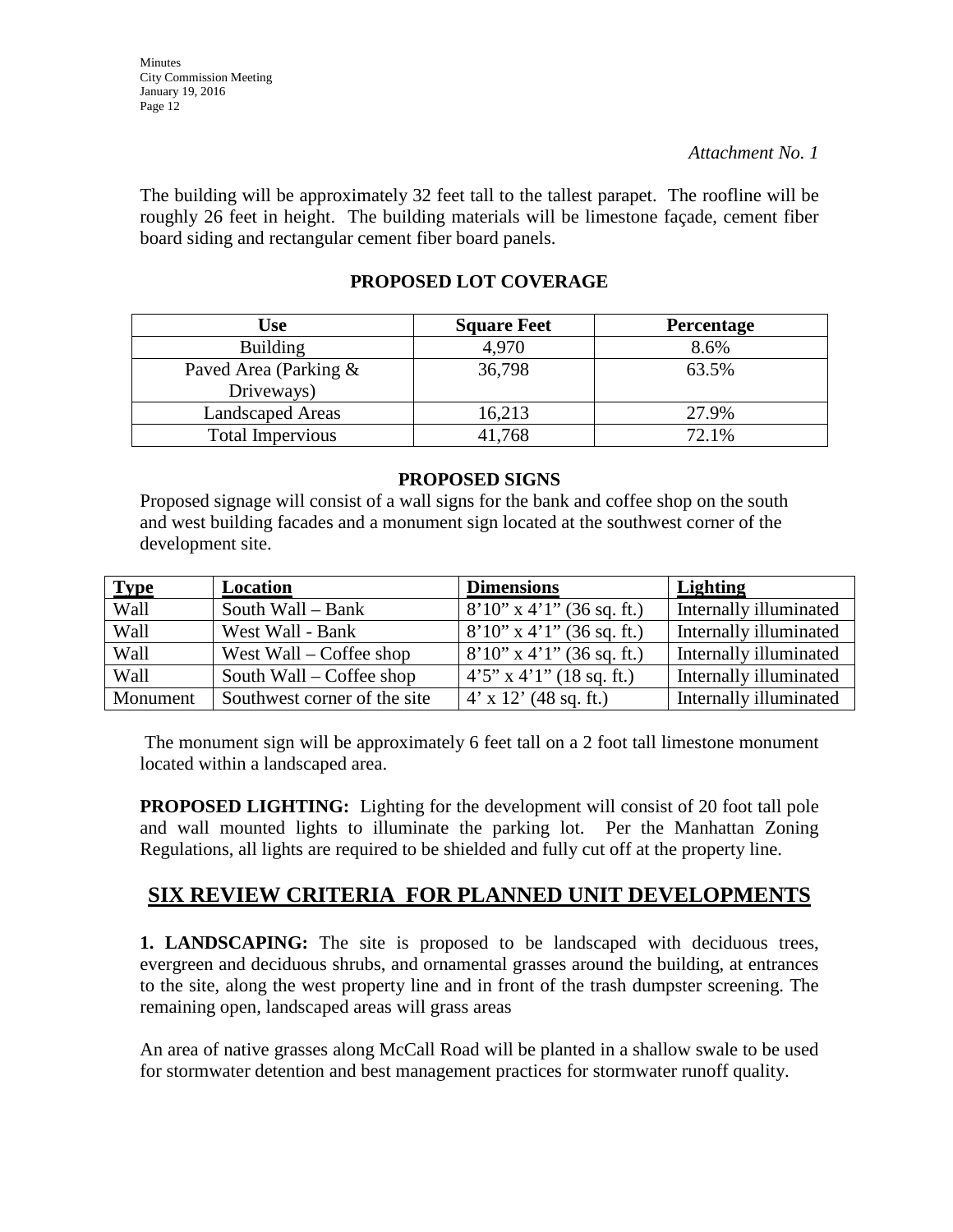*Attachment No. 1*

The building will be approximately 32 feet tall to the tallest parapet. The roofline will be roughly 26 feet in height. The building materials will be limestone façade, cement fiber board siding and rectangular cement fiber board panels.

**PROPOSED LOT COVERAGE**

| Use | Square Feet | Percentage |
|---|---|---|
| Building | 4,970 | 8.6% |
| Paved Area (Parking & Driveways) | 36,798 | 63.5% |
| Landscaped Areas | 16,213 | 27.9% |
| Total Impervious | 41,768 | 72.1% |

**PROPOSED SIGNS**

Proposed signage will consist of a wall signs for the bank and coffee shop on the south and west building facades and a monument sign located at the southwest corner of the development site.

| Type | Location | Dimensions | Lighting |
|---|---|---|---|
| Wall | South Wall – Bank | 8'10" x 4'1" (36 sq. ft.) | Internally illuminated |
| Wall | West Wall - Bank | 8'10" x 4'1" (36 sq. ft.) | Internally illuminated |
| Wall | West Wall – Coffee shop | 8'10" x 4'1" (36 sq. ft.) | Internally illuminated |
| Wall | South Wall – Coffee shop | 4'5" x 4'1" (18 sq. ft.) | Internally illuminated |
| Monument | Southwest corner of the site | 4' x 12' (48 sq. ft.) | Internally illuminated |

The monument sign will be approximately 6 feet tall on a 2 foot tall limestone monument located within a landscaped area.

**PROPOSED LIGHTING:** Lighting for the development will consist of 20 foot tall pole and wall mounted lights to illuminate the parking lot. Per the Manhattan Zoning Regulations, all lights are required to be shielded and fully cut off at the property line.

## SIX REVIEW CRITERIA FOR PLANNED UNIT DEVELOPMENTS

**1. LANDSCAPING:** The site is proposed to be landscaped with deciduous trees, evergreen and deciduous shrubs, and ornamental grasses around the building, at entrances to the site, along the west property line and in front of the trash dumpster screening. The remaining open, landscaped areas will grass areas

An area of native grasses along McCall Road will be planted in a shallow swale to be used for stormwater detention and best management practices for stormwater runoff quality.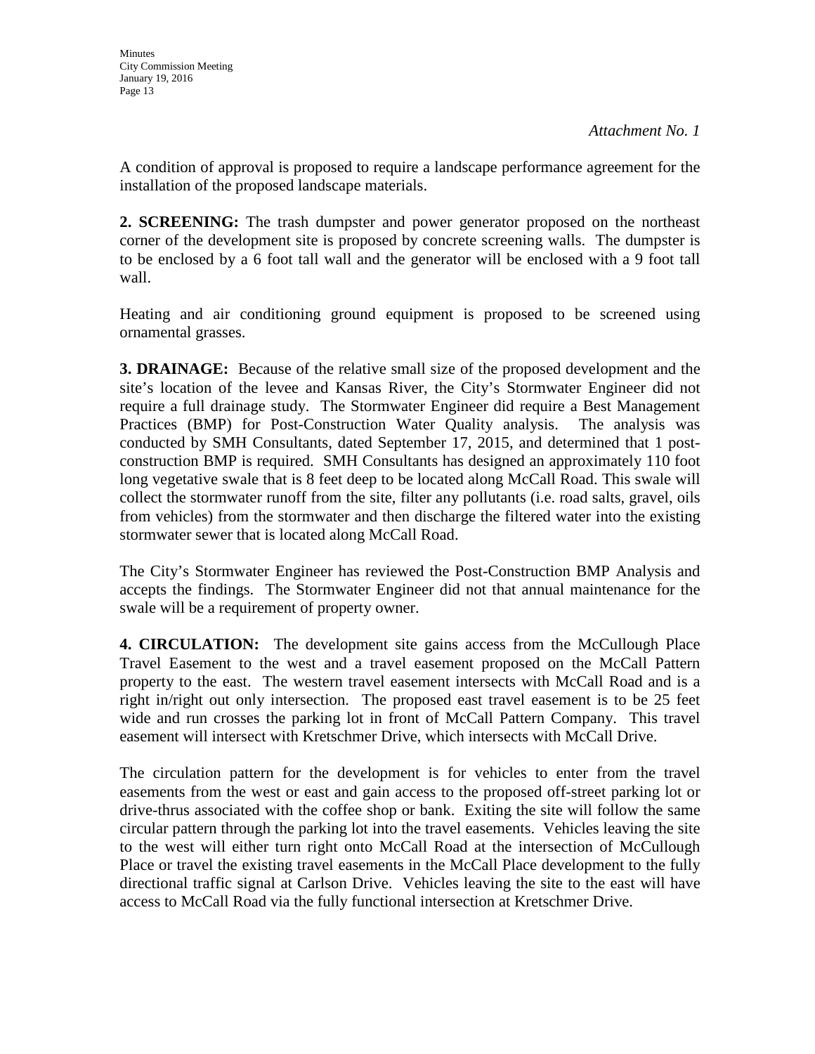*Attachment No. 1*

A condition of approval is proposed to require a landscape performance agreement for the installation of the proposed landscape materials.

**2. SCREENING:** The trash dumpster and power generator proposed on the northeast corner of the development site is proposed by concrete screening walls. The dumpster is to be enclosed by a 6 foot tall wall and the generator will be enclosed with a 9 foot tall wall.

Heating and air conditioning ground equipment is proposed to be screened using ornamental grasses.

**3. DRAINAGE:** Because of the relative small size of the proposed development and the site's location of the levee and Kansas River, the City's Stormwater Engineer did not require a full drainage study. The Stormwater Engineer did require a Best Management Practices (BMP) for Post-Construction Water Quality analysis. The analysis was conducted by SMH Consultants, dated September 17, 2015, and determined that 1 post-construction BMP is required. SMH Consultants has designed an approximately 110 foot long vegetative swale that is 8 feet deep to be located along McCall Road. This swale will collect the stormwater runoff from the site, filter any pollutants (i.e. road salts, gravel, oils from vehicles) from the stormwater and then discharge the filtered water into the existing stormwater sewer that is located along McCall Road.

The City's Stormwater Engineer has reviewed the Post-Construction BMP Analysis and accepts the findings. The Stormwater Engineer did not that annual maintenance for the swale will be a requirement of property owner.

**4. CIRCULATION:** The development site gains access from the McCullough Place Travel Easement to the west and a travel easement proposed on the McCall Pattern property to the east. The western travel easement intersects with McCall Road and is a right in/right out only intersection. The proposed east travel easement is to be 25 feet wide and run crosses the parking lot in front of McCall Pattern Company. This travel easement will intersect with Kretschmer Drive, which intersects with McCall Drive.

The circulation pattern for the development is for vehicles to enter from the travel easements from the west or east and gain access to the proposed off-street parking lot or drive-thrus associated with the coffee shop or bank. Exiting the site will follow the same circular pattern through the parking lot into the travel easements. Vehicles leaving the site to the west will either turn right onto McCall Road at the intersection of McCullough Place or travel the existing travel easements in the McCall Place development to the fully directional traffic signal at Carlson Drive. Vehicles leaving the site to the east will have access to McCall Road via the fully functional intersection at Kretschmer Drive.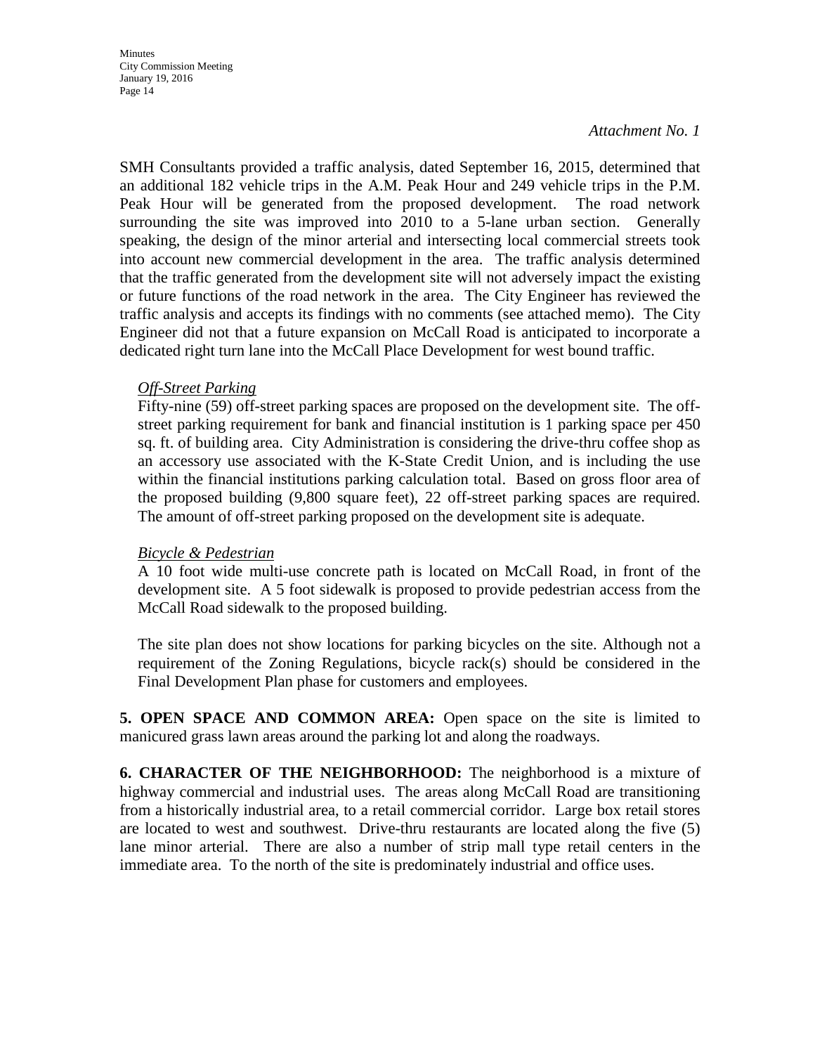*Attachment No. 1*

SMH Consultants provided a traffic analysis, dated September 16, 2015, determined that an additional 182 vehicle trips in the A.M. Peak Hour and 249 vehicle trips in the P.M. Peak Hour will be generated from the proposed development. The road network surrounding the site was improved into 2010 to a 5-lane urban section. Generally speaking, the design of the minor arterial and intersecting local commercial streets took into account new commercial development in the area. The traffic analysis determined that the traffic generated from the development site will not adversely impact the existing or future functions of the road network in the area. The City Engineer has reviewed the traffic analysis and accepts its findings with no comments (see attached memo). The City Engineer did not that a future expansion on McCall Road is anticipated to incorporate a dedicated right turn lane into the McCall Place Development for west bound traffic.

*Off-Street Parking*

Fifty-nine (59) off-street parking spaces are proposed on the development site. The off-street parking requirement for bank and financial institution is 1 parking space per 450 sq. ft. of building area. City Administration is considering the drive-thru coffee shop as an accessory use associated with the K-State Credit Union, and is including the use within the financial institutions parking calculation total. Based on gross floor area of the proposed building (9,800 square feet), 22 off-street parking spaces are required. The amount of off-street parking proposed on the development site is adequate.

*Bicycle & Pedestrian*

A 10 foot wide multi-use concrete path is located on McCall Road, in front of the development site. A 5 foot sidewalk is proposed to provide pedestrian access from the McCall Road sidewalk to the proposed building.

The site plan does not show locations for parking bicycles on the site. Although not a requirement of the Zoning Regulations, bicycle rack(s) should be considered in the Final Development Plan phase for customers and employees.

**5. OPEN SPACE AND COMMON AREA:** Open space on the site is limited to manicured grass lawn areas around the parking lot and along the roadways.

**6. CHARACTER OF THE NEIGHBORHOOD:** The neighborhood is a mixture of highway commercial and industrial uses. The areas along McCall Road are transitioning from a historically industrial area, to a retail commercial corridor. Large box retail stores are located to west and southwest. Drive-thru restaurants are located along the five (5) lane minor arterial. There are also a number of strip mall type retail centers in the immediate area. To the north of the site is predominately industrial and office uses.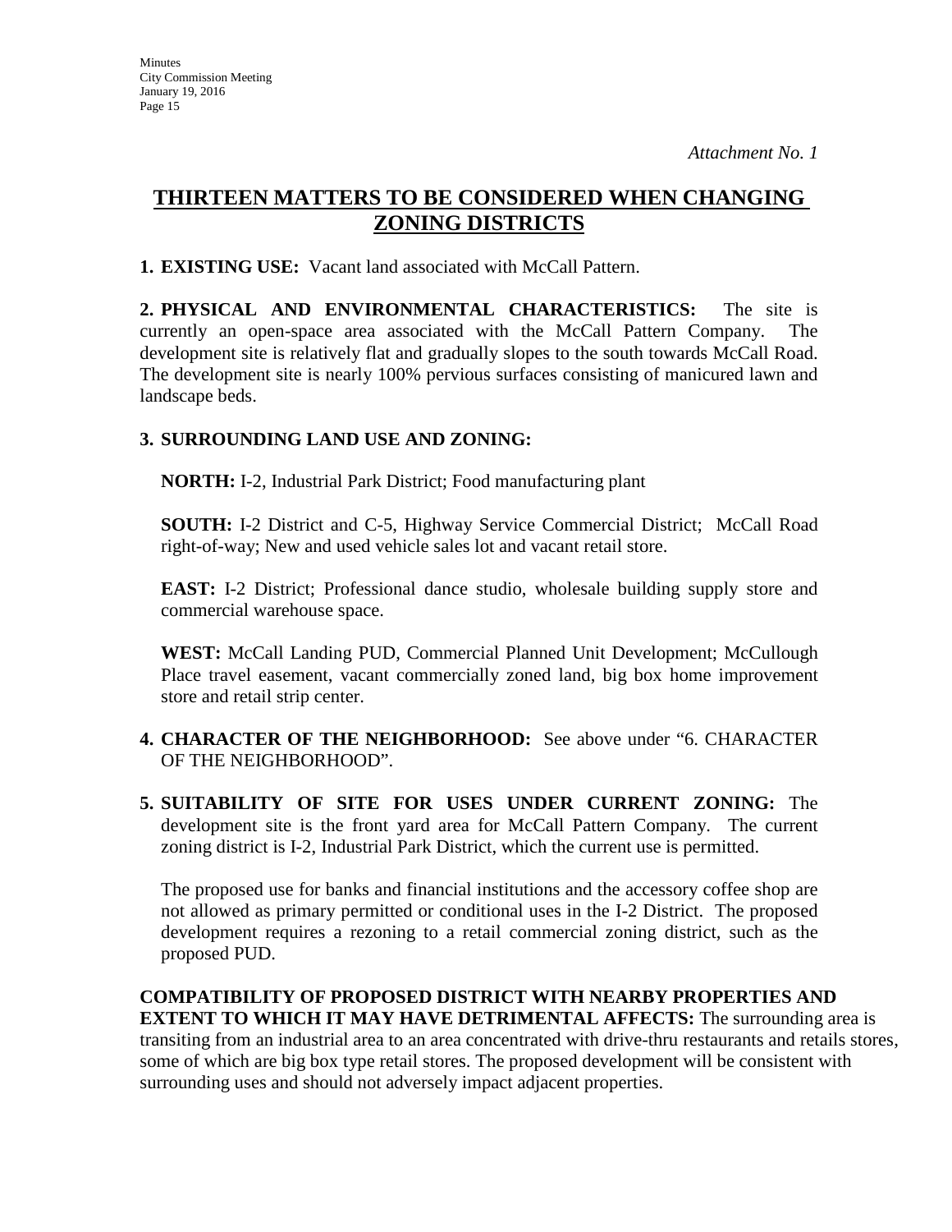*Attachment No. 1*

## THIRTEEN MATTERS TO BE CONSIDERED WHEN CHANGING ZONING DISTRICTS

**1. EXISTING USE:** Vacant land associated with McCall Pattern.

**2. PHYSICAL AND ENVIRONMENTAL CHARACTERISTICS:** The site is currently an open-space area associated with the McCall Pattern Company. The development site is relatively flat and gradually slopes to the south towards McCall Road. The development site is nearly 100% pervious surfaces consisting of manicured lawn and landscape beds.

**3. SURROUNDING LAND USE AND ZONING:**

**NORTH:** I-2, Industrial Park District; Food manufacturing plant

**SOUTH:** I-2 District and C-5, Highway Service Commercial District; McCall Road right-of-way; New and used vehicle sales lot and vacant retail store.

**EAST:** I-2 District; Professional dance studio, wholesale building supply store and commercial warehouse space.

**WEST:** McCall Landing PUD, Commercial Planned Unit Development; McCullough Place travel easement, vacant commercially zoned land, big box home improvement store and retail strip center.

**4. CHARACTER OF THE NEIGHBORHOOD:** See above under "6. CHARACTER OF THE NEIGHBORHOOD".

**5. SUITABILITY OF SITE FOR USES UNDER CURRENT ZONING:** The development site is the front yard area for McCall Pattern Company. The current zoning district is I-2, Industrial Park District, which the current use is permitted.

The proposed use for banks and financial institutions and the accessory coffee shop are not allowed as primary permitted or conditional uses in the I-2 District. The proposed development requires a rezoning to a retail commercial zoning district, such as the proposed PUD.

**COMPATIBILITY OF PROPOSED DISTRICT WITH NEARBY PROPERTIES AND EXTENT TO WHICH IT MAY HAVE DETRIMENTAL AFFECTS:** The surrounding area is transiting from an industrial area to an area concentrated with drive-thru restaurants and retails stores, some of which are big box type retail stores. The proposed development will be consistent with surrounding uses and should not adversely impact adjacent properties.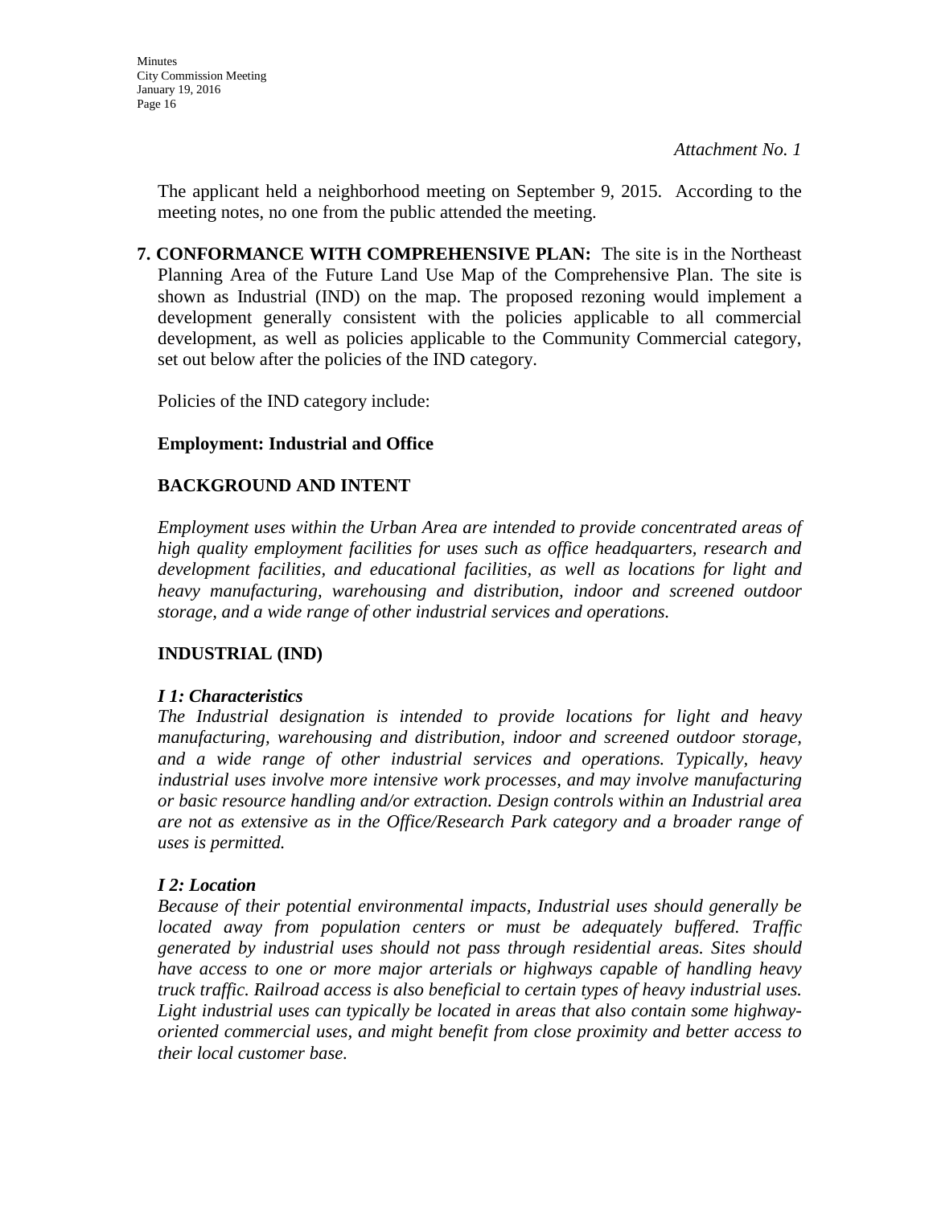*Attachment No. 1*

The applicant held a neighborhood meeting on September 9, 2015. According to the meeting notes, no one from the public attended the meeting.

**7. CONFORMANCE WITH COMPREHENSIVE PLAN:** The site is in the Northeast Planning Area of the Future Land Use Map of the Comprehensive Plan. The site is shown as Industrial (IND) on the map. The proposed rezoning would implement a development generally consistent with the policies applicable to all commercial development, as well as policies applicable to the Community Commercial category, set out below after the policies of the IND category.

Policies of the IND category include:

**Employment: Industrial and Office**

**BACKGROUND AND INTENT**

*Employment uses within the Urban Area are intended to provide concentrated areas of high quality employment facilities for uses such as office headquarters, research and development facilities, and educational facilities, as well as locations for light and heavy manufacturing, warehousing and distribution, indoor and screened outdoor storage, and a wide range of other industrial services and operations.*

**INDUSTRIAL (IND)**

***I 1: Characteristics***
*The Industrial designation is intended to provide locations for light and heavy manufacturing, warehousing and distribution, indoor and screened outdoor storage, and a wide range of other industrial services and operations. Typically, heavy industrial uses involve more intensive work processes, and may involve manufacturing or basic resource handling and/or extraction. Design controls within an Industrial area are not as extensive as in the Office/Research Park category and a broader range of uses is permitted.*

***I 2: Location***
*Because of their potential environmental impacts, Industrial uses should generally be located away from population centers or must be adequately buffered. Traffic generated by industrial uses should not pass through residential areas. Sites should have access to one or more major arterials or highways capable of handling heavy truck traffic. Railroad access is also beneficial to certain types of heavy industrial uses. Light industrial uses can typically be located in areas that also contain some highway-oriented commercial uses, and might benefit from close proximity and better access to their local customer base.*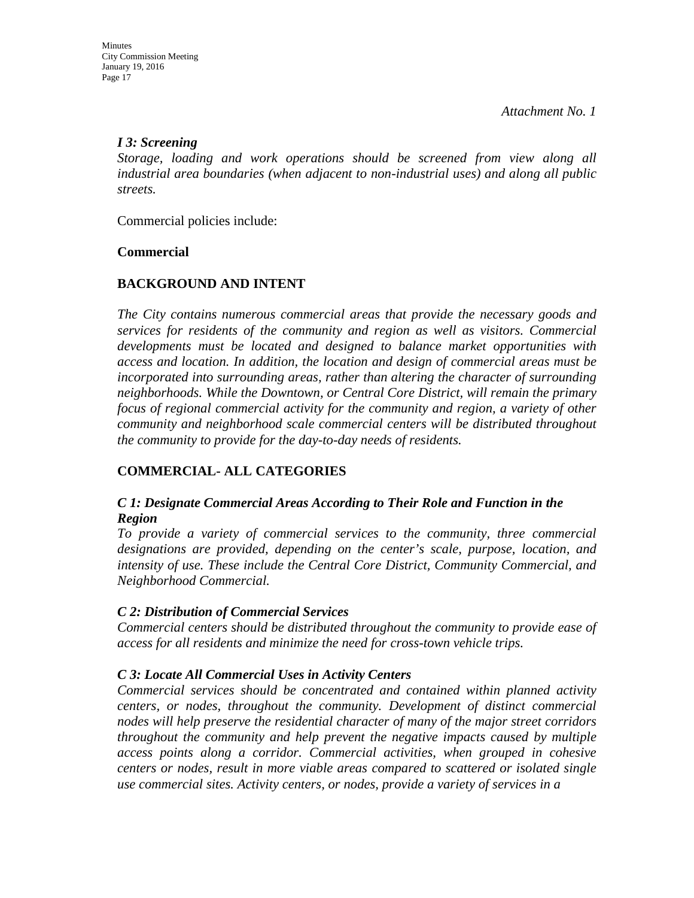*Attachment No. 1*

***I 3: Screening***
*Storage, loading and work operations should be screened from view along all industrial area boundaries (when adjacent to non-industrial uses) and along all public streets.*

Commercial policies include:

**Commercial**

**BACKGROUND AND INTENT**

*The City contains numerous commercial areas that provide the necessary goods and services for residents of the community and region as well as visitors. Commercial developments must be located and designed to balance market opportunities with access and location. In addition, the location and design of commercial areas must be incorporated into surrounding areas, rather than altering the character of surrounding neighborhoods. While the Downtown, or Central Core District, will remain the primary focus of regional commercial activity for the community and region, a variety of other community and neighborhood scale commercial centers will be distributed throughout the community to provide for the day-to-day needs of residents.*

**COMMERCIAL- ALL CATEGORIES**

***C 1: Designate Commercial Areas According to Their Role and Function in the Region***
*To provide a variety of commercial services to the community, three commercial designations are provided, depending on the center's scale, purpose, location, and intensity of use. These include the Central Core District, Community Commercial, and Neighborhood Commercial.*

***C 2: Distribution of Commercial Services***
*Commercial centers should be distributed throughout the community to provide ease of access for all residents and minimize the need for cross-town vehicle trips.*

***C 3: Locate All Commercial Uses in Activity Centers***
*Commercial services should be concentrated and contained within planned activity centers, or nodes, throughout the community. Development of distinct commercial nodes will help preserve the residential character of many of the major street corridors throughout the community and help prevent the negative impacts caused by multiple access points along a corridor. Commercial activities, when grouped in cohesive centers or nodes, result in more viable areas compared to scattered or isolated single use commercial sites. Activity centers, or nodes, provide a variety of services in a*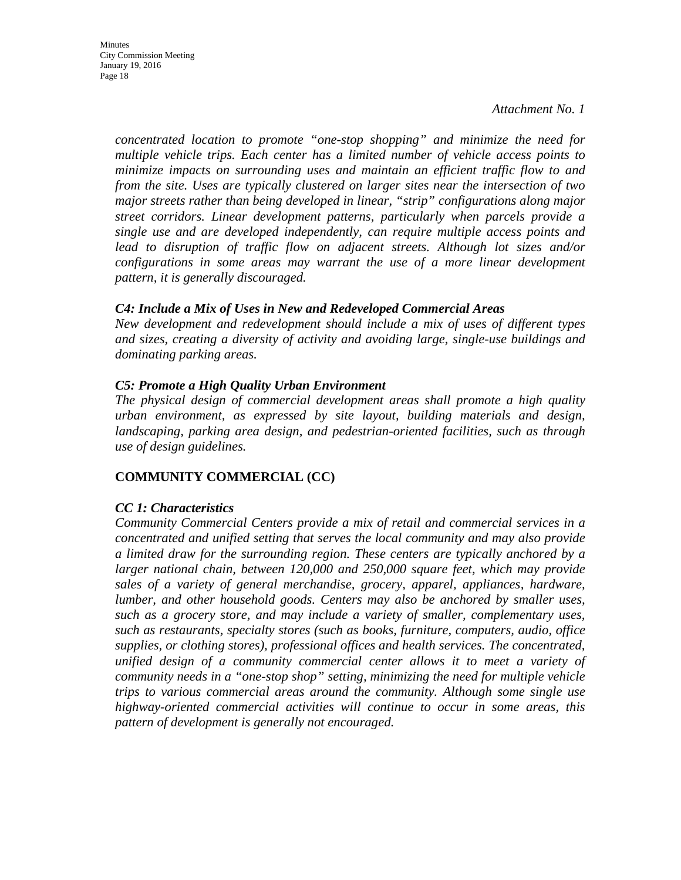*Attachment No. 1*

*concentrated location to promote "one-stop shopping" and minimize the need for multiple vehicle trips. Each center has a limited number of vehicle access points to minimize impacts on surrounding uses and maintain an efficient traffic flow to and from the site. Uses are typically clustered on larger sites near the intersection of two major streets rather than being developed in linear, "strip" configurations along major street corridors. Linear development patterns, particularly when parcels provide a single use and are developed independently, can require multiple access points and lead to disruption of traffic flow on adjacent streets. Although lot sizes and/or configurations in some areas may warrant the use of a more linear development pattern, it is generally discouraged.*

***C4: Include a Mix of Uses in New and Redeveloped Commercial Areas***

*New development and redevelopment should include a mix of uses of different types and sizes, creating a diversity of activity and avoiding large, single-use buildings and dominating parking areas.*

***C5: Promote a High Quality Urban Environment***

*The physical design of commercial development areas shall promote a high quality urban environment, as expressed by site layout, building materials and design, landscaping, parking area design, and pedestrian-oriented facilities, such as through use of design guidelines.*

## COMMUNITY COMMERCIAL (CC)

***CC 1: Characteristics***

*Community Commercial Centers provide a mix of retail and commercial services in a concentrated and unified setting that serves the local community and may also provide a limited draw for the surrounding region. These centers are typically anchored by a larger national chain, between 120,000 and 250,000 square feet, which may provide sales of a variety of general merchandise, grocery, apparel, appliances, hardware, lumber, and other household goods. Centers may also be anchored by smaller uses, such as a grocery store, and may include a variety of smaller, complementary uses, such as restaurants, specialty stores (such as books, furniture, computers, audio, office supplies, or clothing stores), professional offices and health services. The concentrated, unified design of a community commercial center allows it to meet a variety of community needs in a "one-stop shop" setting, minimizing the need for multiple vehicle trips to various commercial areas around the community. Although some single use highway-oriented commercial activities will continue to occur in some areas, this pattern of development is generally not encouraged.*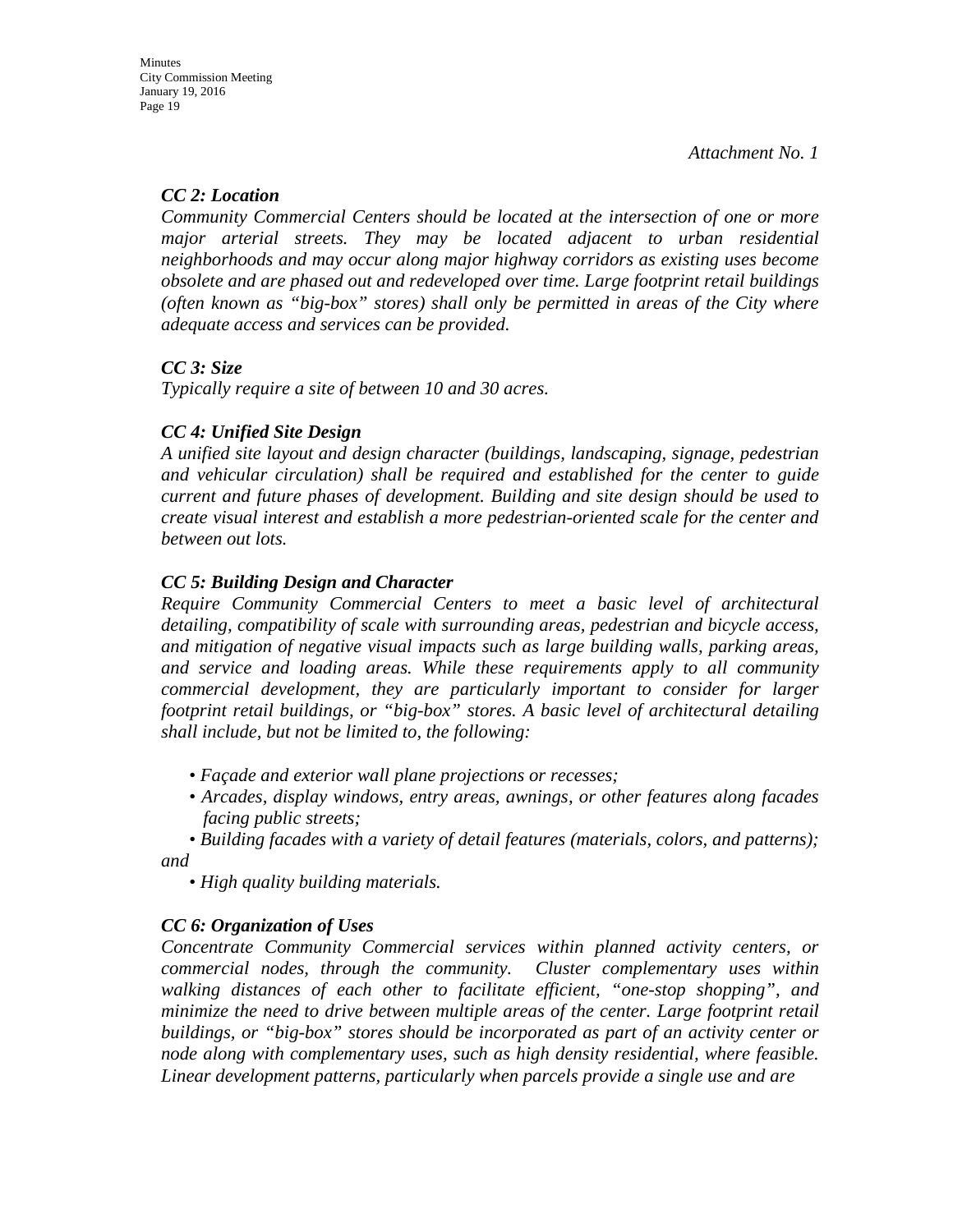*Attachment No. 1*

***CC 2: Location***

*Community Commercial Centers should be located at the intersection of one or more major arterial streets. They may be located adjacent to urban residential neighborhoods and may occur along major highway corridors as existing uses become obsolete and are phased out and redeveloped over time. Large footprint retail buildings (often known as "big-box" stores) shall only be permitted in areas of the City where adequate access and services can be provided.*

***CC 3: Size***

*Typically require a site of between 10 and 30 acres.*

***CC 4: Unified Site Design***

*A unified site layout and design character (buildings, landscaping, signage, pedestrian and vehicular circulation) shall be required and established for the center to guide current and future phases of development. Building and site design should be used to create visual interest and establish a more pedestrian-oriented scale for the center and between out lots.*

***CC 5: Building Design and Character***

*Require Community Commercial Centers to meet a basic level of architectural detailing, compatibility of scale with surrounding areas, pedestrian and bicycle access, and mitigation of negative visual impacts such as large building walls, parking areas, and service and loading areas. While these requirements apply to all community commercial development, they are particularly important to consider for larger footprint retail buildings, or "big-box" stores. A basic level of architectural detailing shall include, but not be limited to, the following:*

- *Façade and exterior wall plane projections or recesses;*
- *Arcades, display windows, entry areas, awnings, or other features along facades facing public streets;*
- *Building facades with a variety of detail features (materials, colors, and patterns); and*
- *High quality building materials.*

***CC 6: Organization of Uses***

*Concentrate Community Commercial services within planned activity centers, or commercial nodes, through the community. Cluster complementary uses within walking distances of each other to facilitate efficient, "one-stop shopping", and minimize the need to drive between multiple areas of the center. Large footprint retail buildings, or "big-box" stores should be incorporated as part of an activity center or node along with complementary uses, such as high density residential, where feasible. Linear development patterns, particularly when parcels provide a single use and are*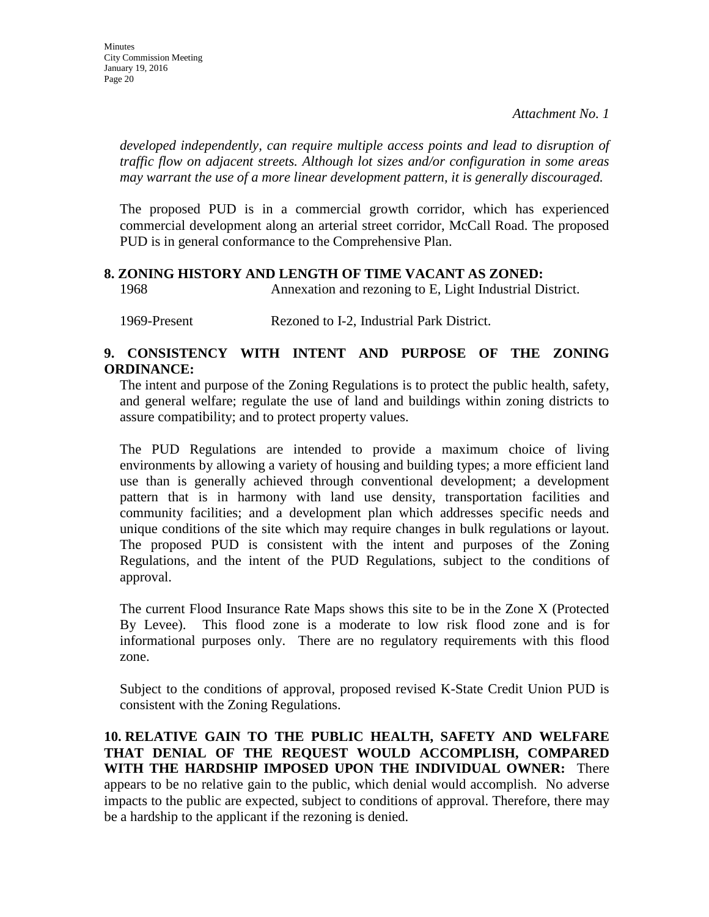*Attachment No. 1*

*developed independently, can require multiple access points and lead to disruption of traffic flow on adjacent streets. Although lot sizes and/or configuration in some areas may warrant the use of a more linear development pattern, it is generally discouraged.*

The proposed PUD is in a commercial growth corridor, which has experienced commercial development along an arterial street corridor, McCall Road. The proposed PUD is in general conformance to the Comprehensive Plan.

**8. ZONING HISTORY AND LENGTH OF TIME VACANT AS ZONED:**

| | |
|---|---|
| 1968 | Annexation and rezoning to E, Light Industrial District. |
| 1969-Present | Rezoned to I-2, Industrial Park District. |

**9. CONSISTENCY WITH INTENT AND PURPOSE OF THE ZONING ORDINANCE:**

The intent and purpose of the Zoning Regulations is to protect the public health, safety, and general welfare; regulate the use of land and buildings within zoning districts to assure compatibility; and to protect property values.

The PUD Regulations are intended to provide a maximum choice of living environments by allowing a variety of housing and building types; a more efficient land use than is generally achieved through conventional development; a development pattern that is in harmony with land use density, transportation facilities and community facilities; and a development plan which addresses specific needs and unique conditions of the site which may require changes in bulk regulations or layout. The proposed PUD is consistent with the intent and purposes of the Zoning Regulations, and the intent of the PUD Regulations, subject to the conditions of approval.

The current Flood Insurance Rate Maps shows this site to be in the Zone X (Protected By Levee). This flood zone is a moderate to low risk flood zone and is for informational purposes only. There are no regulatory requirements with this flood zone.

Subject to the conditions of approval, proposed revised K-State Credit Union PUD is consistent with the Zoning Regulations.

**10. RELATIVE GAIN TO THE PUBLIC HEALTH, SAFETY AND WELFARE THAT DENIAL OF THE REQUEST WOULD ACCOMPLISH, COMPARED WITH THE HARDSHIP IMPOSED UPON THE INDIVIDUAL OWNER:** There appears to be no relative gain to the public, which denial would accomplish. No adverse impacts to the public are expected, subject to conditions of approval. Therefore, there may be a hardship to the applicant if the rezoning is denied.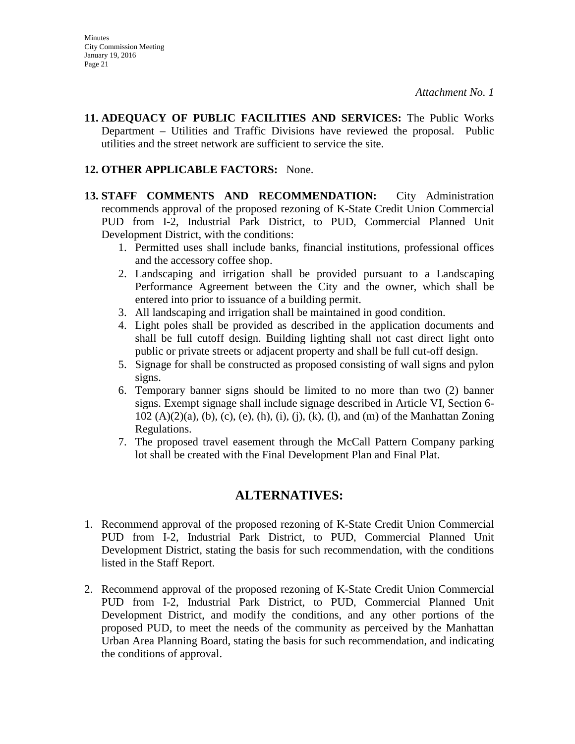*Attachment No. 1*

**11. ADEQUACY OF PUBLIC FACILITIES AND SERVICES:** The Public Works Department – Utilities and Traffic Divisions have reviewed the proposal. Public utilities and the street network are sufficient to service the site.

**12. OTHER APPLICABLE FACTORS:** None.

**13. STAFF COMMENTS AND RECOMMENDATION:** City Administration recommends approval of the proposed rezoning of K-State Credit Union Commercial PUD from I-2, Industrial Park District, to PUD, Commercial Planned Unit Development District, with the conditions:

1. Permitted uses shall include banks, financial institutions, professional offices and the accessory coffee shop.
2. Landscaping and irrigation shall be provided pursuant to a Landscaping Performance Agreement between the City and the owner, which shall be entered into prior to issuance of a building permit.
3. All landscaping and irrigation shall be maintained in good condition.
4. Light poles shall be provided as described in the application documents and shall be full cutoff design. Building lighting shall not cast direct light onto public or private streets or adjacent property and shall be full cut-off design.
5. Signage for shall be constructed as proposed consisting of wall signs and pylon signs.
6. Temporary banner signs should be limited to no more than two (2) banner signs. Exempt signage shall include signage described in Article VI, Section 6-102 (A)(2)(a), (b), (c), (e), (h), (i), (j), (k), (l), and (m) of the Manhattan Zoning Regulations.
7. The proposed travel easement through the McCall Pattern Company parking lot shall be created with the Final Development Plan and Final Plat.

## ALTERNATIVES:

1. Recommend approval of the proposed rezoning of K-State Credit Union Commercial PUD from I-2, Industrial Park District, to PUD, Commercial Planned Unit Development District, stating the basis for such recommendation, with the conditions listed in the Staff Report.

2. Recommend approval of the proposed rezoning of K-State Credit Union Commercial PUD from I-2, Industrial Park District, to PUD, Commercial Planned Unit Development District, and modify the conditions, and any other portions of the proposed PUD, to meet the needs of the community as perceived by the Manhattan Urban Area Planning Board, stating the basis for such recommendation, and indicating the conditions of approval.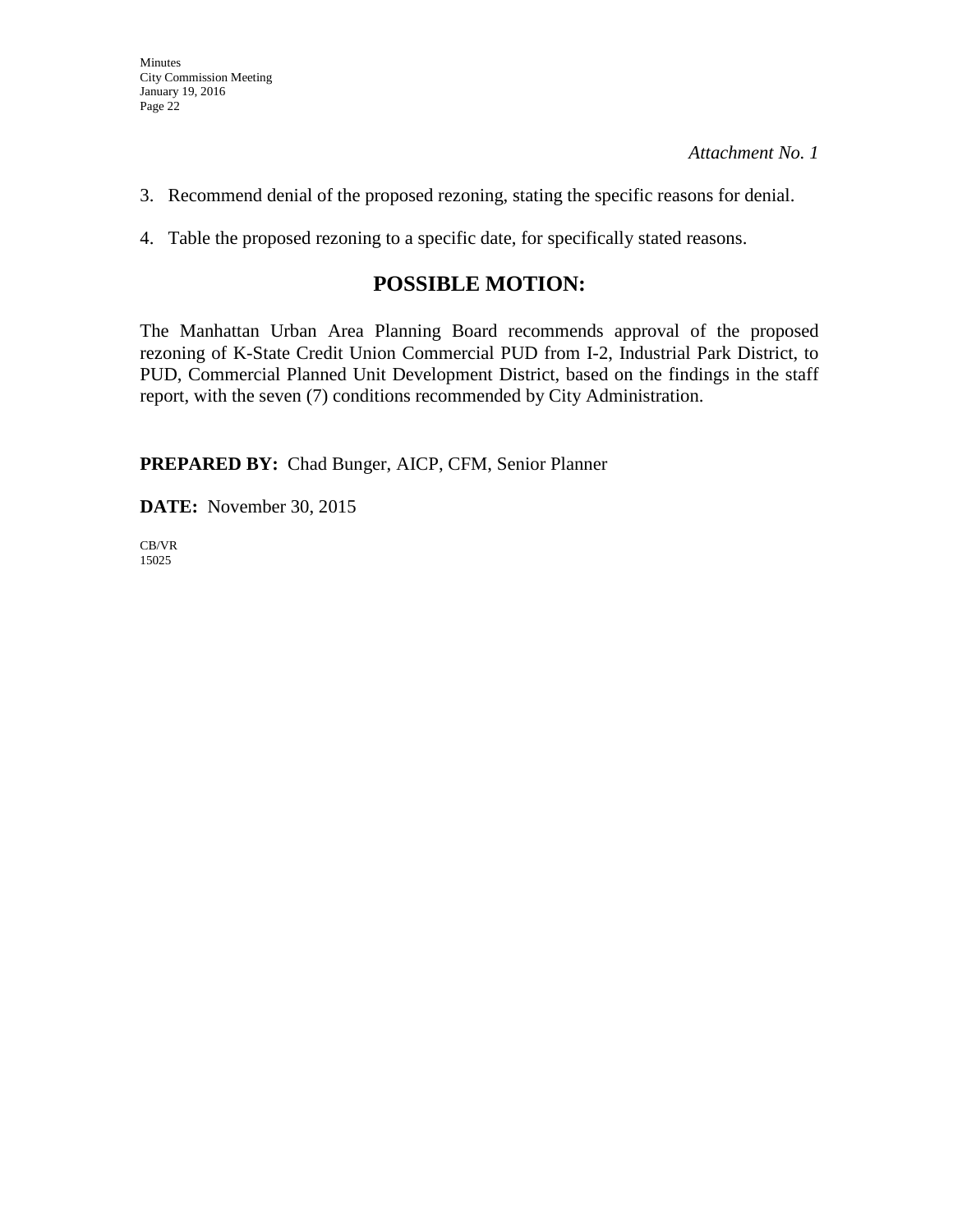*Attachment No. 1*

3. Recommend denial of the proposed rezoning, stating the specific reasons for denial.

4. Table the proposed rezoning to a specific date, for specifically stated reasons.

## POSSIBLE MOTION:

The Manhattan Urban Area Planning Board recommends approval of the proposed rezoning of K-State Credit Union Commercial PUD from I-2, Industrial Park District, to PUD, Commercial Planned Unit Development District, based on the findings in the staff report, with the seven (7) conditions recommended by City Administration.

**PREPARED BY:** Chad Bunger, AICP, CFM, Senior Planner

**DATE:** November 30, 2015

CB/VR
15025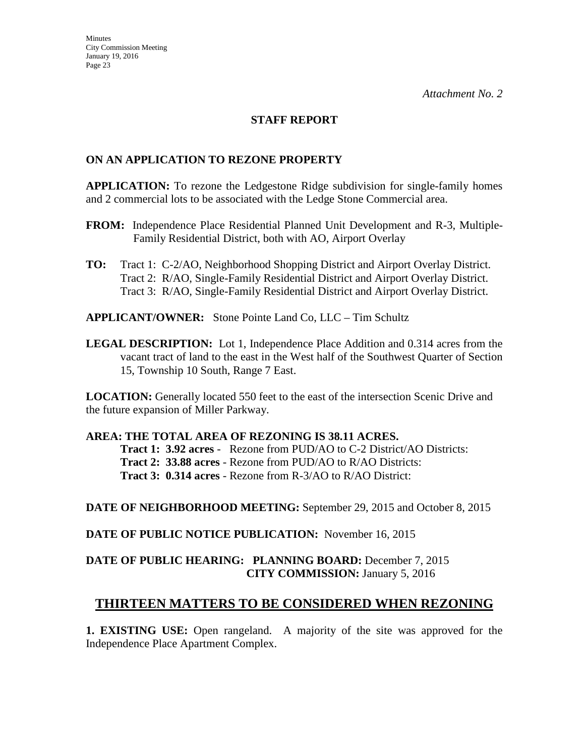*Attachment No. 2*

**STAFF REPORT**

**ON AN APPLICATION TO REZONE PROPERTY**

**APPLICATION:** To rezone the Ledgestone Ridge subdivision for single-family homes and 2 commercial lots to be associated with the Ledge Stone Commercial area.

**FROM:** Independence Place Residential Planned Unit Development and R-3, Multiple-Family Residential District, both with AO, Airport Overlay

**TO:** Tract 1: C-2/AO, Neighborhood Shopping District and Airport Overlay District.
Tract 2: R/AO, Single-Family Residential District and Airport Overlay District.
Tract 3: R/AO, Single-Family Residential District and Airport Overlay District.

**APPLICANT/OWNER:** Stone Pointe Land Co, LLC – Tim Schultz

**LEGAL DESCRIPTION:** Lot 1, Independence Place Addition and 0.314 acres from the vacant tract of land to the east in the West half of the Southwest Quarter of Section 15, Township 10 South, Range 7 East.

**LOCATION:** Generally located 550 feet to the east of the intersection Scenic Drive and the future expansion of Miller Parkway.

**AREA: THE TOTAL AREA OF REZONING IS 38.11 ACRES.**

**Tract 1: 3.92 acres** - Rezone from PUD/AO to C-2 District/AO Districts:
**Tract 2: 33.88 acres** - Rezone from PUD/AO to R/AO Districts:
**Tract 3: 0.314 acres** - Rezone from R-3/AO to R/AO District:

**DATE OF NEIGHBORHOOD MEETING:** September 29, 2015 and October 8, 2015

**DATE OF PUBLIC NOTICE PUBLICATION:** November 16, 2015

**DATE OF PUBLIC HEARING: PLANNING BOARD:** December 7, 2015
**CITY COMMISSION:** January 5, 2016

## THIRTEEN MATTERS TO BE CONSIDERED WHEN REZONING

**1. EXISTING USE:** Open rangeland. A majority of the site was approved for the Independence Place Apartment Complex.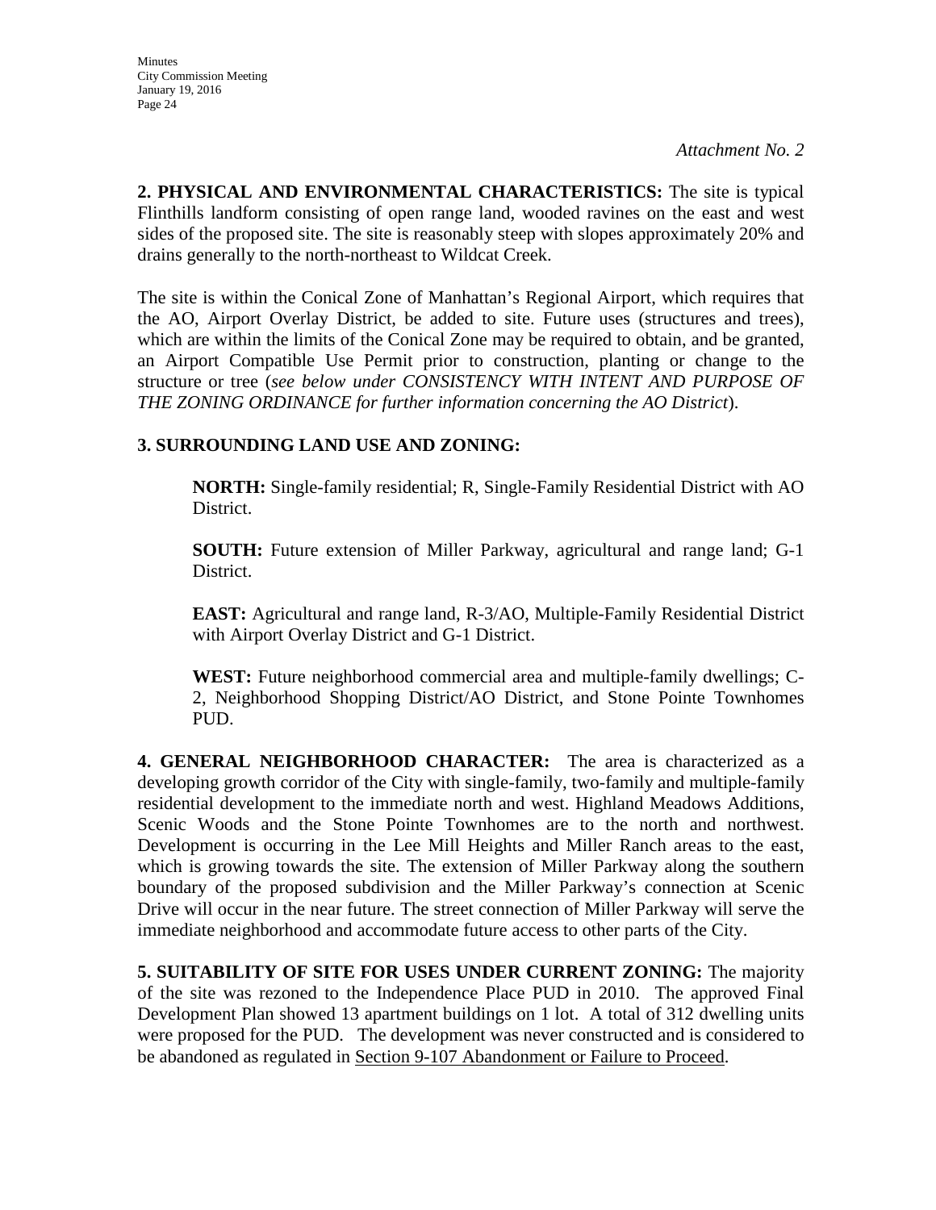*Attachment No. 2*

**2. PHYSICAL AND ENVIRONMENTAL CHARACTERISTICS:** The site is typical Flinthills landform consisting of open range land, wooded ravines on the east and west sides of the proposed site. The site is reasonably steep with slopes approximately 20% and drains generally to the north-northeast to Wildcat Creek.

The site is within the Conical Zone of Manhattan's Regional Airport, which requires that the AO, Airport Overlay District, be added to site. Future uses (structures and trees), which are within the limits of the Conical Zone may be required to obtain, and be granted, an Airport Compatible Use Permit prior to construction, planting or change to the structure or tree (*see below under CONSISTENCY WITH INTENT AND PURPOSE OF THE ZONING ORDINANCE for further information concerning the AO District*).

**3. SURROUNDING LAND USE AND ZONING:**

> **NORTH:** Single-family residential; R, Single-Family Residential District with AO District.
>
> **SOUTH:** Future extension of Miller Parkway, agricultural and range land; G-1 District.
>
> **EAST:** Agricultural and range land, R-3/AO, Multiple-Family Residential District with Airport Overlay District and G-1 District.
>
> **WEST:** Future neighborhood commercial area and multiple-family dwellings; C-2, Neighborhood Shopping District/AO District, and Stone Pointe Townhomes PUD.

**4. GENERAL NEIGHBORHOOD CHARACTER:** The area is characterized as a developing growth corridor of the City with single-family, two-family and multiple-family residential development to the immediate north and west. Highland Meadows Additions, Scenic Woods and the Stone Pointe Townhomes are to the north and northwest. Development is occurring in the Lee Mill Heights and Miller Ranch areas to the east, which is growing towards the site. The extension of Miller Parkway along the southern boundary of the proposed subdivision and the Miller Parkway's connection at Scenic Drive will occur in the near future. The street connection of Miller Parkway will serve the immediate neighborhood and accommodate future access to other parts of the City.

**5. SUITABILITY OF SITE FOR USES UNDER CURRENT ZONING:** The majority of the site was rezoned to the Independence Place PUD in 2010. The approved Final Development Plan showed 13 apartment buildings on 1 lot. A total of 312 dwelling units were proposed for the PUD. The development was never constructed and is considered to be abandoned as regulated in Section 9-107 Abandonment or Failure to Proceed.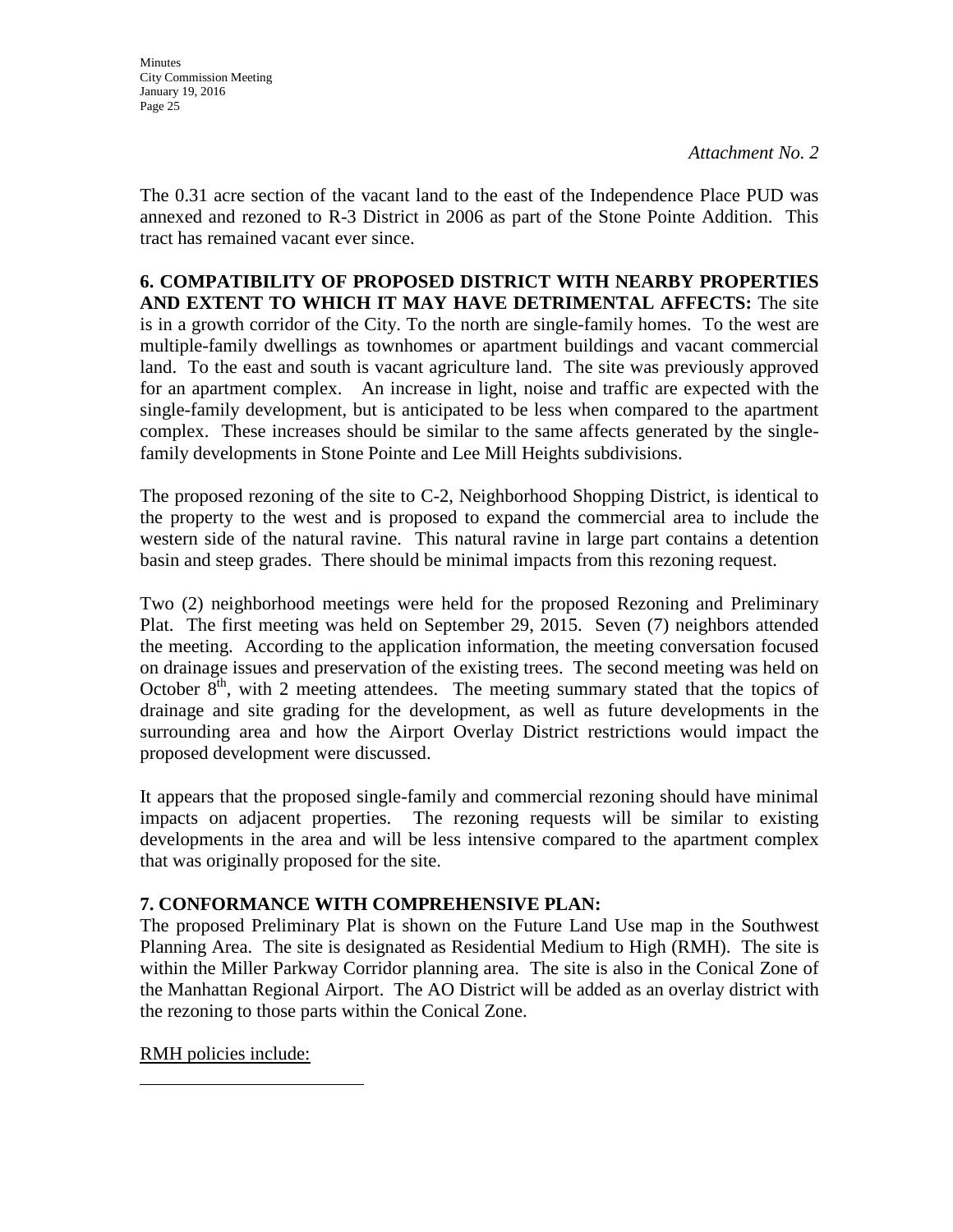*Attachment No. 2*

The 0.31 acre section of the vacant land to the east of the Independence Place PUD was annexed and rezoned to R-3 District in 2006 as part of the Stone Pointe Addition. This tract has remained vacant ever since.

**6. COMPATIBILITY OF PROPOSED DISTRICT WITH NEARBY PROPERTIES AND EXTENT TO WHICH IT MAY HAVE DETRIMENTAL AFFECTS:** The site is in a growth corridor of the City. To the north are single-family homes. To the west are multiple-family dwellings as townhomes or apartment buildings and vacant commercial land. To the east and south is vacant agriculture land. The site was previously approved for an apartment complex. An increase in light, noise and traffic are expected with the single-family development, but is anticipated to be less when compared to the apartment complex. These increases should be similar to the same affects generated by the single-family developments in Stone Pointe and Lee Mill Heights subdivisions.

The proposed rezoning of the site to C-2, Neighborhood Shopping District, is identical to the property to the west and is proposed to expand the commercial area to include the western side of the natural ravine. This natural ravine in large part contains a detention basin and steep grades. There should be minimal impacts from this rezoning request.

Two (2) neighborhood meetings were held for the proposed Rezoning and Preliminary Plat. The first meeting was held on September 29, 2015. Seven (7) neighbors attended the meeting. According to the application information, the meeting conversation focused on drainage issues and preservation of the existing trees. The second meeting was held on October 8th, with 2 meeting attendees. The meeting summary stated that the topics of drainage and site grading for the development, as well as future developments in the surrounding area and how the Airport Overlay District restrictions would impact the proposed development were discussed.

It appears that the proposed single-family and commercial rezoning should have minimal impacts on adjacent properties. The rezoning requests will be similar to existing developments in the area and will be less intensive compared to the apartment complex that was originally proposed for the site.

**7. CONFORMANCE WITH COMPREHENSIVE PLAN:**
The proposed Preliminary Plat is shown on the Future Land Use map in the Southwest Planning Area. The site is designated as Residential Medium to High (RMH). The site is within the Miller Parkway Corridor planning area. The site is also in the Conical Zone of the Manhattan Regional Airport. The AO District will be added as an overlay district with the rezoning to those parts within the Conical Zone.

RMH policies include: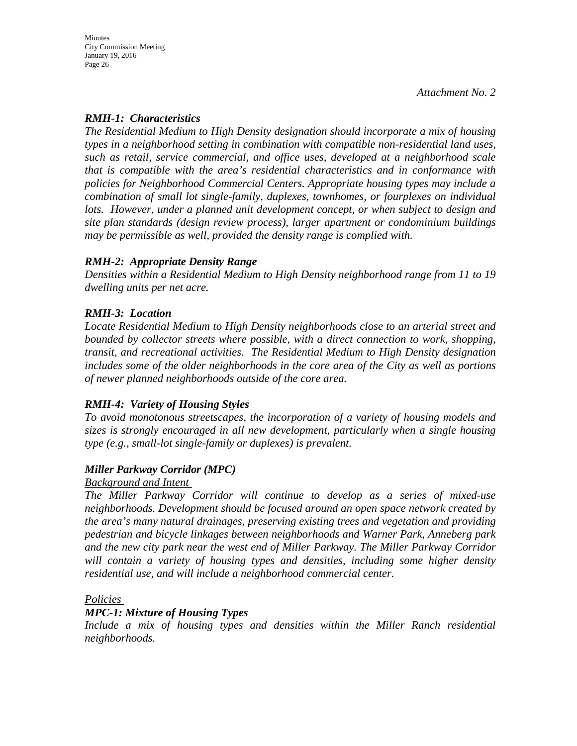*Attachment No. 2*

***RMH-1: Characteristics***

*The Residential Medium to High Density designation should incorporate a mix of housing types in a neighborhood setting in combination with compatible non-residential land uses, such as retail, service commercial, and office uses, developed at a neighborhood scale that is compatible with the area's residential characteristics and in conformance with policies for Neighborhood Commercial Centers. Appropriate housing types may include a combination of small lot single-family, duplexes, townhomes, or fourplexes on individual lots. However, under a planned unit development concept, or when subject to design and site plan standards (design review process), larger apartment or condominium buildings may be permissible as well, provided the density range is complied with.*

***RMH-2: Appropriate Density Range***

*Densities within a Residential Medium to High Density neighborhood range from 11 to 19 dwelling units per net acre.*

***RMH-3: Location***

*Locate Residential Medium to High Density neighborhoods close to an arterial street and bounded by collector streets where possible, with a direct connection to work, shopping, transit, and recreational activities. The Residential Medium to High Density designation includes some of the older neighborhoods in the core area of the City as well as portions of newer planned neighborhoods outside of the core area.*

***RMH-4: Variety of Housing Styles***

*To avoid monotonous streetscapes, the incorporation of a variety of housing models and sizes is strongly encouraged in all new development, particularly when a single housing type (e.g., small-lot single-family or duplexes) is prevalent.*

***Miller Parkway Corridor (MPC)***

*Background and Intent*

*The Miller Parkway Corridor will continue to develop as a series of mixed-use neighborhoods. Development should be focused around an open space network created by the area's many natural drainages, preserving existing trees and vegetation and providing pedestrian and bicycle linkages between neighborhoods and Warner Park, Anneberg park and the new city park near the west end of Miller Parkway. The Miller Parkway Corridor will contain a variety of housing types and densities, including some higher density residential use, and will include a neighborhood commercial center.*

*Policies*

***MPC-1: Mixture of Housing Types***

*Include a mix of housing types and densities within the Miller Ranch residential neighborhoods.*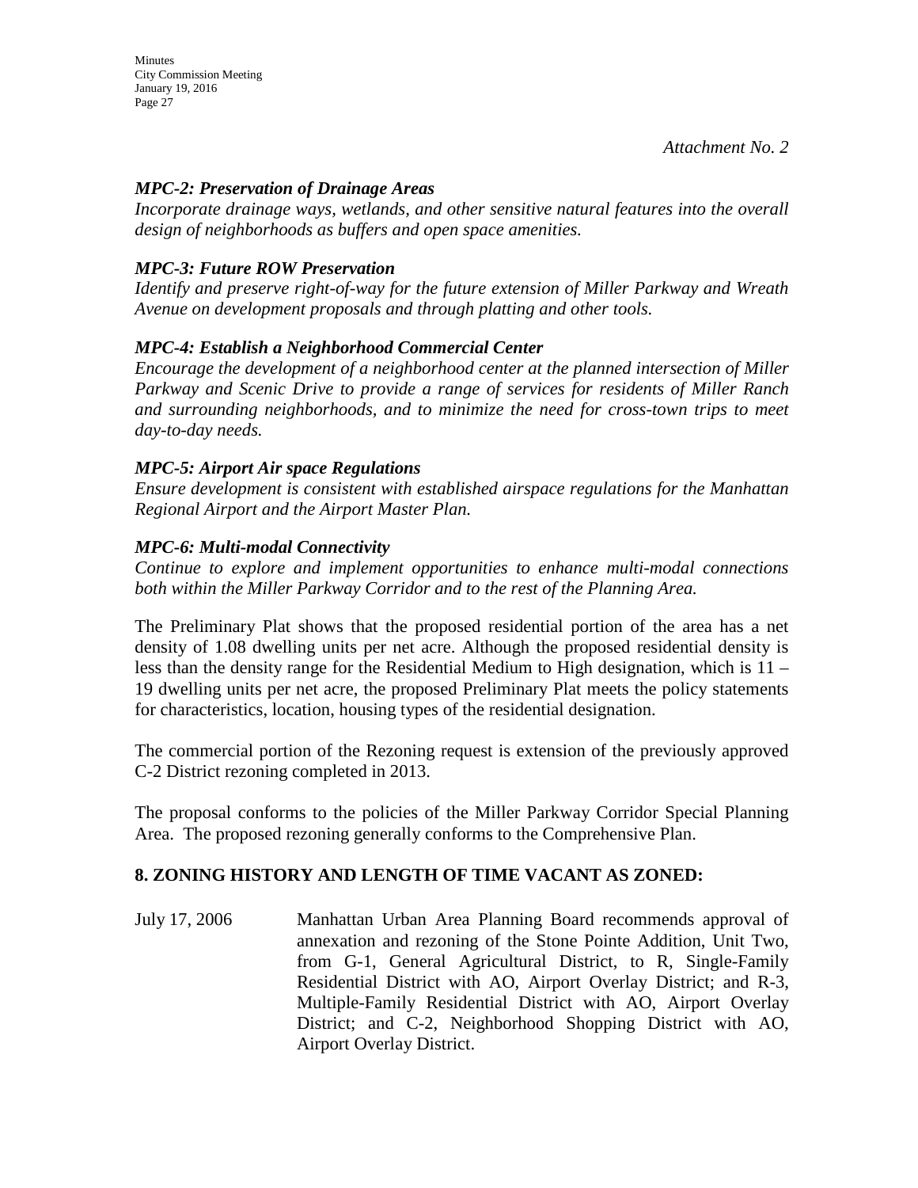*Attachment No. 2*

***MPC-2: Preservation of Drainage Areas***
*Incorporate drainage ways, wetlands, and other sensitive natural features into the overall design of neighborhoods as buffers and open space amenities.*

***MPC-3: Future ROW Preservation***
*Identify and preserve right-of-way for the future extension of Miller Parkway and Wreath Avenue on development proposals and through platting and other tools.*

***MPC-4: Establish a Neighborhood Commercial Center***
*Encourage the development of a neighborhood center at the planned intersection of Miller Parkway and Scenic Drive to provide a range of services for residents of Miller Ranch and surrounding neighborhoods, and to minimize the need for cross-town trips to meet day-to-day needs.*

***MPC-5: Airport Air space Regulations***
*Ensure development is consistent with established airspace regulations for the Manhattan Regional Airport and the Airport Master Plan.*

***MPC-6: Multi-modal Connectivity***
*Continue to explore and implement opportunities to enhance multi-modal connections both within the Miller Parkway Corridor and to the rest of the Planning Area.*

The Preliminary Plat shows that the proposed residential portion of the area has a net density of 1.08 dwelling units per net acre. Although the proposed residential density is less than the density range for the Residential Medium to High designation, which is 11 – 19 dwelling units per net acre, the proposed Preliminary Plat meets the policy statements for characteristics, location, housing types of the residential designation.

The commercial portion of the Rezoning request is extension of the previously approved C-2 District rezoning completed in 2013.

The proposal conforms to the policies of the Miller Parkway Corridor Special Planning Area. The proposed rezoning generally conforms to the Comprehensive Plan.

## 8. ZONING HISTORY AND LENGTH OF TIME VACANT AS ZONED:

July 17, 2006 — Manhattan Urban Area Planning Board recommends approval of annexation and rezoning of the Stone Pointe Addition, Unit Two, from G-1, General Agricultural District, to R, Single-Family Residential District with AO, Airport Overlay District; and R-3, Multiple-Family Residential District with AO, Airport Overlay District; and C-2, Neighborhood Shopping District with AO, Airport Overlay District.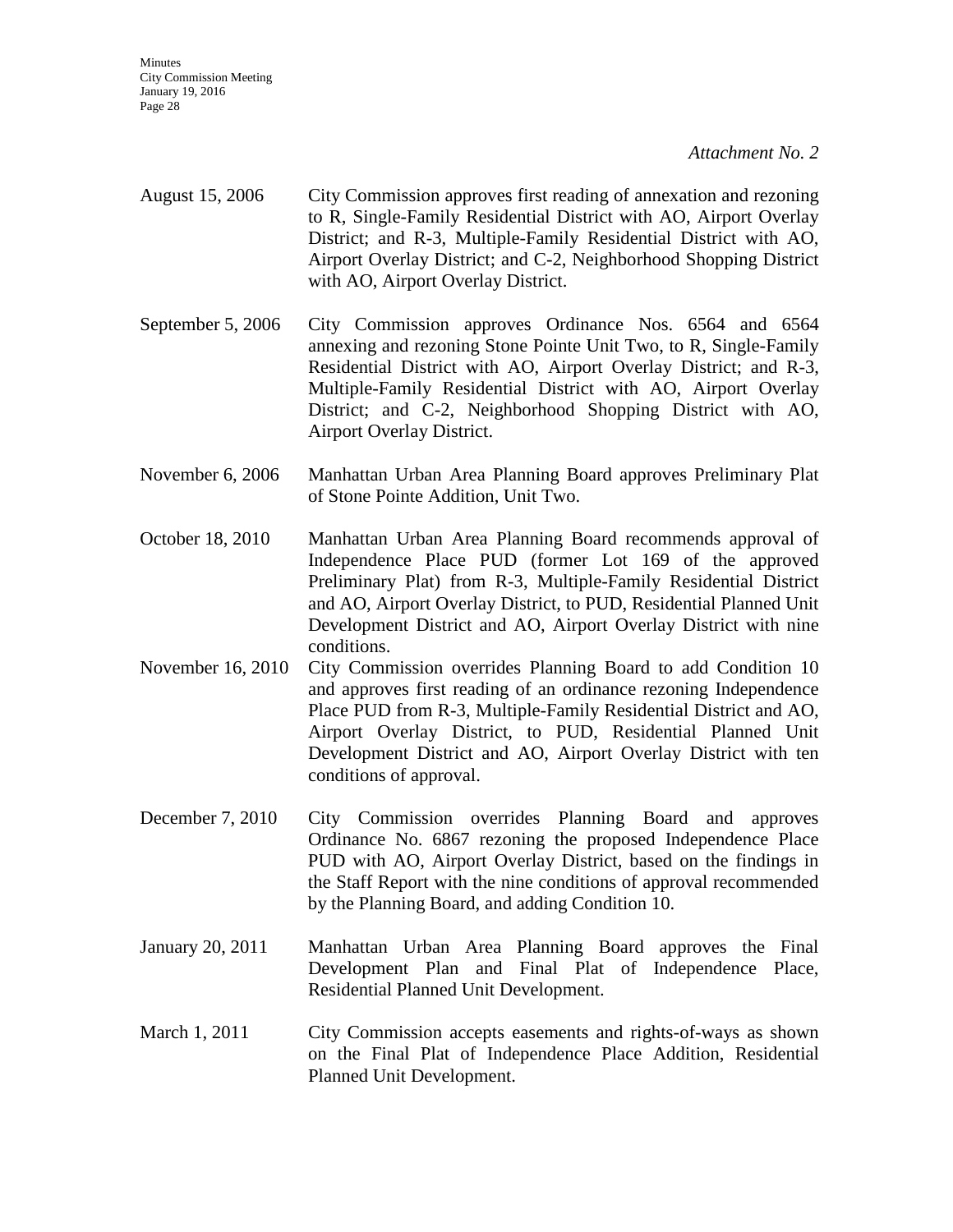*Attachment No. 2*

August 15, 2006 City Commission approves first reading of annexation and rezoning to R, Single-Family Residential District with AO, Airport Overlay District; and R-3, Multiple-Family Residential District with AO, Airport Overlay District; and C-2, Neighborhood Shopping District with AO, Airport Overlay District.

September 5, 2006 City Commission approves Ordinance Nos. 6564 and 6564 annexing and rezoning Stone Pointe Unit Two, to R, Single-Family Residential District with AO, Airport Overlay District; and R-3, Multiple-Family Residential District with AO, Airport Overlay District; and C-2, Neighborhood Shopping District with AO, Airport Overlay District.

November 6, 2006 Manhattan Urban Area Planning Board approves Preliminary Plat of Stone Pointe Addition, Unit Two.

October 18, 2010 Manhattan Urban Area Planning Board recommends approval of Independence Place PUD (former Lot 169 of the approved Preliminary Plat) from R-3, Multiple-Family Residential District and AO, Airport Overlay District, to PUD, Residential Planned Unit Development District and AO, Airport Overlay District with nine conditions.

November 16, 2010 City Commission overrides Planning Board to add Condition 10 and approves first reading of an ordinance rezoning Independence Place PUD from R-3, Multiple-Family Residential District and AO, Airport Overlay District, to PUD, Residential Planned Unit Development District and AO, Airport Overlay District with ten conditions of approval.

December 7, 2010 City Commission overrides Planning Board and approves Ordinance No. 6867 rezoning the proposed Independence Place PUD with AO, Airport Overlay District, based on the findings in the Staff Report with the nine conditions of approval recommended by the Planning Board, and adding Condition 10.

January 20, 2011 Manhattan Urban Area Planning Board approves the Final Development Plan and Final Plat of Independence Place, Residential Planned Unit Development.

March 1, 2011 City Commission accepts easements and rights-of-ways as shown on the Final Plat of Independence Place Addition, Residential Planned Unit Development.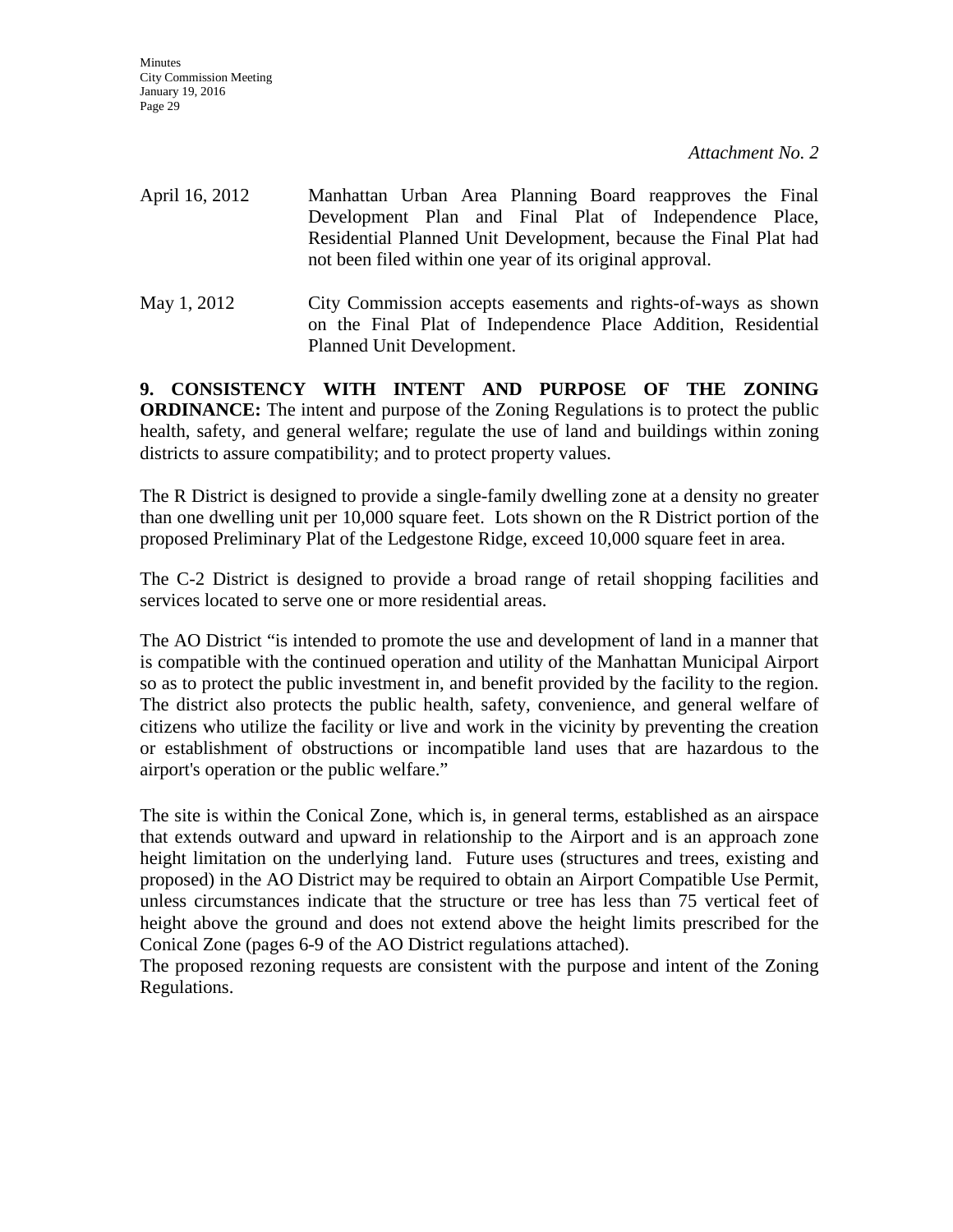*Attachment No. 2*

April 16, 2012 Manhattan Urban Area Planning Board reapproves the Final Development Plan and Final Plat of Independence Place, Residential Planned Unit Development, because the Final Plat had not been filed within one year of its original approval.

May 1, 2012 City Commission accepts easements and rights-of-ways as shown on the Final Plat of Independence Place Addition, Residential Planned Unit Development.

**9. CONSISTENCY WITH INTENT AND PURPOSE OF THE ZONING ORDINANCE:** The intent and purpose of the Zoning Regulations is to protect the public health, safety, and general welfare; regulate the use of land and buildings within zoning districts to assure compatibility; and to protect property values.

The R District is designed to provide a single-family dwelling zone at a density no greater than one dwelling unit per 10,000 square feet. Lots shown on the R District portion of the proposed Preliminary Plat of the Ledgestone Ridge, exceed 10,000 square feet in area.

The C-2 District is designed to provide a broad range of retail shopping facilities and services located to serve one or more residential areas.

The AO District "is intended to promote the use and development of land in a manner that is compatible with the continued operation and utility of the Manhattan Municipal Airport so as to protect the public investment in, and benefit provided by the facility to the region. The district also protects the public health, safety, convenience, and general welfare of citizens who utilize the facility or live and work in the vicinity by preventing the creation or establishment of obstructions or incompatible land uses that are hazardous to the airport's operation or the public welfare."

The site is within the Conical Zone, which is, in general terms, established as an airspace that extends outward and upward in relationship to the Airport and is an approach zone height limitation on the underlying land. Future uses (structures and trees, existing and proposed) in the AO District may be required to obtain an Airport Compatible Use Permit, unless circumstances indicate that the structure or tree has less than 75 vertical feet of height above the ground and does not extend above the height limits prescribed for the Conical Zone (pages 6-9 of the AO District regulations attached).

The proposed rezoning requests are consistent with the purpose and intent of the Zoning Regulations.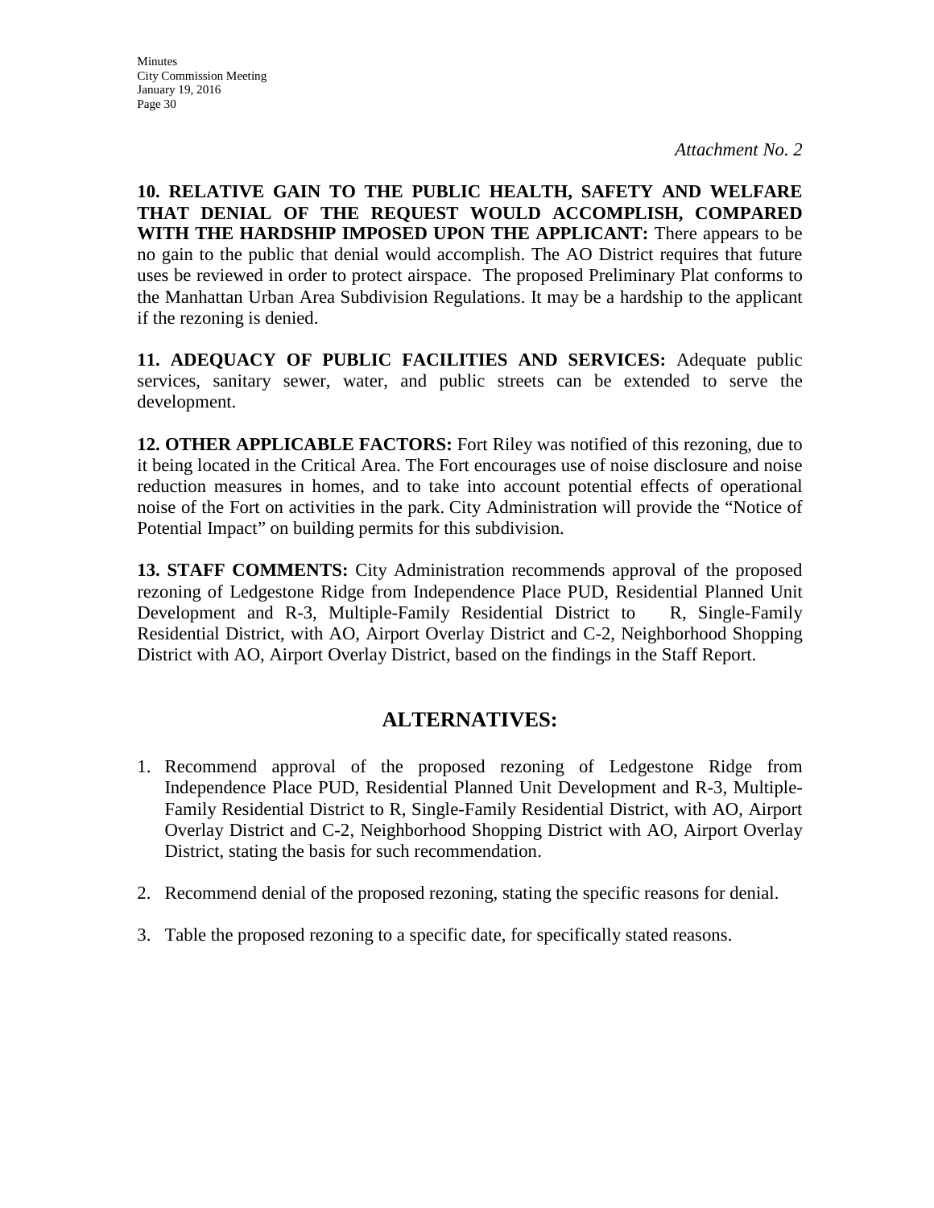*Attachment No. 2*

**10. RELATIVE GAIN TO THE PUBLIC HEALTH, SAFETY AND WELFARE THAT DENIAL OF THE REQUEST WOULD ACCOMPLISH, COMPARED WITH THE HARDSHIP IMPOSED UPON THE APPLICANT:** There appears to be no gain to the public that denial would accomplish. The AO District requires that future uses be reviewed in order to protect airspace. The proposed Preliminary Plat conforms to the Manhattan Urban Area Subdivision Regulations. It may be a hardship to the applicant if the rezoning is denied.

**11. ADEQUACY OF PUBLIC FACILITIES AND SERVICES:** Adequate public services, sanitary sewer, water, and public streets can be extended to serve the development.

**12. OTHER APPLICABLE FACTORS:** Fort Riley was notified of this rezoning, due to it being located in the Critical Area. The Fort encourages use of noise disclosure and noise reduction measures in homes, and to take into account potential effects of operational noise of the Fort on activities in the park. City Administration will provide the "Notice of Potential Impact" on building permits for this subdivision.

**13. STAFF COMMENTS:** City Administration recommends approval of the proposed rezoning of Ledgestone Ridge from Independence Place PUD, Residential Planned Unit Development and R-3, Multiple-Family Residential District to R, Single-Family Residential District, with AO, Airport Overlay District and C-2, Neighborhood Shopping District with AO, Airport Overlay District, based on the findings in the Staff Report.

## ALTERNATIVES:

1. Recommend approval of the proposed rezoning of Ledgestone Ridge from Independence Place PUD, Residential Planned Unit Development and R-3, Multiple-Family Residential District to R, Single-Family Residential District, with AO, Airport Overlay District and C-2, Neighborhood Shopping District with AO, Airport Overlay District, stating the basis for such recommendation.

2. Recommend denial of the proposed rezoning, stating the specific reasons for denial.

3. Table the proposed rezoning to a specific date, for specifically stated reasons.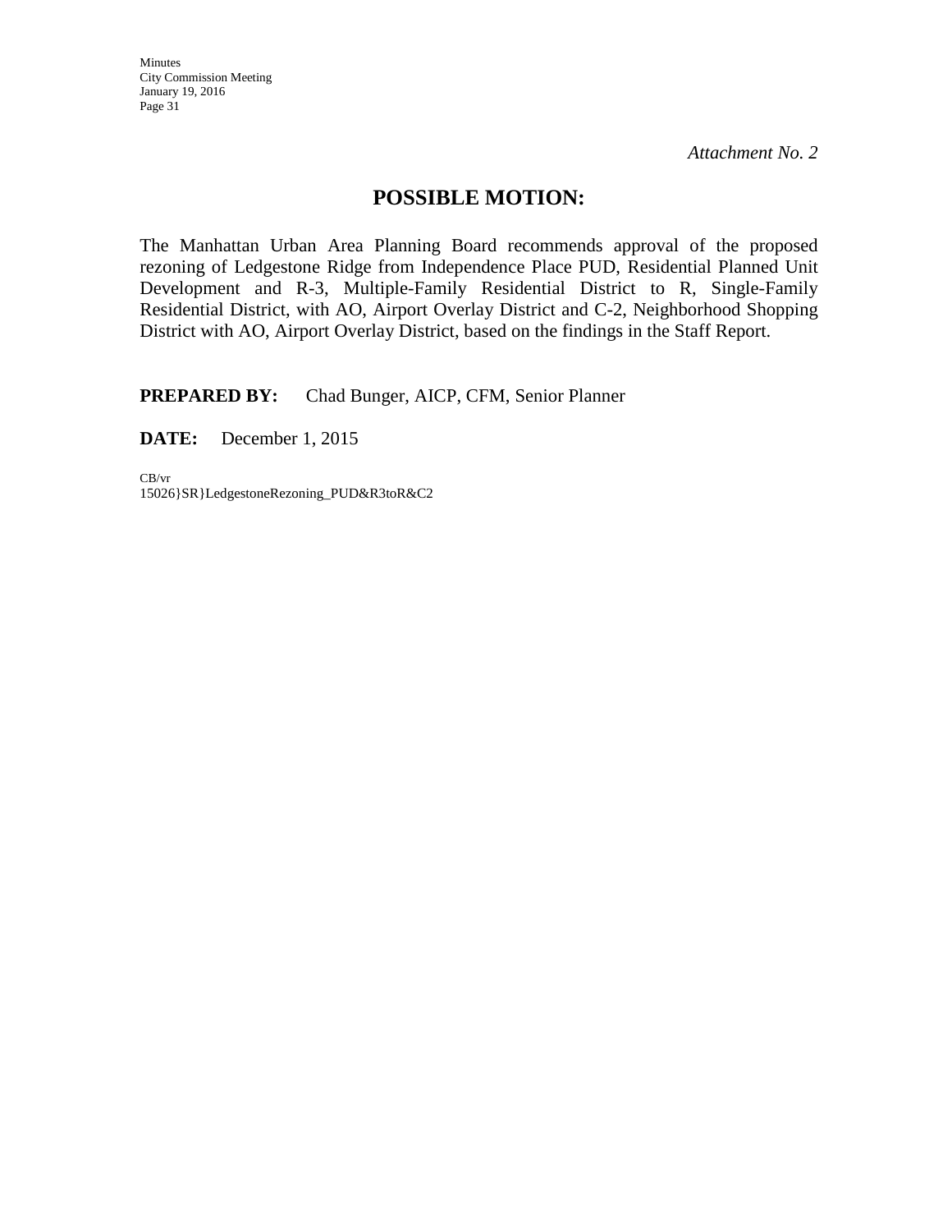*Attachment No. 2*

## POSSIBLE MOTION:

The Manhattan Urban Area Planning Board recommends approval of the proposed rezoning of Ledgestone Ridge from Independence Place PUD, Residential Planned Unit Development and R-3, Multiple-Family Residential District to R, Single-Family Residential District, with AO, Airport Overlay District and C-2, Neighborhood Shopping District with AO, Airport Overlay District, based on the findings in the Staff Report.

**PREPARED BY:** Chad Bunger, AICP, CFM, Senior Planner

**DATE:** December 1, 2015

CB/vr
15026}SR}LedgestoneRezoning_PUD&R3toR&C2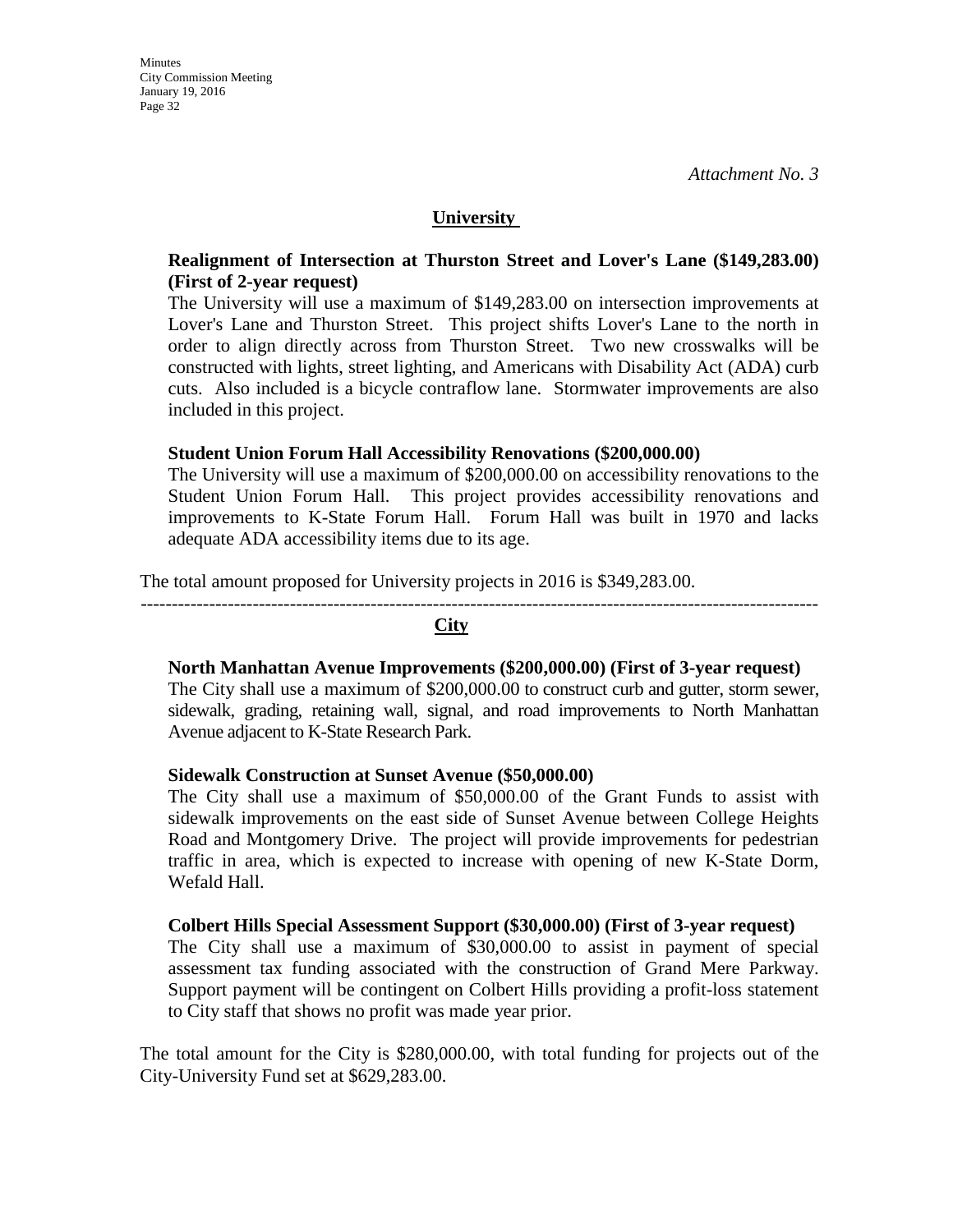*Attachment No. 3*

## University

**Realignment of Intersection at Thurston Street and Lover's Lane ($149,283.00) (First of 2-year request)**

The University will use a maximum of $149,283.00 on intersection improvements at Lover's Lane and Thurston Street. This project shifts Lover's Lane to the north in order to align directly across from Thurston Street. Two new crosswalks will be constructed with lights, street lighting, and Americans with Disability Act (ADA) curb cuts. Also included is a bicycle contraflow lane. Stormwater improvements are also included in this project.

**Student Union Forum Hall Accessibility Renovations ($200,000.00)**

The University will use a maximum of $200,000.00 on accessibility renovations to the Student Union Forum Hall. This project provides accessibility renovations and improvements to K-State Forum Hall. Forum Hall was built in 1970 and lacks adequate ADA accessibility items due to its age.

The total amount proposed for University projects in 2016 is $349,283.00.

---

## City

**North Manhattan Avenue Improvements ($200,000.00) (First of 3-year request)**

The City shall use a maximum of $200,000.00 to construct curb and gutter, storm sewer, sidewalk, grading, retaining wall, signal, and road improvements to North Manhattan Avenue adjacent to K-State Research Park.

**Sidewalk Construction at Sunset Avenue ($50,000.00)**

The City shall use a maximum of $50,000.00 of the Grant Funds to assist with sidewalk improvements on the east side of Sunset Avenue between College Heights Road and Montgomery Drive. The project will provide improvements for pedestrian traffic in area, which is expected to increase with opening of new K-State Dorm, Wefald Hall.

**Colbert Hills Special Assessment Support ($30,000.00) (First of 3-year request)**

The City shall use a maximum of $30,000.00 to assist in payment of special assessment tax funding associated with the construction of Grand Mere Parkway. Support payment will be contingent on Colbert Hills providing a profit-loss statement to City staff that shows no profit was made year prior.

The total amount for the City is $280,000.00, with total funding for projects out of the City-University Fund set at $629,283.00.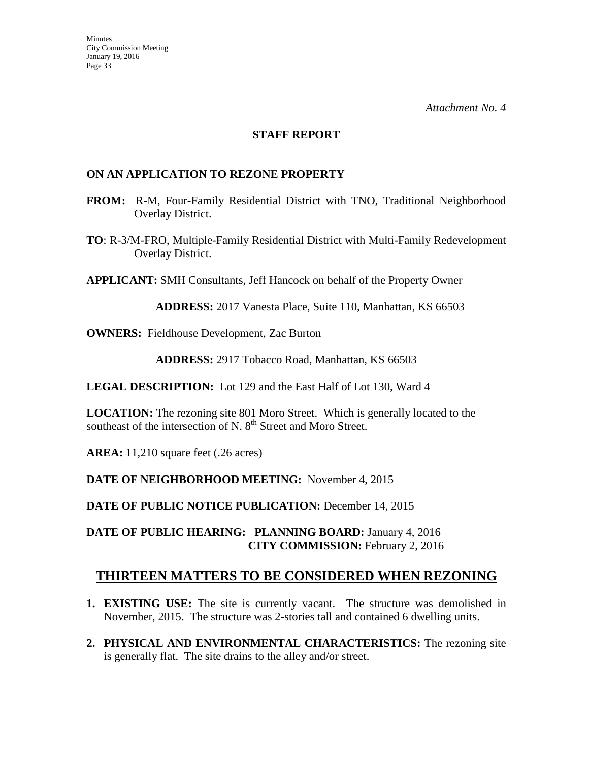*Attachment No. 4*

**STAFF REPORT**

**ON AN APPLICATION TO REZONE PROPERTY**

**FROM:** R-M, Four-Family Residential District with TNO, Traditional Neighborhood Overlay District.

**TO**: R-3/M-FRO, Multiple-Family Residential District with Multi-Family Redevelopment Overlay District.

**APPLICANT:** SMH Consultants, Jeff Hancock on behalf of the Property Owner

**ADDRESS:** 2017 Vanesta Place, Suite 110, Manhattan, KS 66503

**OWNERS:** Fieldhouse Development, Zac Burton

**ADDRESS:** 2917 Tobacco Road, Manhattan, KS 66503

**LEGAL DESCRIPTION:** Lot 129 and the East Half of Lot 130, Ward 4

**LOCATION:** The rezoning site 801 Moro Street. Which is generally located to the southeast of the intersection of N. 8th Street and Moro Street.

**AREA:** 11,210 square feet (.26 acres)

**DATE OF NEIGHBORHOOD MEETING:** November 4, 2015

**DATE OF PUBLIC NOTICE PUBLICATION:** December 14, 2015

**DATE OF PUBLIC HEARING: PLANNING BOARD:** January 4, 2016
**CITY COMMISSION:** February 2, 2016

## THIRTEEN MATTERS TO BE CONSIDERED WHEN REZONING

1. **EXISTING USE:** The site is currently vacant. The structure was demolished in November, 2015. The structure was 2-stories tall and contained 6 dwelling units.

2. **PHYSICAL AND ENVIRONMENTAL CHARACTERISTICS:** The rezoning site is generally flat. The site drains to the alley and/or street.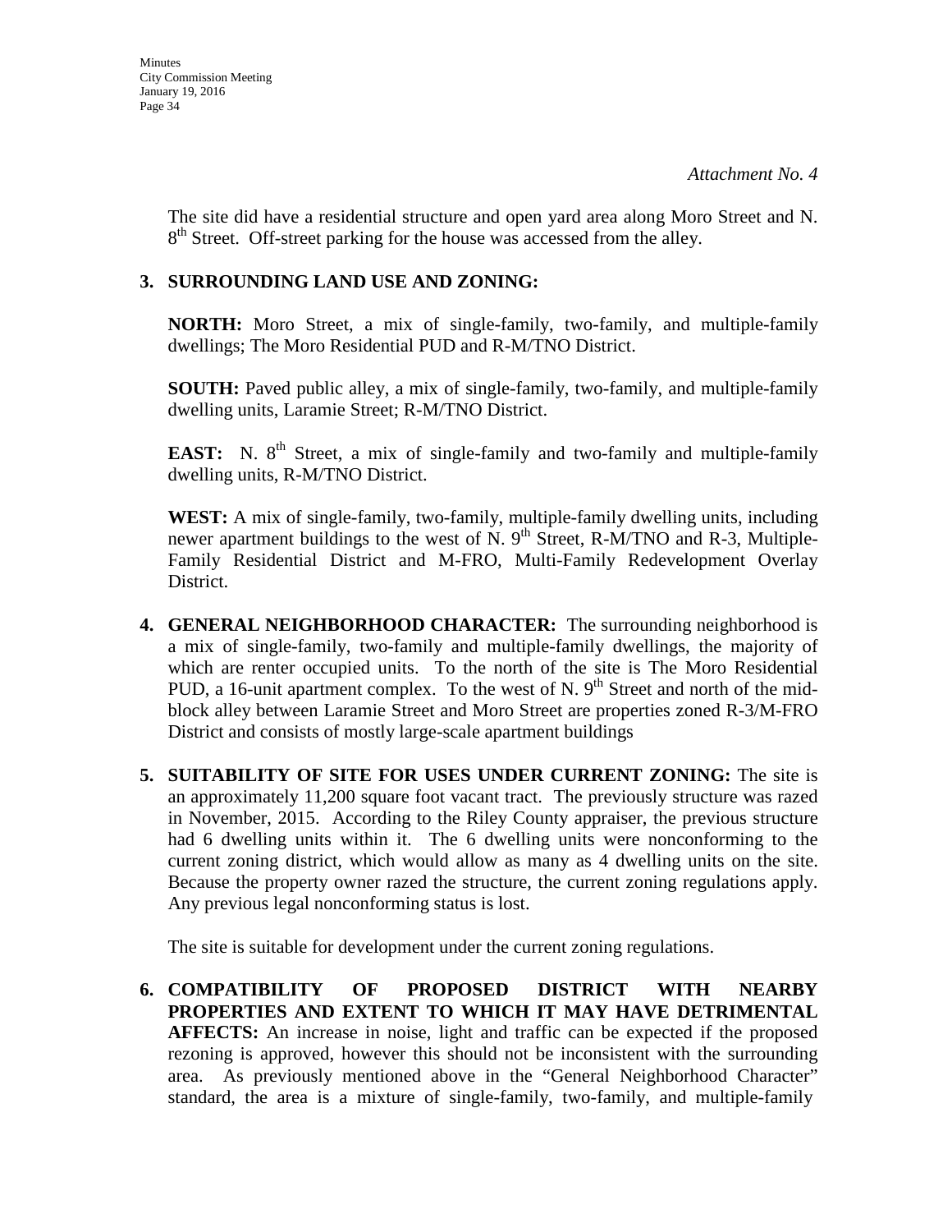*Attachment No. 4*

The site did have a residential structure and open yard area along Moro Street and N. 8th Street. Off-street parking for the house was accessed from the alley.

**3. SURROUNDING LAND USE AND ZONING:**

**NORTH:** Moro Street, a mix of single-family, two-family, and multiple-family dwellings; The Moro Residential PUD and R-M/TNO District.

**SOUTH:** Paved public alley, a mix of single-family, two-family, and multiple-family dwelling units, Laramie Street; R-M/TNO District.

**EAST:** N. 8th Street, a mix of single-family and two-family and multiple-family dwelling units, R-M/TNO District.

**WEST:** A mix of single-family, two-family, multiple-family dwelling units, including newer apartment buildings to the west of N. 9th Street, R-M/TNO and R-3, Multiple-Family Residential District and M-FRO, Multi-Family Redevelopment Overlay District.

**4. GENERAL NEIGHBORHOOD CHARACTER:** The surrounding neighborhood is a mix of single-family, two-family and multiple-family dwellings, the majority of which are renter occupied units. To the north of the site is The Moro Residential PUD, a 16-unit apartment complex. To the west of N. 9th Street and north of the mid-block alley between Laramie Street and Moro Street are properties zoned R-3/M-FRO District and consists of mostly large-scale apartment buildings

**5. SUITABILITY OF SITE FOR USES UNDER CURRENT ZONING:** The site is an approximately 11,200 square foot vacant tract. The previously structure was razed in November, 2015. According to the Riley County appraiser, the previous structure had 6 dwelling units within it. The 6 dwelling units were nonconforming to the current zoning district, which would allow as many as 4 dwelling units on the site. Because the property owner razed the structure, the current zoning regulations apply. Any previous legal nonconforming status is lost.

The site is suitable for development under the current zoning regulations.

**6. COMPATIBILITY OF PROPOSED DISTRICT WITH NEARBY PROPERTIES AND EXTENT TO WHICH IT MAY HAVE DETRIMENTAL AFFECTS:** An increase in noise, light and traffic can be expected if the proposed rezoning is approved, however this should not be inconsistent with the surrounding area. As previously mentioned above in the "General Neighborhood Character" standard, the area is a mixture of single-family, two-family, and multiple-family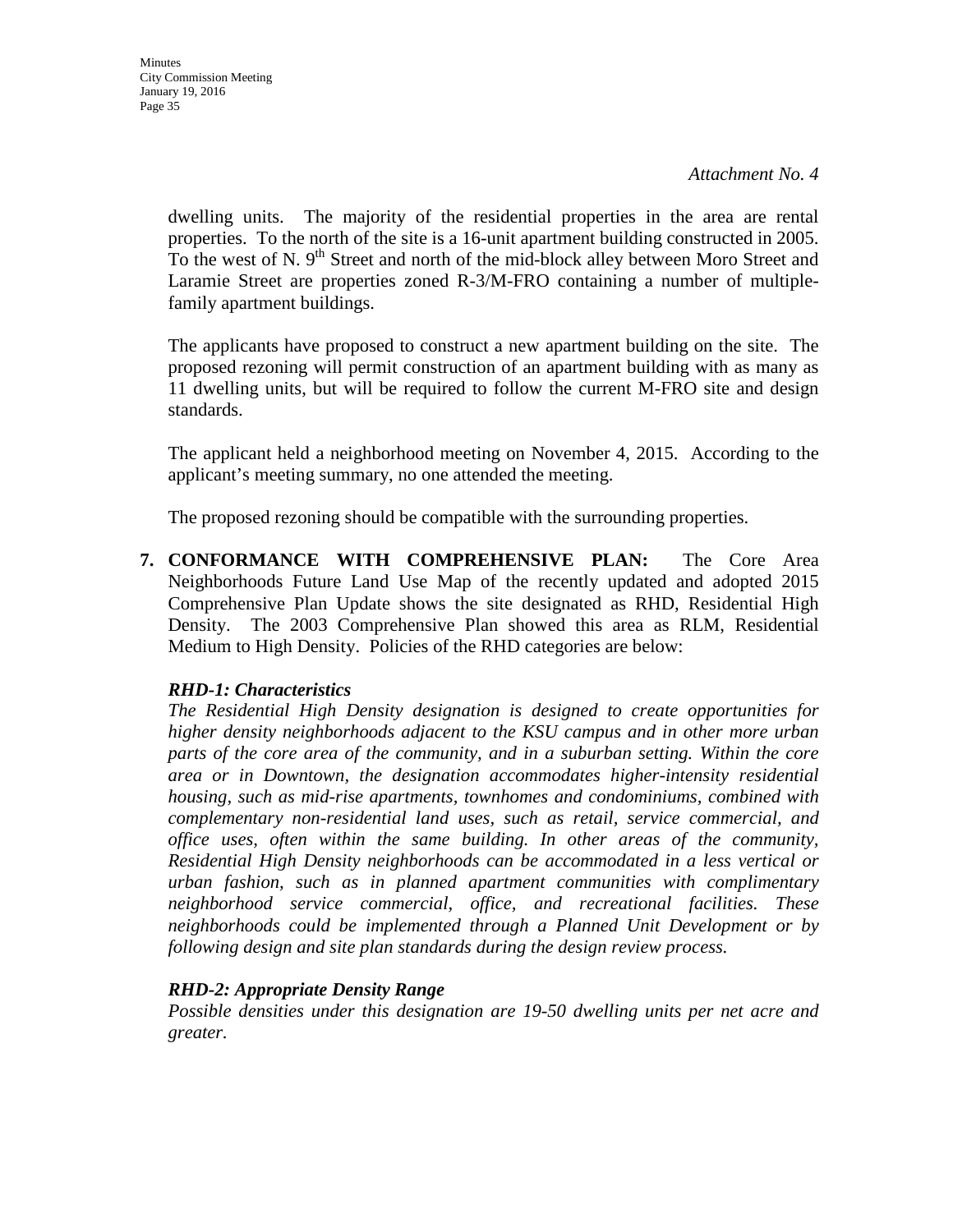*Attachment No. 4*

dwelling units. The majority of the residential properties in the area are rental properties. To the north of the site is a 16-unit apartment building constructed in 2005. To the west of N. 9th Street and north of the mid-block alley between Moro Street and Laramie Street are properties zoned R-3/M-FRO containing a number of multiple-family apartment buildings.

The applicants have proposed to construct a new apartment building on the site. The proposed rezoning will permit construction of an apartment building with as many as 11 dwelling units, but will be required to follow the current M-FRO site and design standards.

The applicant held a neighborhood meeting on November 4, 2015. According to the applicant's meeting summary, no one attended the meeting.

The proposed rezoning should be compatible with the surrounding properties.

**7. CONFORMANCE WITH COMPREHENSIVE PLAN:** The Core Area Neighborhoods Future Land Use Map of the recently updated and adopted 2015 Comprehensive Plan Update shows the site designated as RHD, Residential High Density. The 2003 Comprehensive Plan showed this area as RLM, Residential Medium to High Density. Policies of the RHD categories are below:

***RHD-1: Characteristics***

*The Residential High Density designation is designed to create opportunities for higher density neighborhoods adjacent to the KSU campus and in other more urban parts of the core area of the community, and in a suburban setting. Within the core area or in Downtown, the designation accommodates higher-intensity residential housing, such as mid-rise apartments, townhomes and condominiums, combined with complementary non-residential land uses, such as retail, service commercial, and office uses, often within the same building. In other areas of the community, Residential High Density neighborhoods can be accommodated in a less vertical or urban fashion, such as in planned apartment communities with complimentary neighborhood service commercial, office, and recreational facilities. These neighborhoods could be implemented through a Planned Unit Development or by following design and site plan standards during the design review process.*

***RHD-2: Appropriate Density Range***

*Possible densities under this designation are 19-50 dwelling units per net acre and greater.*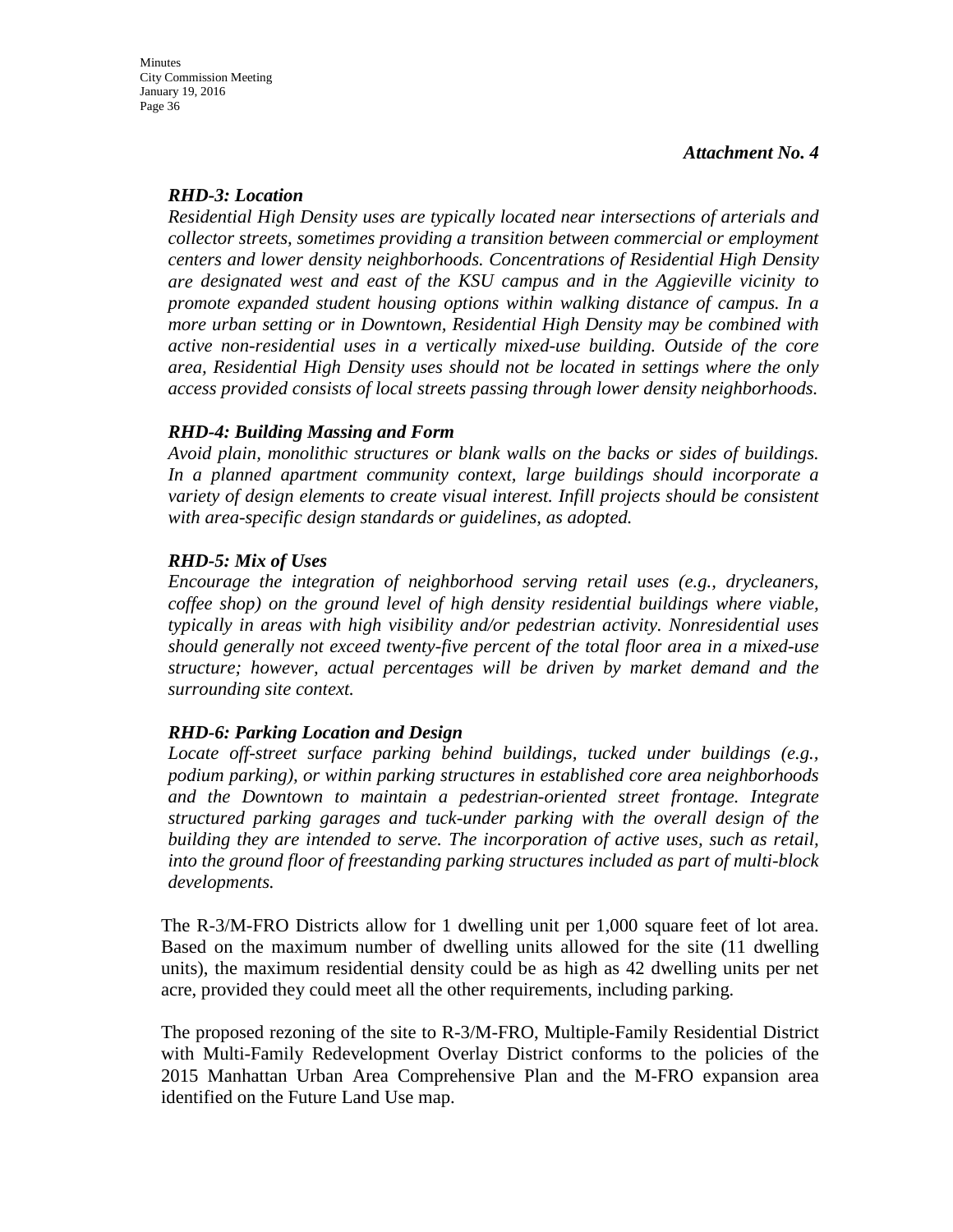*Attachment No. 4*

***RHD-3: Location***

*Residential High Density uses are typically located near intersections of arterials and collector streets, sometimes providing a transition between commercial or employment centers and lower density neighborhoods. Concentrations of Residential High Density are designated west and east of the KSU campus and in the Aggieville vicinity to promote expanded student housing options within walking distance of campus. In a more urban setting or in Downtown, Residential High Density may be combined with active non-residential uses in a vertically mixed-use building. Outside of the core area, Residential High Density uses should not be located in settings where the only access provided consists of local streets passing through lower density neighborhoods.*

***RHD-4: Building Massing and Form***

*Avoid plain, monolithic structures or blank walls on the backs or sides of buildings. In a planned apartment community context, large buildings should incorporate a variety of design elements to create visual interest. Infill projects should be consistent with area-specific design standards or guidelines, as adopted.*

***RHD-5: Mix of Uses***

*Encourage the integration of neighborhood serving retail uses (e.g., drycleaners, coffee shop) on the ground level of high density residential buildings where viable, typically in areas with high visibility and/or pedestrian activity. Nonresidential uses should generally not exceed twenty-five percent of the total floor area in a mixed-use structure; however, actual percentages will be driven by market demand and the surrounding site context.*

***RHD-6: Parking Location and Design***

*Locate off-street surface parking behind buildings, tucked under buildings (e.g., podium parking), or within parking structures in established core area neighborhoods and the Downtown to maintain a pedestrian-oriented street frontage. Integrate structured parking garages and tuck-under parking with the overall design of the building they are intended to serve. The incorporation of active uses, such as retail, into the ground floor of freestanding parking structures included as part of multi-block developments.*

The R-3/M-FRO Districts allow for 1 dwelling unit per 1,000 square feet of lot area. Based on the maximum number of dwelling units allowed for the site (11 dwelling units), the maximum residential density could be as high as 42 dwelling units per net acre, provided they could meet all the other requirements, including parking.

The proposed rezoning of the site to R-3/M-FRO, Multiple-Family Residential District with Multi-Family Redevelopment Overlay District conforms to the policies of the 2015 Manhattan Urban Area Comprehensive Plan and the M-FRO expansion area identified on the Future Land Use map.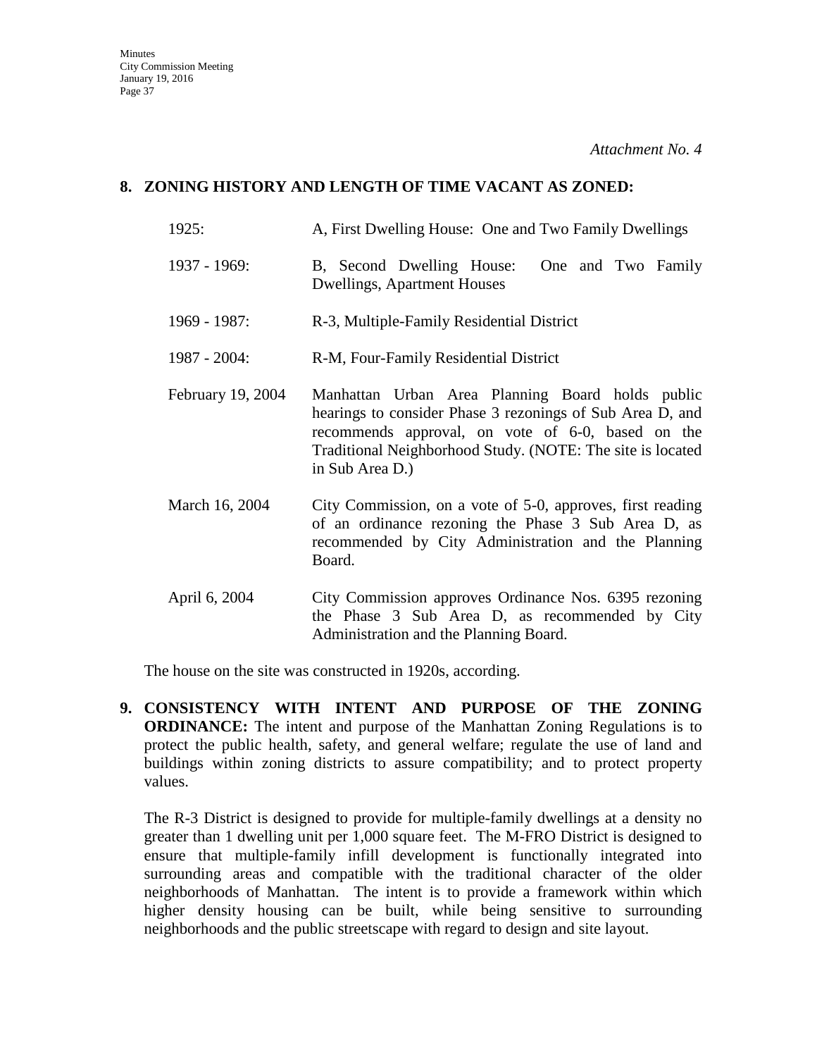*Attachment No. 4*

**8. ZONING HISTORY AND LENGTH OF TIME VACANT AS ZONED:**

| | |
|---|---|
| 1925: | A, First Dwelling House: One and Two Family Dwellings |
| 1937 - 1969: | B, Second Dwelling House: One and Two Family Dwellings, Apartment Houses |
| 1969 - 1987: | R-3, Multiple-Family Residential District |
| 1987 - 2004: | R-M, Four-Family Residential District |
| February 19, 2004 | Manhattan Urban Area Planning Board holds public hearings to consider Phase 3 rezonings of Sub Area D, and recommends approval, on vote of 6-0, based on the Traditional Neighborhood Study. (NOTE: The site is located in Sub Area D.) |
| March 16, 2004 | City Commission, on a vote of 5-0, approves, first reading of an ordinance rezoning the Phase 3 Sub Area D, as recommended by City Administration and the Planning Board. |
| April 6, 2004 | City Commission approves Ordinance Nos. 6395 rezoning the Phase 3 Sub Area D, as recommended by City Administration and the Planning Board. |

The house on the site was constructed in 1920s, according.

**9. CONSISTENCY WITH INTENT AND PURPOSE OF THE ZONING ORDINANCE:** The intent and purpose of the Manhattan Zoning Regulations is to protect the public health, safety, and general welfare; regulate the use of land and buildings within zoning districts to assure compatibility; and to protect property values.

The R-3 District is designed to provide for multiple-family dwellings at a density no greater than 1 dwelling unit per 1,000 square feet. The M-FRO District is designed to ensure that multiple-family infill development is functionally integrated into surrounding areas and compatible with the traditional character of the older neighborhoods of Manhattan. The intent is to provide a framework within which higher density housing can be built, while being sensitive to surrounding neighborhoods and the public streetscape with regard to design and site layout.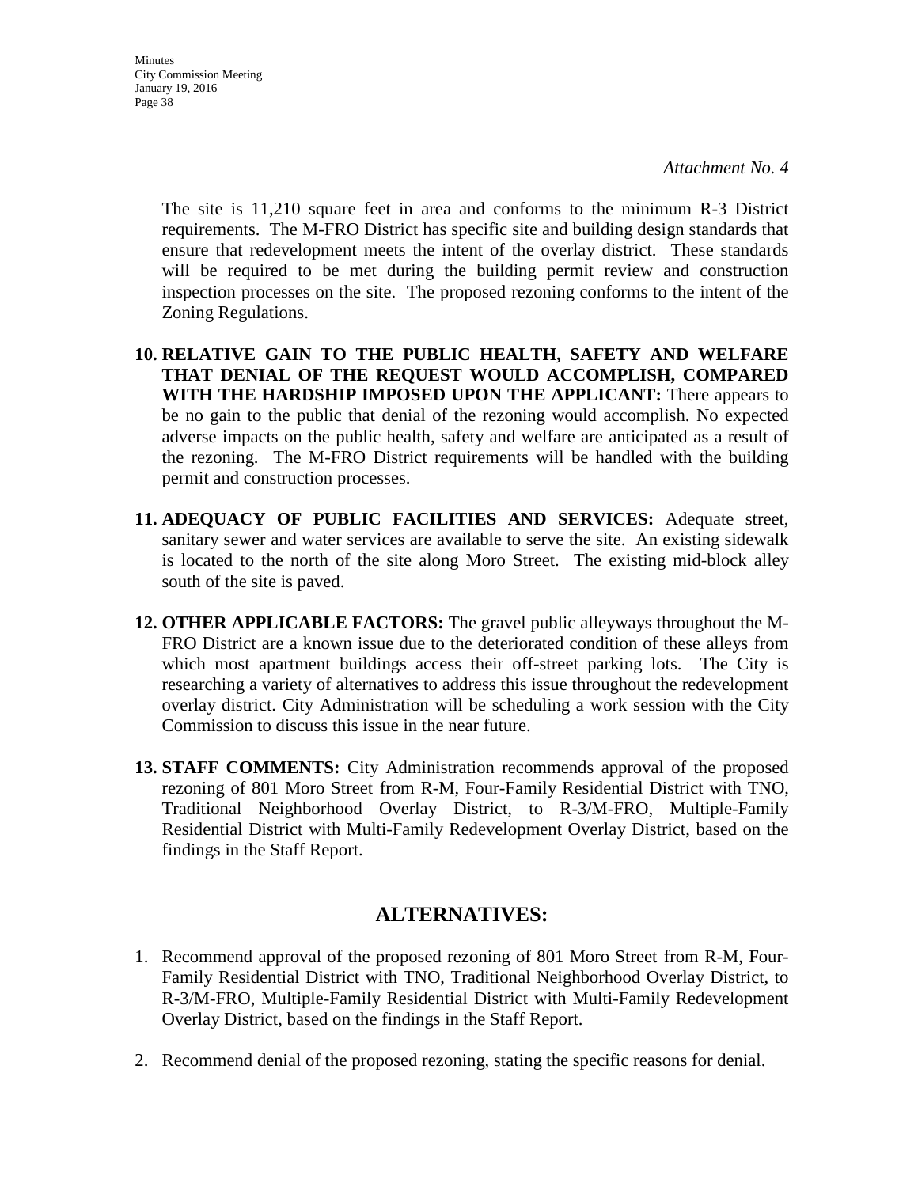*Attachment No. 4*

The site is 11,210 square feet in area and conforms to the minimum R-3 District requirements. The M-FRO District has specific site and building design standards that ensure that redevelopment meets the intent of the overlay district. These standards will be required to be met during the building permit review and construction inspection processes on the site. The proposed rezoning conforms to the intent of the Zoning Regulations.

10. **RELATIVE GAIN TO THE PUBLIC HEALTH, SAFETY AND WELFARE THAT DENIAL OF THE REQUEST WOULD ACCOMPLISH, COMPARED WITH THE HARDSHIP IMPOSED UPON THE APPLICANT:** There appears to be no gain to the public that denial of the rezoning would accomplish. No expected adverse impacts on the public health, safety and welfare are anticipated as a result of the rezoning. The M-FRO District requirements will be handled with the building permit and construction processes.

11. **ADEQUACY OF PUBLIC FACILITIES AND SERVICES:** Adequate street, sanitary sewer and water services are available to serve the site. An existing sidewalk is located to the north of the site along Moro Street. The existing mid-block alley south of the site is paved.

12. **OTHER APPLICABLE FACTORS:** The gravel public alleyways throughout the M-FRO District are a known issue due to the deteriorated condition of these alleys from which most apartment buildings access their off-street parking lots. The City is researching a variety of alternatives to address this issue throughout the redevelopment overlay district. City Administration will be scheduling a work session with the City Commission to discuss this issue in the near future.

13. **STAFF COMMENTS:** City Administration recommends approval of the proposed rezoning of 801 Moro Street from R-M, Four-Family Residential District with TNO, Traditional Neighborhood Overlay District, to R-3/M-FRO, Multiple-Family Residential District with Multi-Family Redevelopment Overlay District, based on the findings in the Staff Report.

## ALTERNATIVES:

1. Recommend approval of the proposed rezoning of 801 Moro Street from R-M, Four-Family Residential District with TNO, Traditional Neighborhood Overlay District, to R-3/M-FRO, Multiple-Family Residential District with Multi-Family Redevelopment Overlay District, based on the findings in the Staff Report.

2. Recommend denial of the proposed rezoning, stating the specific reasons for denial.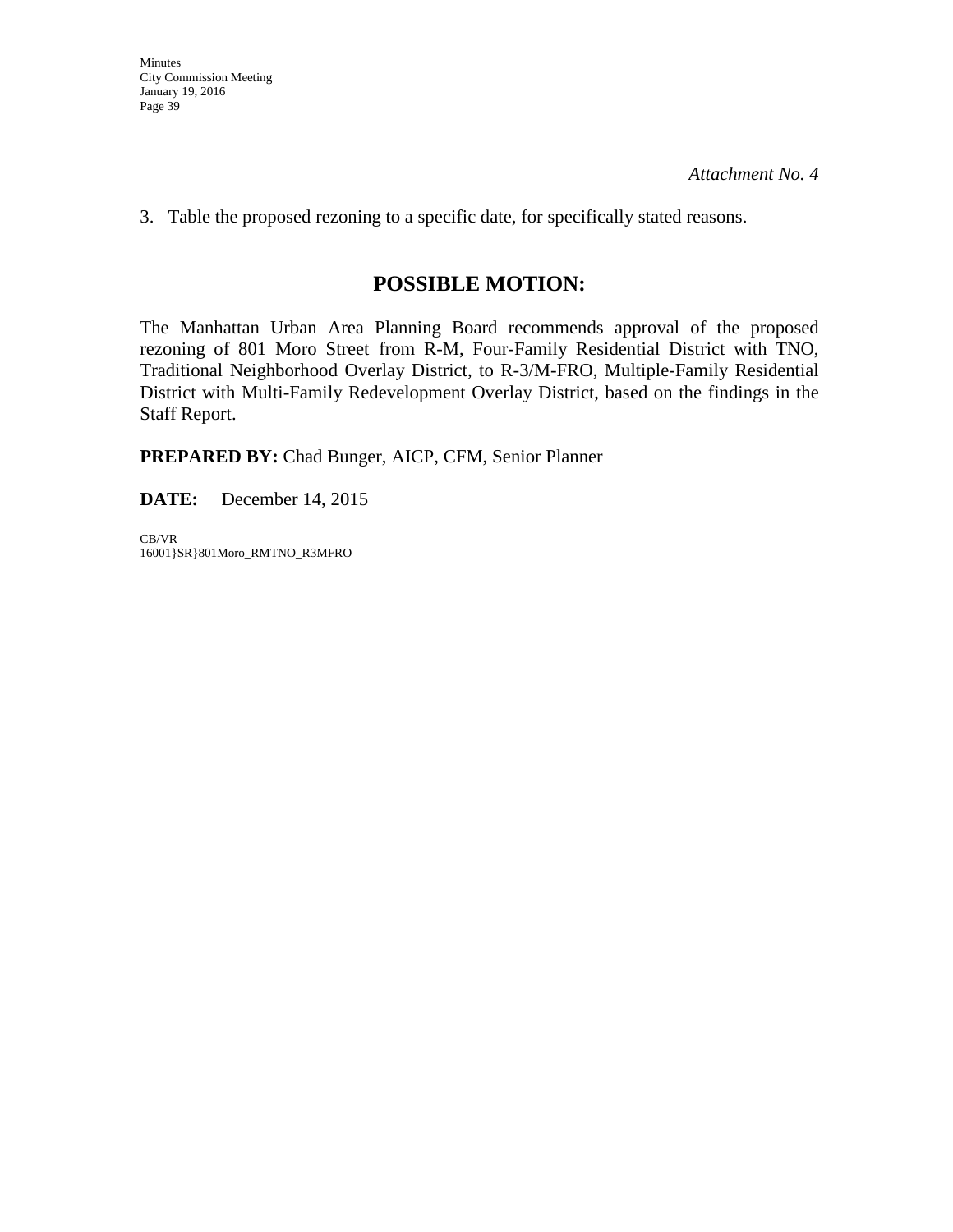*Attachment No. 4*

3. Table the proposed rezoning to a specific date, for specifically stated reasons.

## POSSIBLE MOTION:

The Manhattan Urban Area Planning Board recommends approval of the proposed rezoning of 801 Moro Street from R-M, Four-Family Residential District with TNO, Traditional Neighborhood Overlay District, to R-3/M-FRO, Multiple-Family Residential District with Multi-Family Redevelopment Overlay District, based on the findings in the Staff Report.

**PREPARED BY:** Chad Bunger, AICP, CFM, Senior Planner

**DATE:** December 14, 2015

CB/VR
16001}SR}801Moro_RMTNO_R3MFRO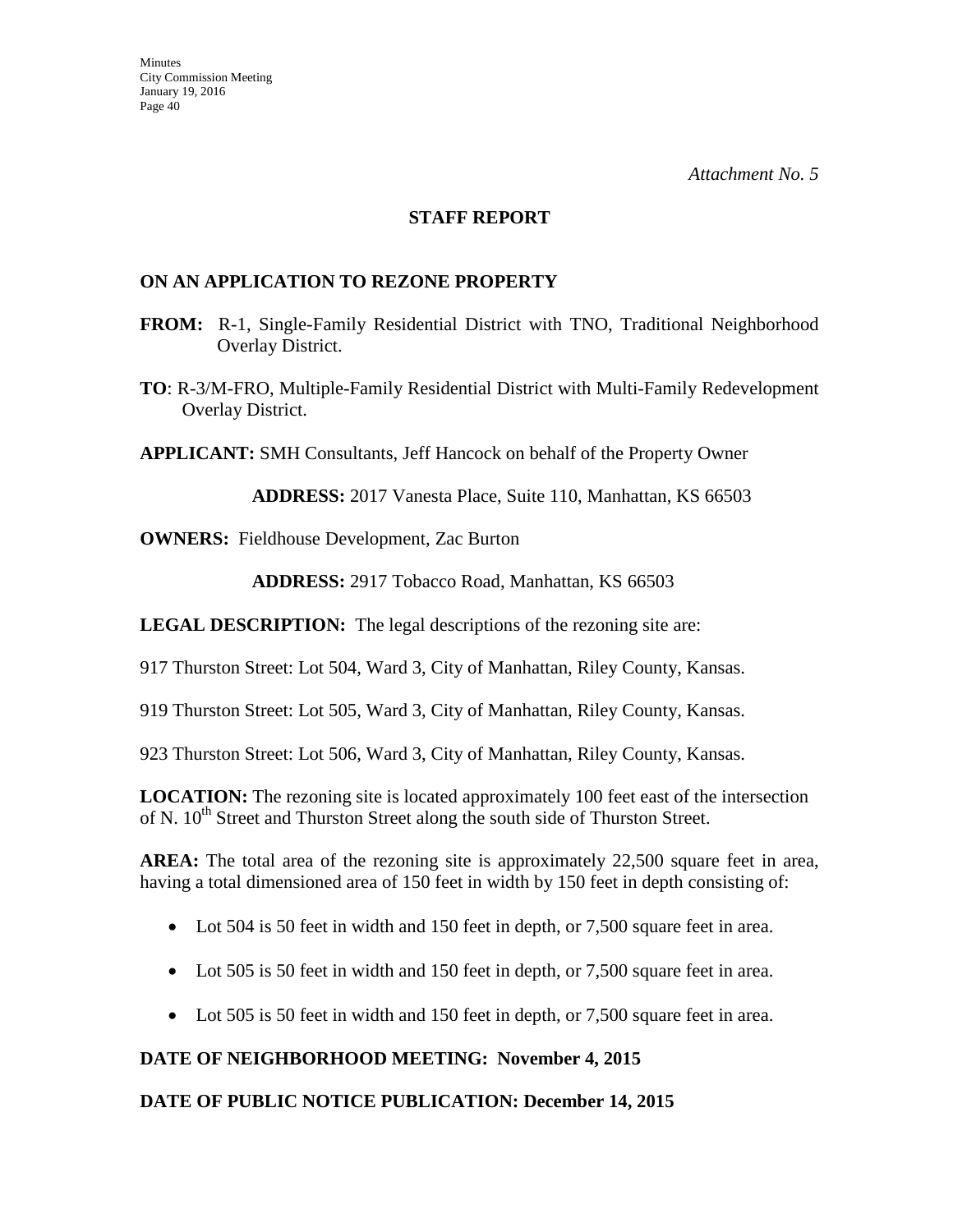*Attachment No. 5*

## STAFF REPORT

### ON AN APPLICATION TO REZONE PROPERTY

**FROM:** R-1, Single-Family Residential District with TNO, Traditional Neighborhood Overlay District.

**TO**: R-3/M-FRO, Multiple-Family Residential District with Multi-Family Redevelopment Overlay District.

**APPLICANT:** SMH Consultants, Jeff Hancock on behalf of the Property Owner

**ADDRESS:** 2017 Vanesta Place, Suite 110, Manhattan, KS 66503

**OWNERS:** Fieldhouse Development, Zac Burton

**ADDRESS:** 2917 Tobacco Road, Manhattan, KS 66503

**LEGAL DESCRIPTION:** The legal descriptions of the rezoning site are:

917 Thurston Street: Lot 504, Ward 3, City of Manhattan, Riley County, Kansas.

919 Thurston Street: Lot 505, Ward 3, City of Manhattan, Riley County, Kansas.

923 Thurston Street: Lot 506, Ward 3, City of Manhattan, Riley County, Kansas.

**LOCATION:** The rezoning site is located approximately 100 feet east of the intersection of N. 10th Street and Thurston Street along the south side of Thurston Street.

**AREA:** The total area of the rezoning site is approximately 22,500 square feet in area, having a total dimensioned area of 150 feet in width by 150 feet in depth consisting of:

- Lot 504 is 50 feet in width and 150 feet in depth, or 7,500 square feet in area.
- Lot 505 is 50 feet in width and 150 feet in depth, or 7,500 square feet in area.
- Lot 505 is 50 feet in width and 150 feet in depth, or 7,500 square feet in area.

**DATE OF NEIGHBORHOOD MEETING: November 4, 2015**

**DATE OF PUBLIC NOTICE PUBLICATION: December 14, 2015**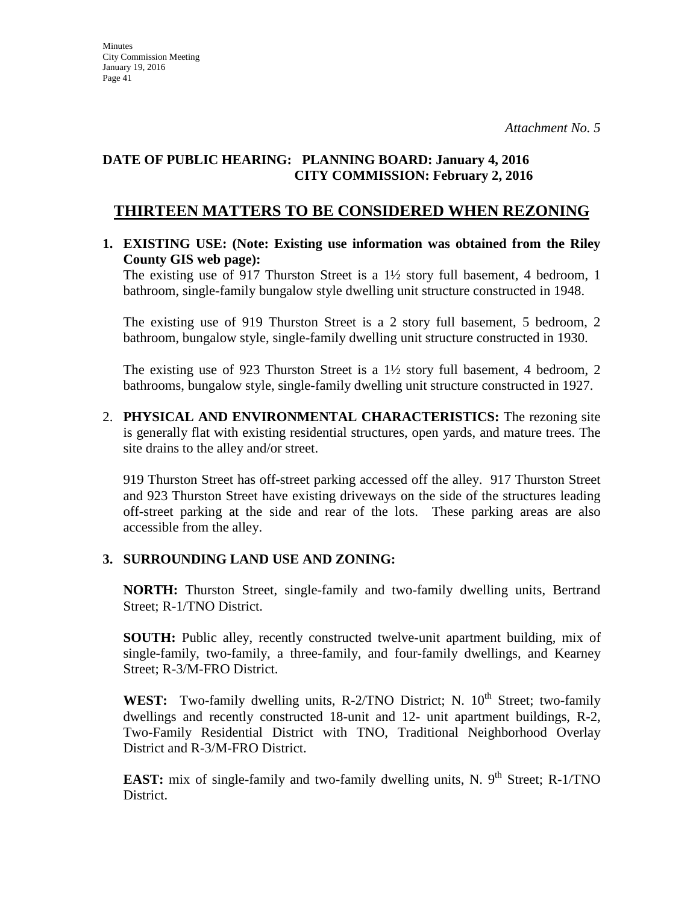*Attachment No. 5*

**DATE OF PUBLIC HEARING: PLANNING BOARD: January 4, 2016**
**CITY COMMISSION: February 2, 2016**

# THIRTEEN MATTERS TO BE CONSIDERED WHEN REZONING

1. **EXISTING USE: (Note: Existing use information was obtained from the Riley County GIS web page):**

   The existing use of 917 Thurston Street is a 1½ story full basement, 4 bedroom, 1 bathroom, single-family bungalow style dwelling unit structure constructed in 1948.

   The existing use of 919 Thurston Street is a 2 story full basement, 5 bedroom, 2 bathroom, bungalow style, single-family dwelling unit structure constructed in 1930.

   The existing use of 923 Thurston Street is a 1½ story full basement, 4 bedroom, 2 bathrooms, bungalow style, single-family dwelling unit structure constructed in 1927.

2. **PHYSICAL AND ENVIRONMENTAL CHARACTERISTICS:** The rezoning site is generally flat with existing residential structures, open yards, and mature trees. The site drains to the alley and/or street.

   919 Thurston Street has off-street parking accessed off the alley. 917 Thurston Street and 923 Thurston Street have existing driveways on the side of the structures leading off-street parking at the side and rear of the lots. These parking areas are also accessible from the alley.

3. **SURROUNDING LAND USE AND ZONING:**

   **NORTH:** Thurston Street, single-family and two-family dwelling units, Bertrand Street; R-1/TNO District.

   **SOUTH:** Public alley, recently constructed twelve-unit apartment building, mix of single-family, two-family, a three-family, and four-family dwellings, and Kearney Street; R-3/M-FRO District.

   **WEST:** Two-family dwelling units, R-2/TNO District; N. 10th Street; two-family dwellings and recently constructed 18-unit and 12- unit apartment buildings, R-2, Two-Family Residential District with TNO, Traditional Neighborhood Overlay District and R-3/M-FRO District.

   **EAST:** mix of single-family and two-family dwelling units, N. 9th Street; R-1/TNO District.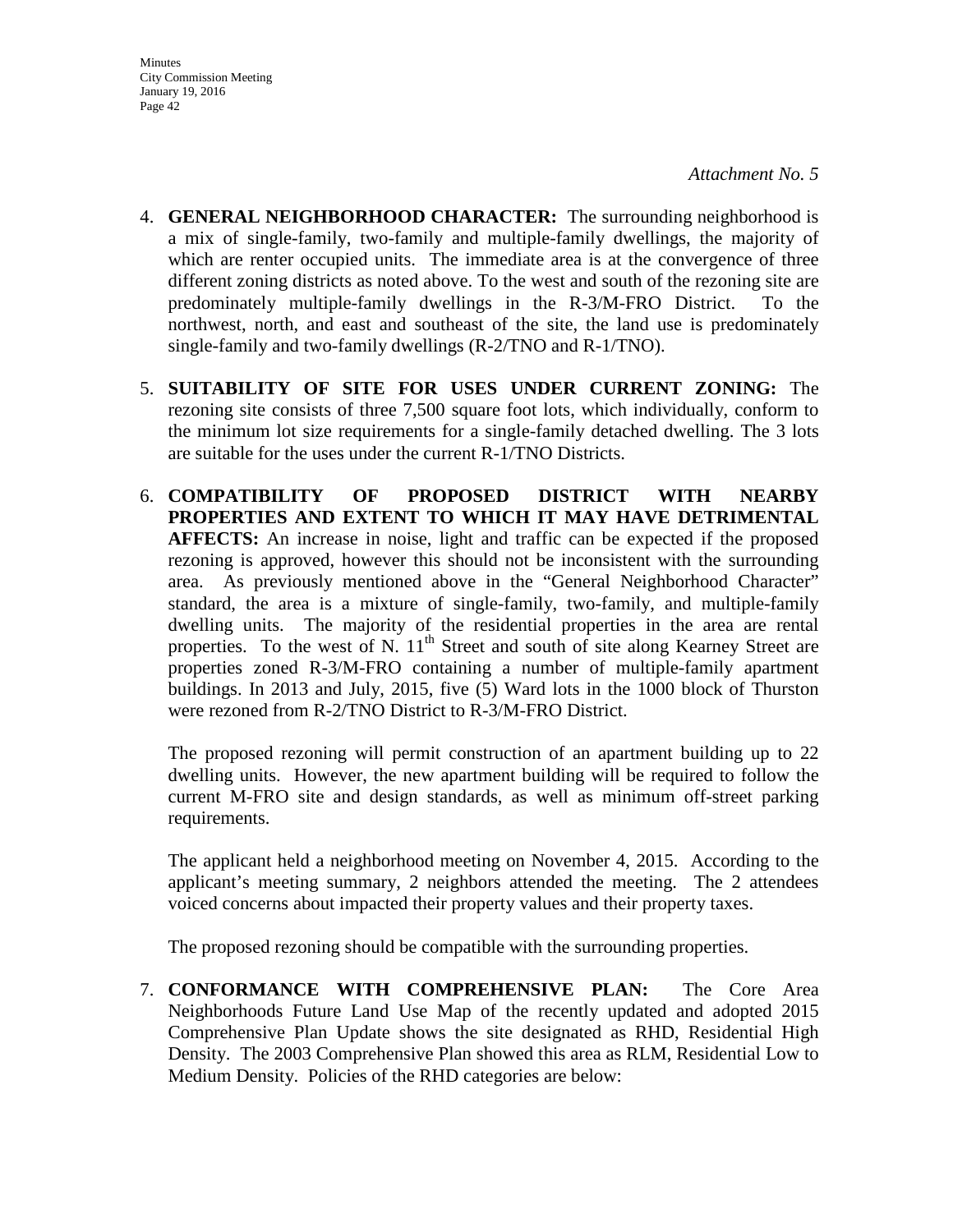*Attachment No. 5*

4. **GENERAL NEIGHBORHOOD CHARACTER:** The surrounding neighborhood is a mix of single-family, two-family and multiple-family dwellings, the majority of which are renter occupied units. The immediate area is at the convergence of three different zoning districts as noted above. To the west and south of the rezoning site are predominately multiple-family dwellings in the R-3/M-FRO District. To the northwest, north, and east and southeast of the site, the land use is predominately single-family and two-family dwellings (R-2/TNO and R-1/TNO).

5. **SUITABILITY OF SITE FOR USES UNDER CURRENT ZONING:** The rezoning site consists of three 7,500 square foot lots, which individually, conform to the minimum lot size requirements for a single-family detached dwelling. The 3 lots are suitable for the uses under the current R-1/TNO Districts.

6. **COMPATIBILITY OF PROPOSED DISTRICT WITH NEARBY PROPERTIES AND EXTENT TO WHICH IT MAY HAVE DETRIMENTAL AFFECTS:** An increase in noise, light and traffic can be expected if the proposed rezoning is approved, however this should not be inconsistent with the surrounding area. As previously mentioned above in the "General Neighborhood Character" standard, the area is a mixture of single-family, two-family, and multiple-family dwelling units. The majority of the residential properties in the area are rental properties. To the west of N. 11th Street and south of site along Kearney Street are properties zoned R-3/M-FRO containing a number of multiple-family apartment buildings. In 2013 and July, 2015, five (5) Ward lots in the 1000 block of Thurston were rezoned from R-2/TNO District to R-3/M-FRO District.

   The proposed rezoning will permit construction of an apartment building up to 22 dwelling units. However, the new apartment building will be required to follow the current M-FRO site and design standards, as well as minimum off-street parking requirements.

   The applicant held a neighborhood meeting on November 4, 2015. According to the applicant's meeting summary, 2 neighbors attended the meeting. The 2 attendees voiced concerns about impacted their property values and their property taxes.

   The proposed rezoning should be compatible with the surrounding properties.

7. **CONFORMANCE WITH COMPREHENSIVE PLAN:** The Core Area Neighborhoods Future Land Use Map of the recently updated and adopted 2015 Comprehensive Plan Update shows the site designated as RHD, Residential High Density. The 2003 Comprehensive Plan showed this area as RLM, Residential Low to Medium Density. Policies of the RHD categories are below: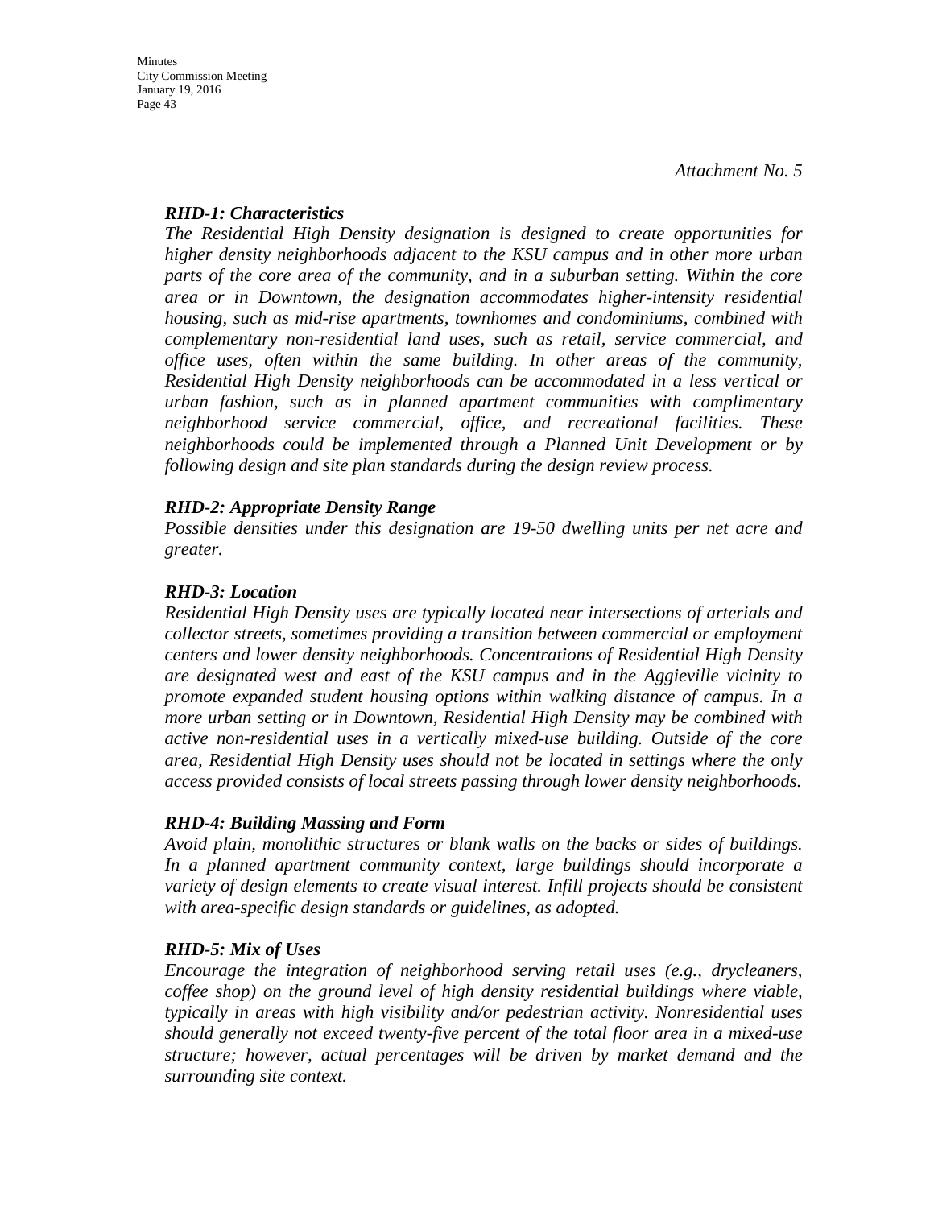*Attachment No. 5*

***RHD-1: Characteristics***

*The Residential High Density designation is designed to create opportunities for higher density neighborhoods adjacent to the KSU campus and in other more urban parts of the core area of the community, and in a suburban setting. Within the core area or in Downtown, the designation accommodates higher-intensity residential housing, such as mid-rise apartments, townhomes and condominiums, combined with complementary non-residential land uses, such as retail, service commercial, and office uses, often within the same building. In other areas of the community, Residential High Density neighborhoods can be accommodated in a less vertical or urban fashion, such as in planned apartment communities with complimentary neighborhood service commercial, office, and recreational facilities. These neighborhoods could be implemented through a Planned Unit Development or by following design and site plan standards during the design review process.*

***RHD-2: Appropriate Density Range***

*Possible densities under this designation are 19-50 dwelling units per net acre and greater.*

***RHD-3: Location***

*Residential High Density uses are typically located near intersections of arterials and collector streets, sometimes providing a transition between commercial or employment centers and lower density neighborhoods. Concentrations of Residential High Density are designated west and east of the KSU campus and in the Aggieville vicinity to promote expanded student housing options within walking distance of campus. In a more urban setting or in Downtown, Residential High Density may be combined with active non-residential uses in a vertically mixed-use building. Outside of the core area, Residential High Density uses should not be located in settings where the only access provided consists of local streets passing through lower density neighborhoods.*

***RHD-4: Building Massing and Form***

*Avoid plain, monolithic structures or blank walls on the backs or sides of buildings. In a planned apartment community context, large buildings should incorporate a variety of design elements to create visual interest. Infill projects should be consistent with area-specific design standards or guidelines, as adopted.*

***RHD-5: Mix of Uses***

*Encourage the integration of neighborhood serving retail uses (e.g., drycleaners, coffee shop) on the ground level of high density residential buildings where viable, typically in areas with high visibility and/or pedestrian activity. Nonresidential uses should generally not exceed twenty-five percent of the total floor area in a mixed-use structure; however, actual percentages will be driven by market demand and the surrounding site context.*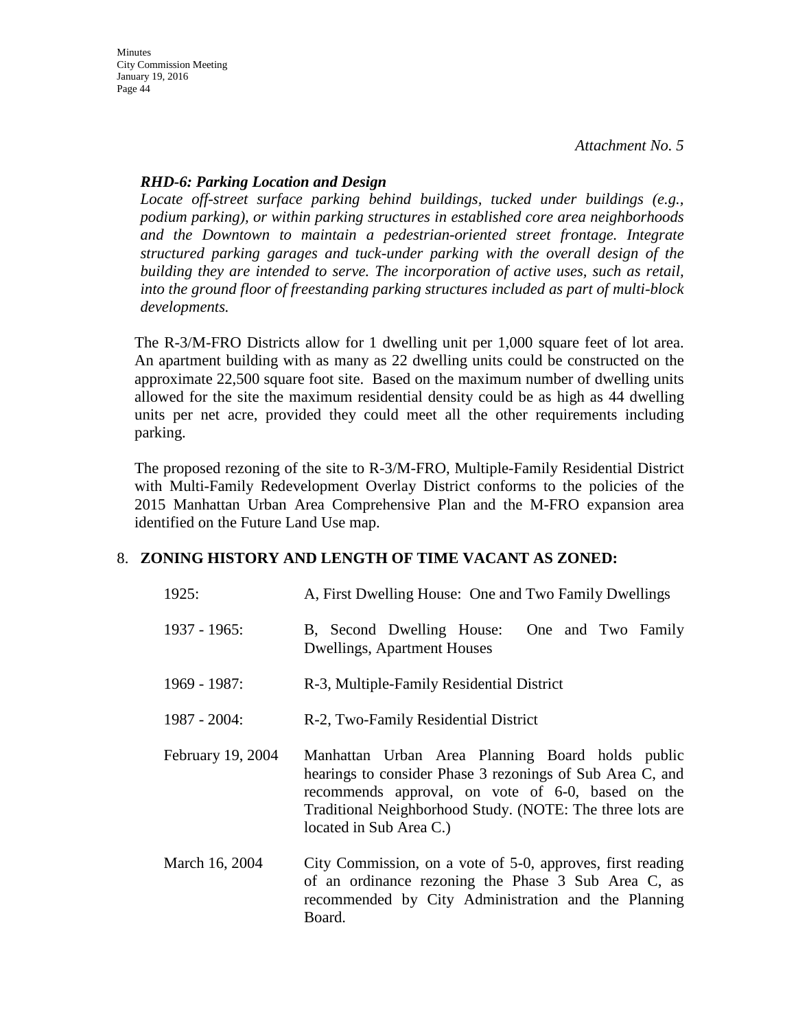*Attachment No. 5*

***RHD-6: Parking Location and Design***

*Locate off-street surface parking behind buildings, tucked under buildings (e.g., podium parking), or within parking structures in established core area neighborhoods and the Downtown to maintain a pedestrian-oriented street frontage. Integrate structured parking garages and tuck-under parking with the overall design of the building they are intended to serve. The incorporation of active uses, such as retail, into the ground floor of freestanding parking structures included as part of multi-block developments.*

The R-3/M-FRO Districts allow for 1 dwelling unit per 1,000 square feet of lot area. An apartment building with as many as 22 dwelling units could be constructed on the approximate 22,500 square foot site. Based on the maximum number of dwelling units allowed for the site the maximum residential density could be as high as 44 dwelling units per net acre, provided they could meet all the other requirements including parking.

The proposed rezoning of the site to R-3/M-FRO, Multiple-Family Residential District with Multi-Family Redevelopment Overlay District conforms to the policies of the 2015 Manhattan Urban Area Comprehensive Plan and the M-FRO expansion area identified on the Future Land Use map.

8. **ZONING HISTORY AND LENGTH OF TIME VACANT AS ZONED:**

| | |
|---|---|
| 1925: | A, First Dwelling House: One and Two Family Dwellings |
| 1937 - 1965: | B, Second Dwelling House: One and Two Family Dwellings, Apartment Houses |
| 1969 - 1987: | R-3, Multiple-Family Residential District |
| 1987 - 2004: | R-2, Two-Family Residential District |
| February 19, 2004 | Manhattan Urban Area Planning Board holds public hearings to consider Phase 3 rezonings of Sub Area C, and recommends approval, on vote of 6-0, based on the Traditional Neighborhood Study. (NOTE: The three lots are located in Sub Area C.) |
| March 16, 2004 | City Commission, on a vote of 5-0, approves, first reading of an ordinance rezoning the Phase 3 Sub Area C, as recommended by City Administration and the Planning Board. |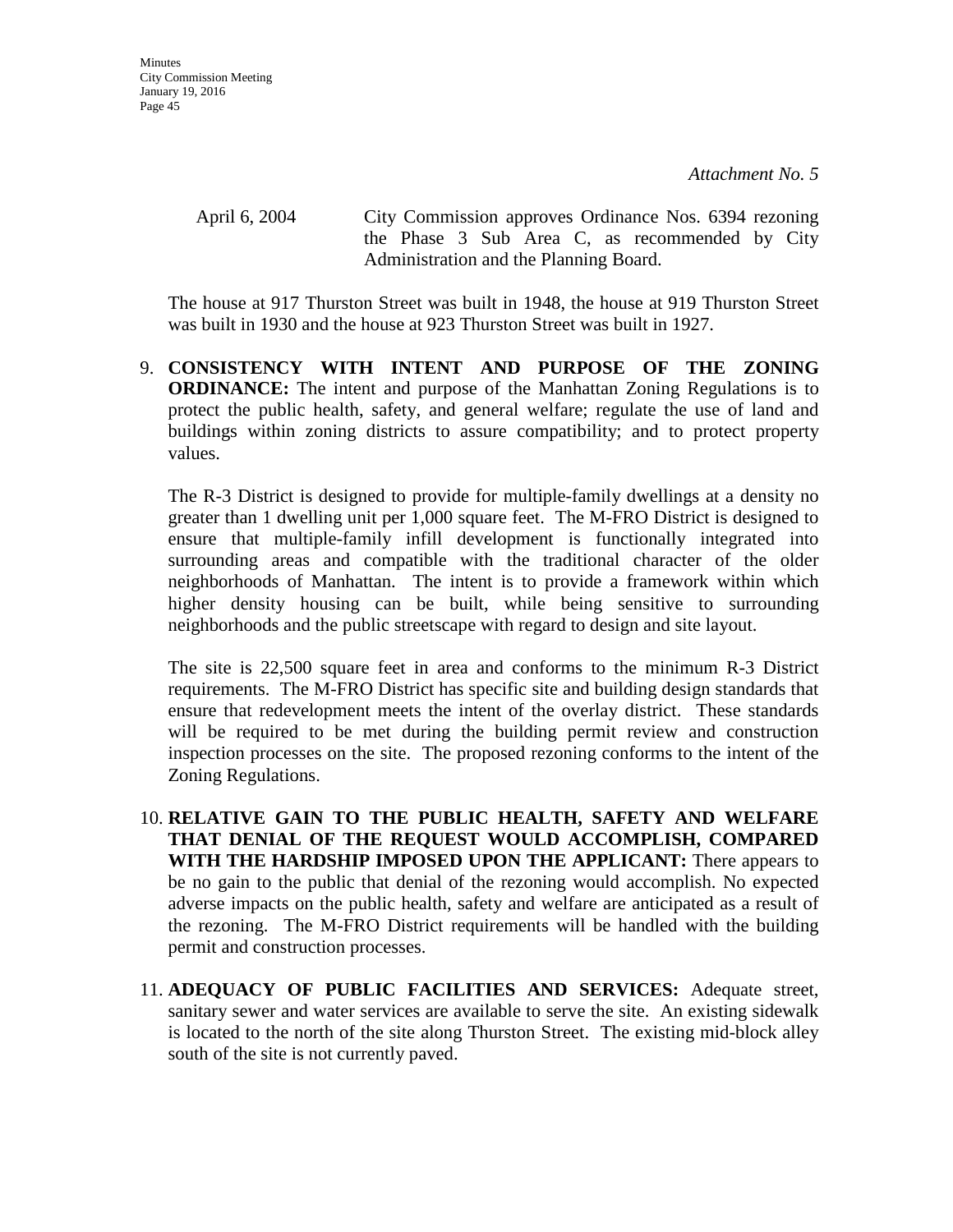*Attachment No. 5*

April 6, 2004 City Commission approves Ordinance Nos. 6394 rezoning the Phase 3 Sub Area C, as recommended by City Administration and the Planning Board.

The house at 917 Thurston Street was built in 1948, the house at 919 Thurston Street was built in 1930 and the house at 923 Thurston Street was built in 1927.

9. **CONSISTENCY WITH INTENT AND PURPOSE OF THE ZONING ORDINANCE:** The intent and purpose of the Manhattan Zoning Regulations is to protect the public health, safety, and general welfare; regulate the use of land and buildings within zoning districts to assure compatibility; and to protect property values.

   The R-3 District is designed to provide for multiple-family dwellings at a density no greater than 1 dwelling unit per 1,000 square feet. The M-FRO District is designed to ensure that multiple-family infill development is functionally integrated into surrounding areas and compatible with the traditional character of the older neighborhoods of Manhattan. The intent is to provide a framework within which higher density housing can be built, while being sensitive to surrounding neighborhoods and the public streetscape with regard to design and site layout.

   The site is 22,500 square feet in area and conforms to the minimum R-3 District requirements. The M-FRO District has specific site and building design standards that ensure that redevelopment meets the intent of the overlay district. These standards will be required to be met during the building permit review and construction inspection processes on the site. The proposed rezoning conforms to the intent of the Zoning Regulations.

10. **RELATIVE GAIN TO THE PUBLIC HEALTH, SAFETY AND WELFARE THAT DENIAL OF THE REQUEST WOULD ACCOMPLISH, COMPARED WITH THE HARDSHIP IMPOSED UPON THE APPLICANT:** There appears to be no gain to the public that denial of the rezoning would accomplish. No expected adverse impacts on the public health, safety and welfare are anticipated as a result of the rezoning. The M-FRO District requirements will be handled with the building permit and construction processes.

11. **ADEQUACY OF PUBLIC FACILITIES AND SERVICES:** Adequate street, sanitary sewer and water services are available to serve the site. An existing sidewalk is located to the north of the site along Thurston Street. The existing mid-block alley south of the site is not currently paved.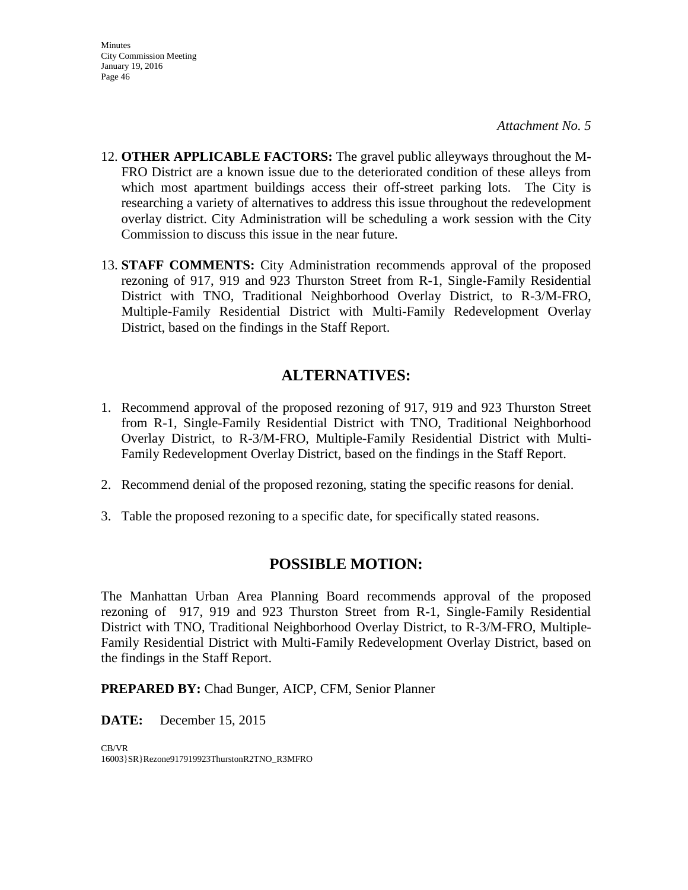*Attachment No. 5*

12. **OTHER APPLICABLE FACTORS:** The gravel public alleyways throughout the M-FRO District are a known issue due to the deteriorated condition of these alleys from which most apartment buildings access their off-street parking lots. The City is researching a variety of alternatives to address this issue throughout the redevelopment overlay district. City Administration will be scheduling a work session with the City Commission to discuss this issue in the near future.

13. **STAFF COMMENTS:** City Administration recommends approval of the proposed rezoning of 917, 919 and 923 Thurston Street from R-1, Single-Family Residential District with TNO, Traditional Neighborhood Overlay District, to R-3/M-FRO, Multiple-Family Residential District with Multi-Family Redevelopment Overlay District, based on the findings in the Staff Report.

## ALTERNATIVES:

1. Recommend approval of the proposed rezoning of 917, 919 and 923 Thurston Street from R-1, Single-Family Residential District with TNO, Traditional Neighborhood Overlay District, to R-3/M-FRO, Multiple-Family Residential District with Multi-Family Redevelopment Overlay District, based on the findings in the Staff Report.

2. Recommend denial of the proposed rezoning, stating the specific reasons for denial.

3. Table the proposed rezoning to a specific date, for specifically stated reasons.

## POSSIBLE MOTION:

The Manhattan Urban Area Planning Board recommends approval of the proposed rezoning of 917, 919 and 923 Thurston Street from R-1, Single-Family Residential District with TNO, Traditional Neighborhood Overlay District, to R-3/M-FRO, Multiple-Family Residential District with Multi-Family Redevelopment Overlay District, based on the findings in the Staff Report.

**PREPARED BY:** Chad Bunger, AICP, CFM, Senior Planner

**DATE:** December 15, 2015

CB/VR
16003}SR}Rezone917919923ThurstonR2TNO_R3MFRO